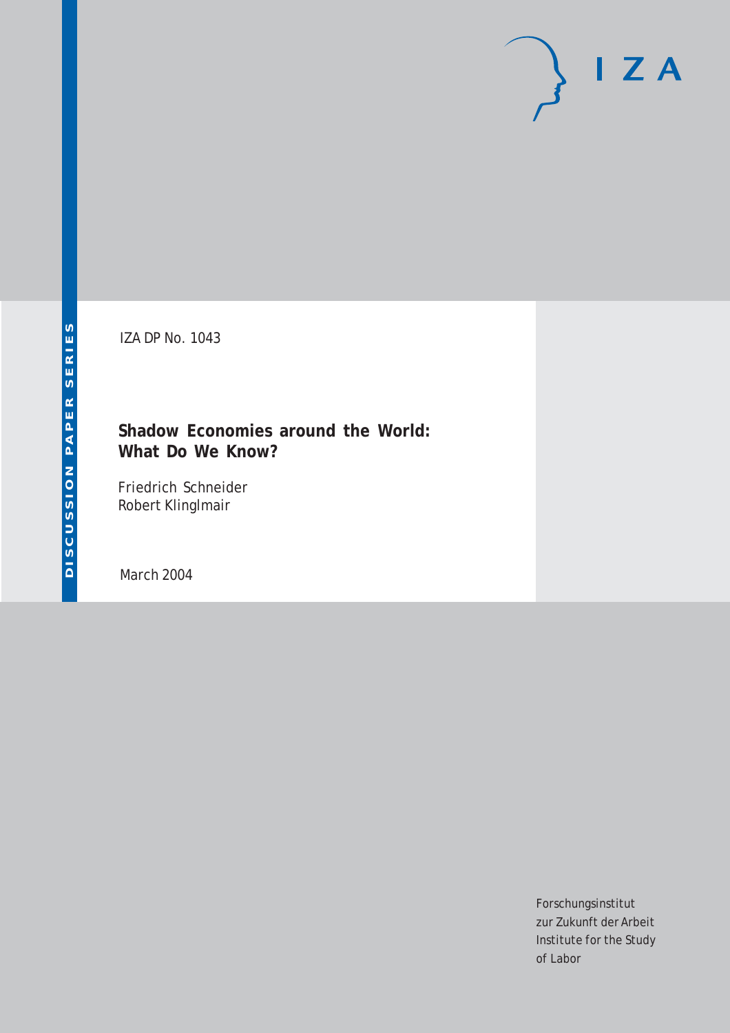DISCUSSION PAPER SERIES

IZA DP No. 1043

# Shadow Economies around the World: What Do We Know?

Friedrich Schneider
Robert Klinglmair

March 2004

Forschungsinstitut
zur Zukunft der Arbeit
Institute for the Study
of Labor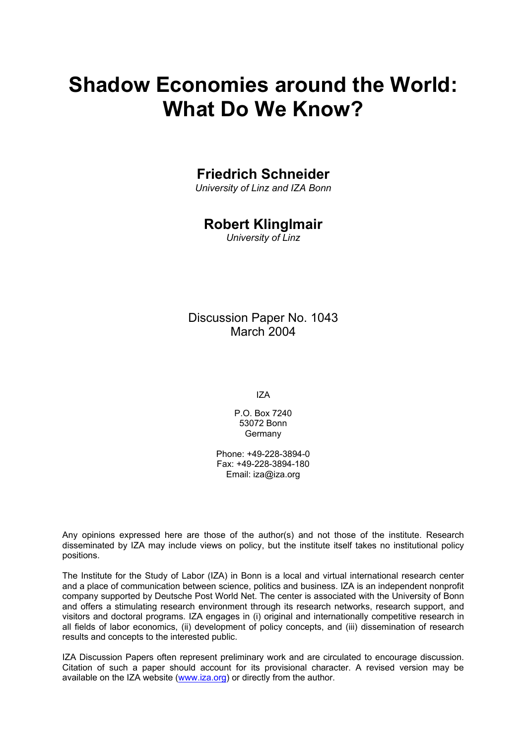# Shadow Economies around the World: What Do We Know?

## Friedrich Schneider

*University of Linz and IZA Bonn*

## Robert Klinglmair

*University of Linz*

Discussion Paper No. 1043
March 2004

IZA

P.O. Box 7240
53072 Bonn
Germany

Phone: +49-228-3894-0
Fax: +49-228-3894-180
Email: iza@iza.org

Any opinions expressed here are those of the author(s) and not those of the institute. Research disseminated by IZA may include views on policy, but the institute itself takes no institutional policy positions.

The Institute for the Study of Labor (IZA) in Bonn is a local and virtual international research center and a place of communication between science, politics and business. IZA is an independent nonprofit company supported by Deutsche Post World Net. The center is associated with the University of Bonn and offers a stimulating research environment through its research networks, research support, and visitors and doctoral programs. IZA engages in (i) original and internationally competitive research in all fields of labor economics, (ii) development of policy concepts, and (iii) dissemination of research results and concepts to the interested public.

IZA Discussion Papers often represent preliminary work and are circulated to encourage discussion. Citation of such a paper should account for its provisional character. A revised version may be available on the IZA website (www.iza.org) or directly from the author.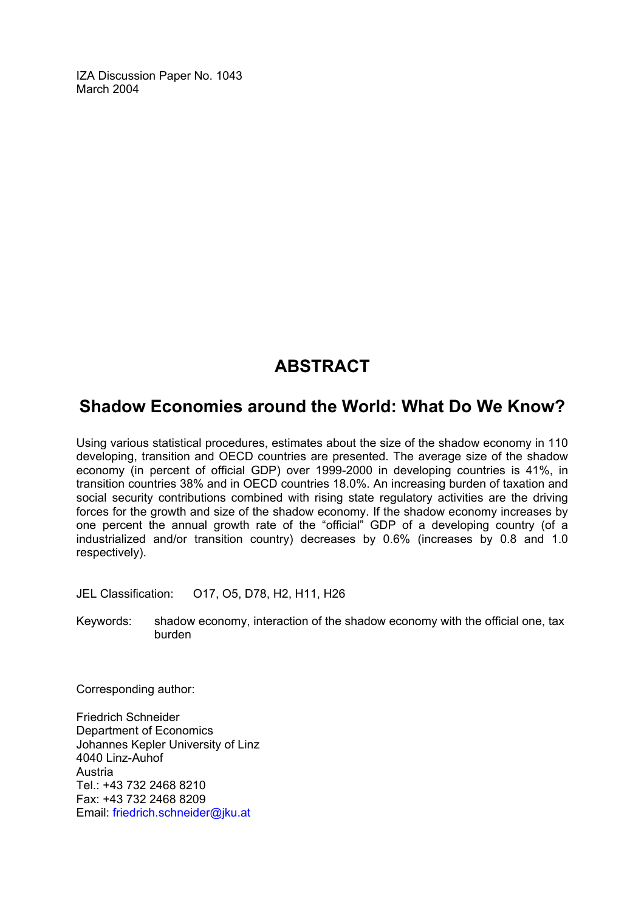IZA Discussion Paper No. 1043
March 2004

# ABSTRACT

## Shadow Economies around the World: What Do We Know?

Using various statistical procedures, estimates about the size of the shadow economy in 110 developing, transition and OECD countries are presented. The average size of the shadow economy (in percent of official GDP) over 1999-2000 in developing countries is 41%, in transition countries 38% and in OECD countries 18.0%. An increasing burden of taxation and social security contributions combined with rising state regulatory activities are the driving forces for the growth and size of the shadow economy. If the shadow economy increases by one percent the annual growth rate of the "official" GDP of a developing country (of a industrialized and/or transition country) decreases by 0.6% (increases by 0.8 and 1.0 respectively).

JEL Classification: O17, O5, D78, H2, H11, H26

Keywords: shadow economy, interaction of the shadow economy with the official one, tax burden

Corresponding author:

Friedrich Schneider
Department of Economics
Johannes Kepler University of Linz
4040 Linz-Auhof
Austria
Tel.: +43 732 2468 8210
Fax: +43 732 2468 8209
Email: friedrich.schneider@jku.at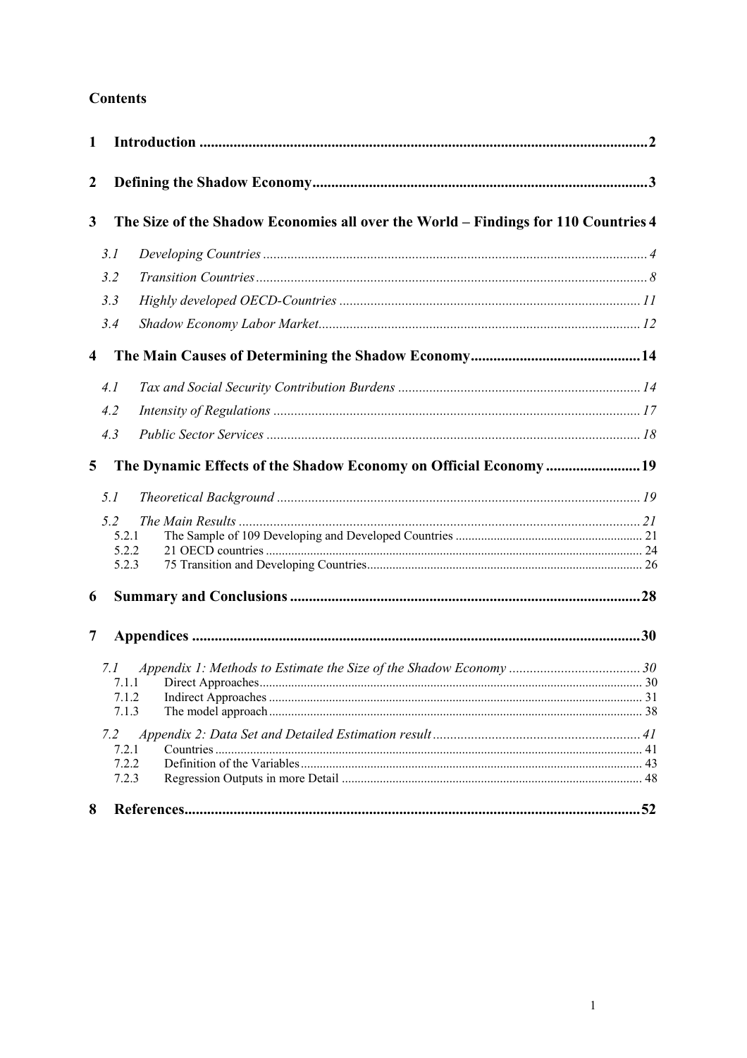## Contents

**1 Introduction** ........ 2

**2 Defining the Shadow Economy** ........ 3

**3 The Size of the Shadow Economies all over the World – Findings for 110 Countries** 4

- *3.1 Developing Countries* ........ 4
- *3.2 Transition Countries* ........ 8
- *3.3 Highly developed OECD-Countries* ........ 11
- *3.4 Shadow Economy Labor Market* ........ 12

**4 The Main Causes of Determining the Shadow Economy** ........ 14

- *4.1 Tax and Social Security Contribution Burdens* ........ 14
- *4.2 Intensity of Regulations* ........ 17
- *4.3 Public Sector Services* ........ 18

**5 The Dynamic Effects of the Shadow Economy on Official Economy** ........ 19

- *5.1 Theoretical Background* ........ 19
- *5.2 The Main Results* ........ 21
  - 5.2.1 The Sample of 109 Developing and Developed Countries ........ 21
  - 5.2.2 21 OECD countries ........ 24
  - 5.2.3 75 Transition and Developing Countries ........ 26

**6 Summary and Conclusions** ........ 28

**7 Appendices** ........ 30

- *7.1 Appendix 1: Methods to Estimate the Size of the Shadow Economy* ........ 30
  - 7.1.1 Direct Approaches ........ 30
  - 7.1.2 Indirect Approaches ........ 31
  - 7.1.3 The model approach ........ 38
- *7.2 Appendix 2: Data Set and Detailed Estimation result* ........ 41
  - 7.2.1 Countries ........ 41
  - 7.2.2 Definition of the Variables ........ 43
  - 7.2.3 Regression Outputs in more Detail ........ 48

**8 References** ........ 52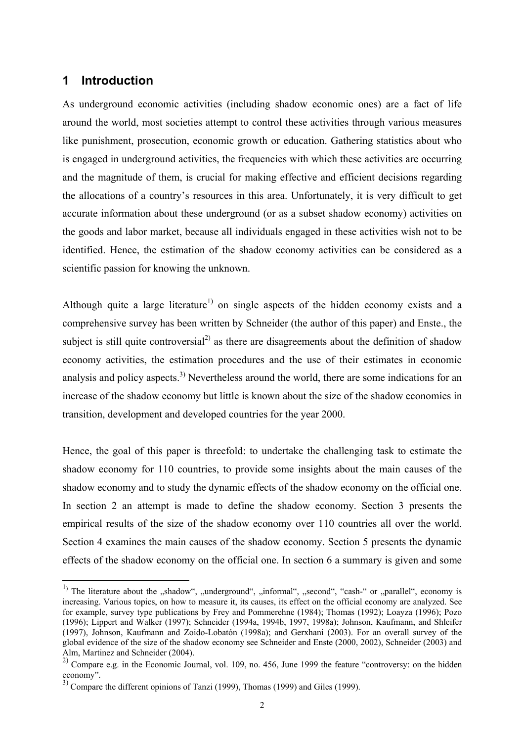## 1 Introduction

As underground economic activities (including shadow economic ones) are a fact of life around the world, most societies attempt to control these activities through various measures like punishment, prosecution, economic growth or education. Gathering statistics about who is engaged in underground activities, the frequencies with which these activities are occurring and the magnitude of them, is crucial for making effective and efficient decisions regarding the allocations of a country's resources in this area. Unfortunately, it is very difficult to get accurate information about these underground (or as a subset shadow economy) activities on the goods and labor market, because all individuals engaged in these activities wish not to be identified. Hence, the estimation of the shadow economy activities can be considered as a scientific passion for knowing the unknown.

Although quite a large literature[1] on single aspects of the hidden economy exists and a comprehensive survey has been written by Schneider (the author of this paper) and Enste., the subject is still quite controversial[2] as there are disagreements about the definition of shadow economy activities, the estimation procedures and the use of their estimates in economic analysis and policy aspects.[3] Nevertheless around the world, there are some indications for an increase of the shadow economy but little is known about the size of the shadow economies in transition, development and developed countries for the year 2000.

Hence, the goal of this paper is threefold: to undertake the challenging task to estimate the shadow economy for 110 countries, to provide some insights about the main causes of the shadow economy and to study the dynamic effects of the shadow economy on the official one. In section 2 an attempt is made to define the shadow economy. Section 3 presents the empirical results of the size of the shadow economy over 110 countries all over the world. Section 4 examines the main causes of the shadow economy. Section 5 presents the dynamic effects of the shadow economy on the official one. In section 6 a summary is given and some

---

[1] The literature about the „shadow", „underground", „informal", „second", "cash-" or „parallel", economy is increasing. Various topics, on how to measure it, its causes, its effect on the official economy are analyzed. See for example, survey type publications by Frey and Pommerehne (1984); Thomas (1992); Loayza (1996); Pozo (1996); Lippert and Walker (1997); Schneider (1994a, 1994b, 1997, 1998a); Johnson, Kaufmann, and Shleifer (1997), Johnson, Kaufmann and Zoido-Lobatón (1998a); and Gerxhani (2003). For an overall survey of the global evidence of the size of the shadow economy see Schneider and Enste (2000, 2002), Schneider (2003) and Alm, Martinez and Schneider (2004).

[2] Compare e.g. in the Economic Journal, vol. 109, no. 456, June 1999 the feature "controversy: on the hidden economy".

[3] Compare the different opinions of Tanzi (1999), Thomas (1999) and Giles (1999).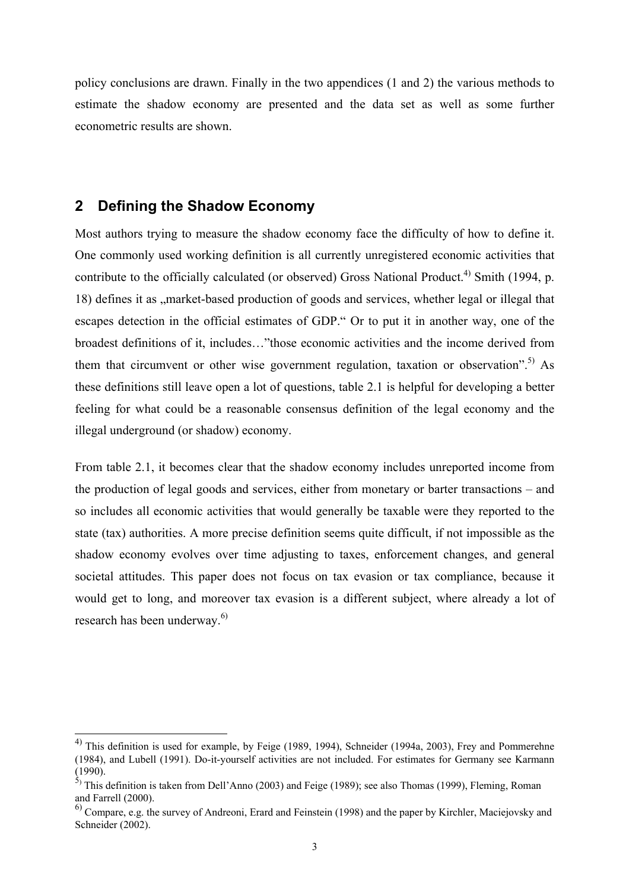policy conclusions are drawn. Finally in the two appendices (1 and 2) the various methods to estimate the shadow economy are presented and the data set as well as some further econometric results are shown.

## 2 Defining the Shadow Economy

Most authors trying to measure the shadow economy face the difficulty of how to define it. One commonly used working definition is all currently unregistered economic activities that contribute to the officially calculated (or observed) Gross National Product.[4)] Smith (1994, p. 18) defines it as „market-based production of goods and services, whether legal or illegal that escapes detection in the official estimates of GDP." Or to put it in another way, one of the broadest definitions of it, includes…"those economic activities and the income derived from them that circumvent or other wise government regulation, taxation or observation".[5)] As these definitions still leave open a lot of questions, table 2.1 is helpful for developing a better feeling for what could be a reasonable consensus definition of the legal economy and the illegal underground (or shadow) economy.

From table 2.1, it becomes clear that the shadow economy includes unreported income from the production of legal goods and services, either from monetary or barter transactions – and so includes all economic activities that would generally be taxable were they reported to the state (tax) authorities. A more precise definition seems quite difficult, if not impossible as the shadow economy evolves over time adjusting to taxes, enforcement changes, and general societal attitudes. This paper does not focus on tax evasion or tax compliance, because it would get to long, and moreover tax evasion is a different subject, where already a lot of research has been underway.[6)]

---

[4)] This definition is used for example, by Feige (1989, 1994), Schneider (1994a, 2003), Frey and Pommerehne (1984), and Lubell (1991). Do-it-yourself activities are not included. For estimates for Germany see Karmann (1990).

[5)] This definition is taken from Dell'Anno (2003) and Feige (1989); see also Thomas (1999), Fleming, Roman and Farrell (2000).

[6)] Compare, e.g. the survey of Andreoni, Erard and Feinstein (1998) and the paper by Kirchler, Maciejovsky and Schneider (2002).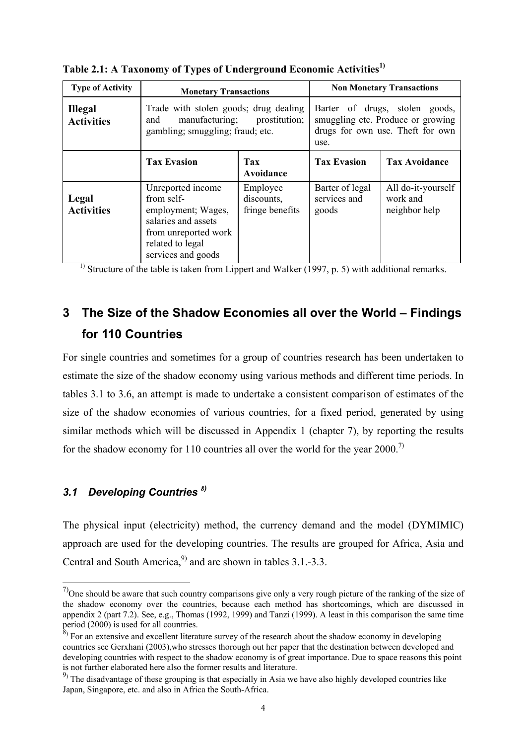**Table 2.1: A Taxonomy of Types of Underground Economic Activities[1)]**

| Type of Activity | Monetary Transactions | | Non Monetary Transactions | |
|---|---|---|---|---|
| **Illegal Activities** | Trade with stolen goods; drug dealing and manufacturing; prostitution; gambling; smuggling; fraud; etc. | | Barter of drugs, stolen goods, smuggling etc. Produce or growing drugs for own use. Theft for own use. | |
| | **Tax Evasion** | **Tax Avoidance** | **Tax Evasion** | **Tax Avoidance** |
| **Legal Activities** | Unreported income from self-employment; Wages, salaries and assets from unreported work related to legal services and goods | Employee discounts, fringe benefits | Barter of legal services and goods | All do-it-yourself work and neighbor help |

[1)] Structure of the table is taken from Lippert and Walker (1997, p. 5) with additional remarks.

# 3 The Size of the Shadow Economies all over the World – Findings for 110 Countries

For single countries and sometimes for a group of countries research has been undertaken to estimate the size of the shadow economy using various methods and different time periods. In tables 3.1 to 3.6, an attempt is made to undertake a consistent comparison of estimates of the size of the shadow economies of various countries, for a fixed period, generated by using similar methods which will be discussed in Appendix 1 (chapter 7), by reporting the results for the shadow economy for 110 countries all over the world for the year 2000.[7)]

## *3.1 Developing Countries [8)]*

The physical input (electricity) method, the currency demand and the model (DYMIMIC) approach are used for the developing countries. The results are grouped for Africa, Asia and Central and South America,[9)] and are shown in tables 3.1.-3.3.

[7)] One should be aware that such country comparisons give only a very rough picture of the ranking of the size of the shadow economy over the countries, because each method has shortcomings, which are discussed in appendix 2 (part 7.2). See, e.g., Thomas (1992, 1999) and Tanzi (1999). A least in this comparison the same time period (2000) is used for all countries.

[8)] For an extensive and excellent literature survey of the research about the shadow economy in developing countries see Gerxhani (2003),who stresses thorough out her paper that the destination between developed and developing countries with respect to the shadow economy is of great importance. Due to space reasons this point is not further elaborated here also the former results and literature.

[9)] The disadvantage of these grouping is that especially in Asia we have also highly developed countries like Japan, Singapore, etc. and also in Africa the South-Africa.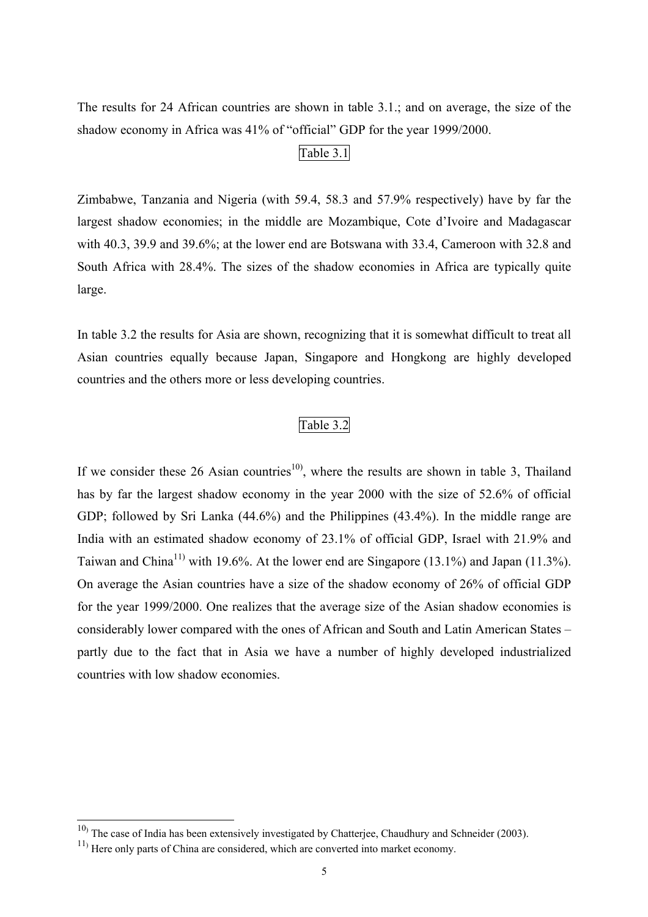The results for 24 African countries are shown in table 3.1.; and on average, the size of the shadow economy in Africa was 41% of "official" GDP for the year 1999/2000.

Table 3.1

Zimbabwe, Tanzania and Nigeria (with 59.4, 58.3 and 57.9% respectively) have by far the largest shadow economies; in the middle are Mozambique, Cote d'Ivoire and Madagascar with 40.3, 39.9 and 39.6%; at the lower end are Botswana with 33.4, Cameroon with 32.8 and South Africa with 28.4%. The sizes of the shadow economies in Africa are typically quite large.

In table 3.2 the results for Asia are shown, recognizing that it is somewhat difficult to treat all Asian countries equally because Japan, Singapore and Hongkong are highly developed countries and the others more or less developing countries.

Table 3.2

If we consider these 26 Asian countries[10], where the results are shown in table 3, Thailand has by far the largest shadow economy in the year 2000 with the size of 52.6% of official GDP; followed by Sri Lanka (44.6%) and the Philippines (43.4%). In the middle range are India with an estimated shadow economy of 23.1% of official GDP, Israel with 21.9% and Taiwan and China[11] with 19.6%. At the lower end are Singapore (13.1%) and Japan (11.3%). On average the Asian countries have a size of the shadow economy of 26% of official GDP for the year 1999/2000. One realizes that the average size of the Asian shadow economies is considerably lower compared with the ones of African and South and Latin American States – partly due to the fact that in Asia we have a number of highly developed industrialized countries with low shadow economies.

---

[10] The case of India has been extensively investigated by Chatterjee, Chaudhury and Schneider (2003).

[11] Here only parts of China are considered, which are converted into market economy.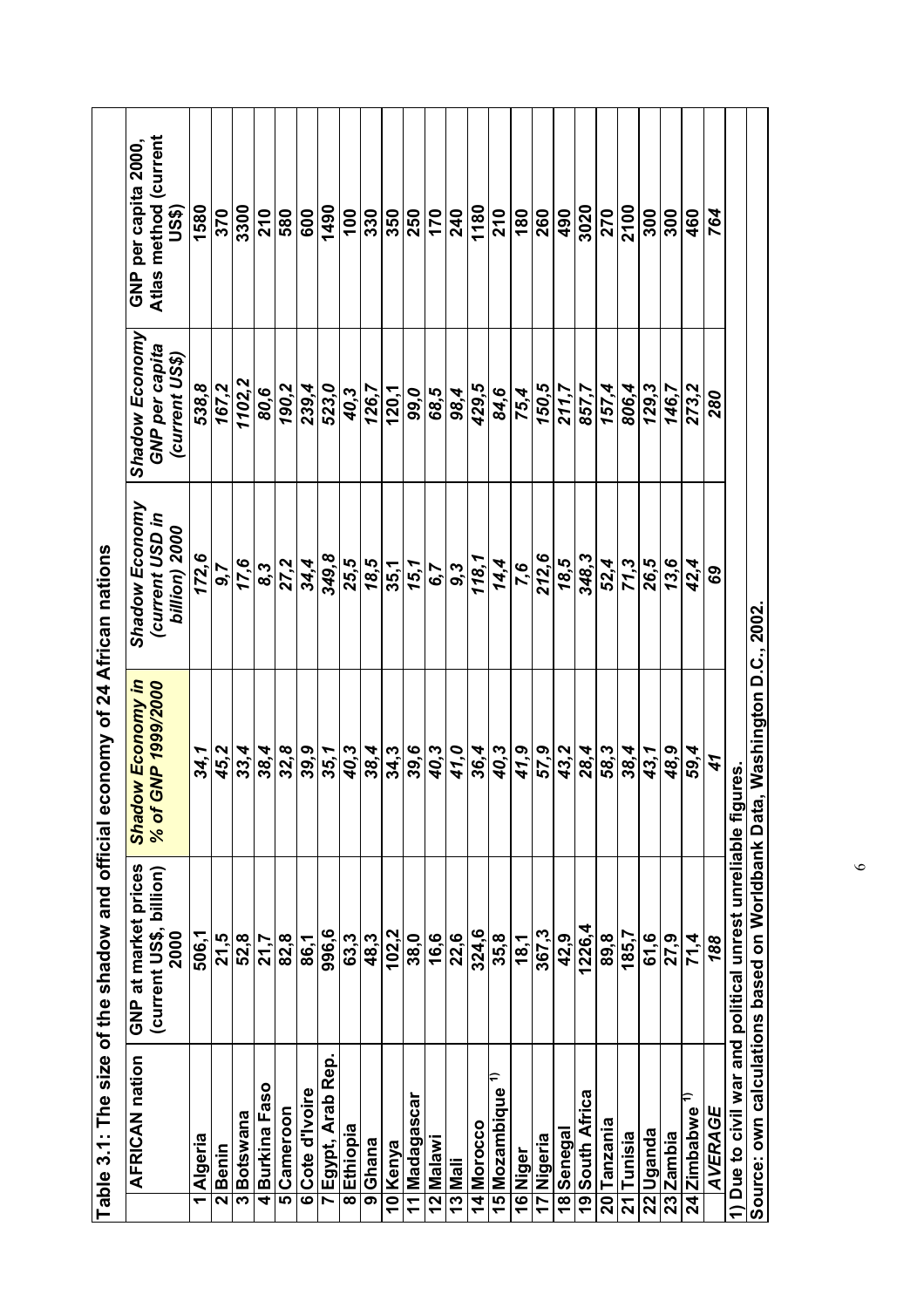**Table 3.1: The size of the shadow and official economy of 24 African nations**

| | AFRICAN nation | GNP at market prices (current US$, billion) 2000 | *Shadow Economy in % of GNP 1999/2000* | *Shadow Economy (current USD in billion) 2000* | *Shadow Economy GNP per capita (current US$)* | GNP per capita 2000, Atlas method (current US$) |
|---|---|---|---|---|---|---|
| 1 | Algeria | 506,1 | *34,1* | *172,6* | *538,8* | 1580 |
| 2 | Benin | 21,5 | *45,2* | *9,7* | *167,2* | 370 |
| 3 | Botswana | 52,8 | *33,4* | *17,6* | *1102,2* | 3300 |
| 4 | Burkina Faso | 21,7 | *38,4* | *8,3* | *80,6* | 210 |
| 5 | Cameroon | 82,8 | *32,8* | *27,2* | *190,2* | 580 |
| 6 | Cote d'Ivoire | 86,1 | *39,9* | *34,4* | *239,4* | 600 |
| 7 | Egypt, Arab Rep. | 996,6 | *35,1* | *349,8* | *523,0* | 1490 |
| 8 | Ethiopia | 63,3 | *40,3* | *25,5* | *40,3* | 100 |
| 9 | Ghana | 48,3 | *38,4* | *18,5* | *126,7* | 330 |
| 10 | Kenya | 102,2 | *34,3* | *35,1* | *120,1* | 350 |
| 11 | Madagascar | 38,0 | *39,6* | *15,1* | *99,0* | 250 |
| 12 | Malawi | 16,6 | *40,3* | *6,7* | *68,5* | 170 |
| 13 | Mali | 22,6 | *41,0* | *9,3* | *98,4* | 240 |
| 14 | Morocco | 324,6 | *36,4* | *118,1* | *429,5* | 1180 |
| 15 | Mozambique [1] | 35,8 | *40,3* | *14,4* | *84,6* | 210 |
| 16 | Niger | 18,1 | *41,9* | *7,6* | *75,4* | 180 |
| 17 | Nigeria | 367,3 | *57,9* | *212,6* | *150,5* | 260 |
| 18 | Senegal | 42,9 | *43,2* | *18,5* | *211,7* | 490 |
| 19 | South Africa | 1226,4 | *28,4* | *348,3* | *857,7* | 3020 |
| 20 | Tanzania | 89,8 | *58,3* | *52,4* | *157,4* | 270 |
| 21 | Tunisia | 185,7 | *38,4* | *71,3* | *806,4* | 2100 |
| 22 | Uganda | 61,6 | *43,1* | *26,5* | *129,3* | 300 |
| 23 | Zambia | 27,9 | *48,9* | *13,6* | *146,7* | 300 |
| 24 | Zimbabwe [1] | 71,4 | *59,4* | *42,4* | *273,2* | 460 |
| | *AVERAGE* | *188* | *41* | *69* | *280* | *764* |

1) Due to civil war and political unrest unreliable figures.

Source: own calculations based on Worldbank Data, Washington D.C., 2002.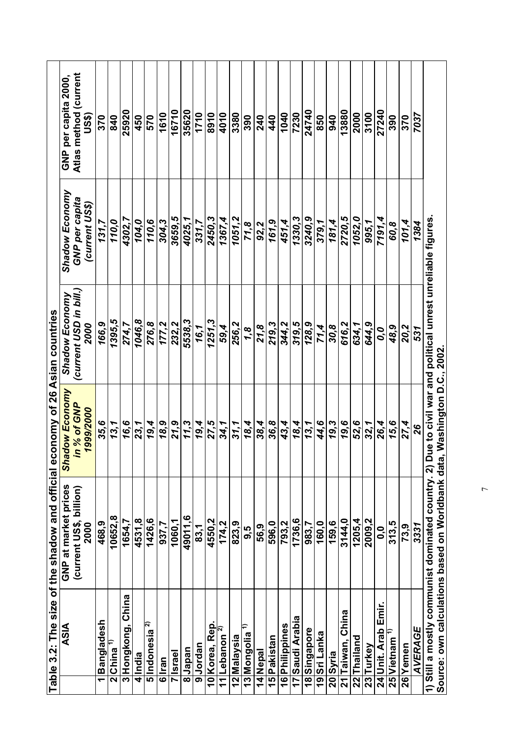**Table 3.2: The size of the shadow and official economy of 26 Asian countries**

| | ASIA | GNP at market prices (current US$, billion) 2000 | *Shadow Economy in % of GNP 1999/2000* | *Shadow Economy (current USD in bill.) 2000* | *Shadow Economy GNP per capita (current US$)* | GNP per capita 2000, Atlas method (current US$) |
|---|---|---|---|---|---|---|
| 1 | Bangladesh | 468,9 | *35,6* | *166,9* | *131,7* | 370 |
| 2 | China [1] | 10652,8 | *13,1* | *1395,5* | *110,0* | 840 |
| 3 | Hongkong, China | 1654,7 | *16,6* | *274,7* | *4302,7* | 25920 |
| 4 | India | 4531,8 | *23,1* | *1046,8* | *104,0* | 450 |
| 5 | Indonesia [2] | 1426,6 | *19,4* | *276,8* | *110,6* | 570 |
| 6 | Iran | 937,7 | *18,9* | *177,2* | *304,3* | 1610 |
| 7 | Israel | 1060,1 | *21,9* | *232,2* | *3659,5* | 16710 |
| 8 | Japan | 49011,6 | *11,3* | *5538,3* | *4025,1* | 35620 |
| 9 | Jordan | 83,1 | *19,4* | *16,1* | *331,7* | 1710 |
| 10 | Korea, Rep. | 4550,2 | *27,5* | *1251,3* | *2450,3* | 8910 |
| 11 | Lebanon [2] | 174,2 | *34,1* | *59,4* | *1367,4* | 4010 |
| 12 | Malaysia | 823,9 | *31,1* | *256,2* | *1051,2* | 3380 |
| 13 | Mongolia [1] | 9,5 | *18,4* | *1,8* | *71,8* | 390 |
| 14 | Nepal | 56,9 | *38,4* | *21,8* | *92,2* | 240 |
| 15 | Pakistan | 596,0 | *36,8* | *219,3* | *161,9* | 440 |
| 16 | Philippines | 793,2 | *43,4* | *344,2* | *451,4* | 1040 |
| 17 | Saudi Arabia | 1736,6 | *18,4* | *319,5* | *1330,3* | 7230 |
| 18 | Singapore | 983,7 | *13,1* | *128,9* | *3240,9* | 24740 |
| 19 | Sri Lanka | 160,0 | *44,6* | *71,4* | *379,1* | 850 |
| 20 | Syria | 159,6 | *19,3* | *30,8* | *181,4* | 940 |
| 21 | Taiwan, China | 3144,0 | *19,6* | *616,2* | *2720,5* | 13880 |
| 22 | Thailand | 1205,4 | *52,6* | *634,1* | *1052,0* | 2000 |
| 23 | Turkey | 2009,2 | *32,1* | *644,9* | *995,1* | 3100 |
| 24 | Unit. Arab Emir. | 0,0 | *26,4* | *0,0* | *7191,4* | 27240 |
| 25 | Vietnam [1] | 313,5 | *15,6* | *48,9* | *60,8* | 390 |
| 26 | Yemen | 73,9 | *27,4* | *20,2* | *101,4* | 370 |
| | *AVERAGE* | *3331* | *26* | *531* | *1384* | *7037* |

1) Still a mostly communist dominated country. 2) Due to civil war and political unrest unreliable figures.
Source: own calculations based on Worldbank data, Washington D.C., 2002.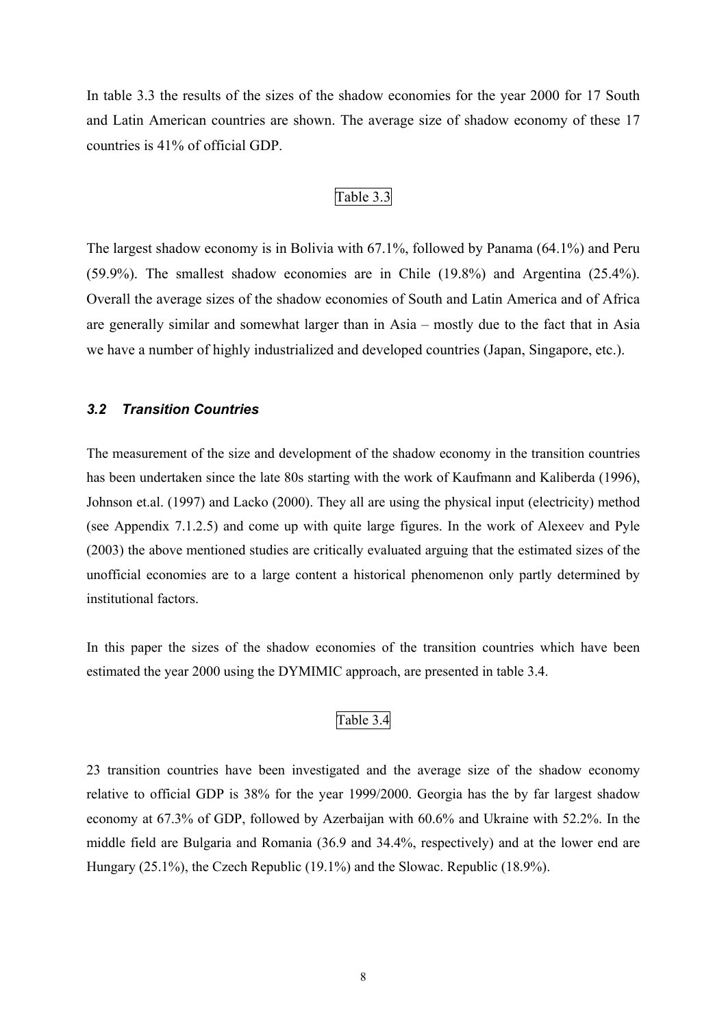In table 3.3 the results of the sizes of the shadow economies for the year 2000 for 17 South and Latin American countries are shown. The average size of shadow economy of these 17 countries is 41% of official GDP.

Table 3.3

The largest shadow economy is in Bolivia with 67.1%, followed by Panama (64.1%) and Peru (59.9%). The smallest shadow economies are in Chile (19.8%) and Argentina (25.4%). Overall the average sizes of the shadow economies of South and Latin America and of Africa are generally similar and somewhat larger than in Asia – mostly due to the fact that in Asia we have a number of highly industrialized and developed countries (Japan, Singapore, etc.).

### *3.2 Transition Countries*

The measurement of the size and development of the shadow economy in the transition countries has been undertaken since the late 80s starting with the work of Kaufmann and Kaliberda (1996), Johnson et.al. (1997) and Lacko (2000). They all are using the physical input (electricity) method (see Appendix 7.1.2.5) and come up with quite large figures. In the work of Alexeev and Pyle (2003) the above mentioned studies are critically evaluated arguing that the estimated sizes of the unofficial economies are to a large content a historical phenomenon only partly determined by institutional factors.

In this paper the sizes of the shadow economies of the transition countries which have been estimated the year 2000 using the DYMIMIC approach, are presented in table 3.4.

Table 3.4

23 transition countries have been investigated and the average size of the shadow economy relative to official GDP is 38% for the year 1999/2000. Georgia has the by far largest shadow economy at 67.3% of GDP, followed by Azerbaijan with 60.6% and Ukraine with 52.2%. In the middle field are Bulgaria and Romania (36.9 and 34.4%, respectively) and at the lower end are Hungary (25.1%), the Czech Republic (19.1%) and the Slowac. Republic (18.9%).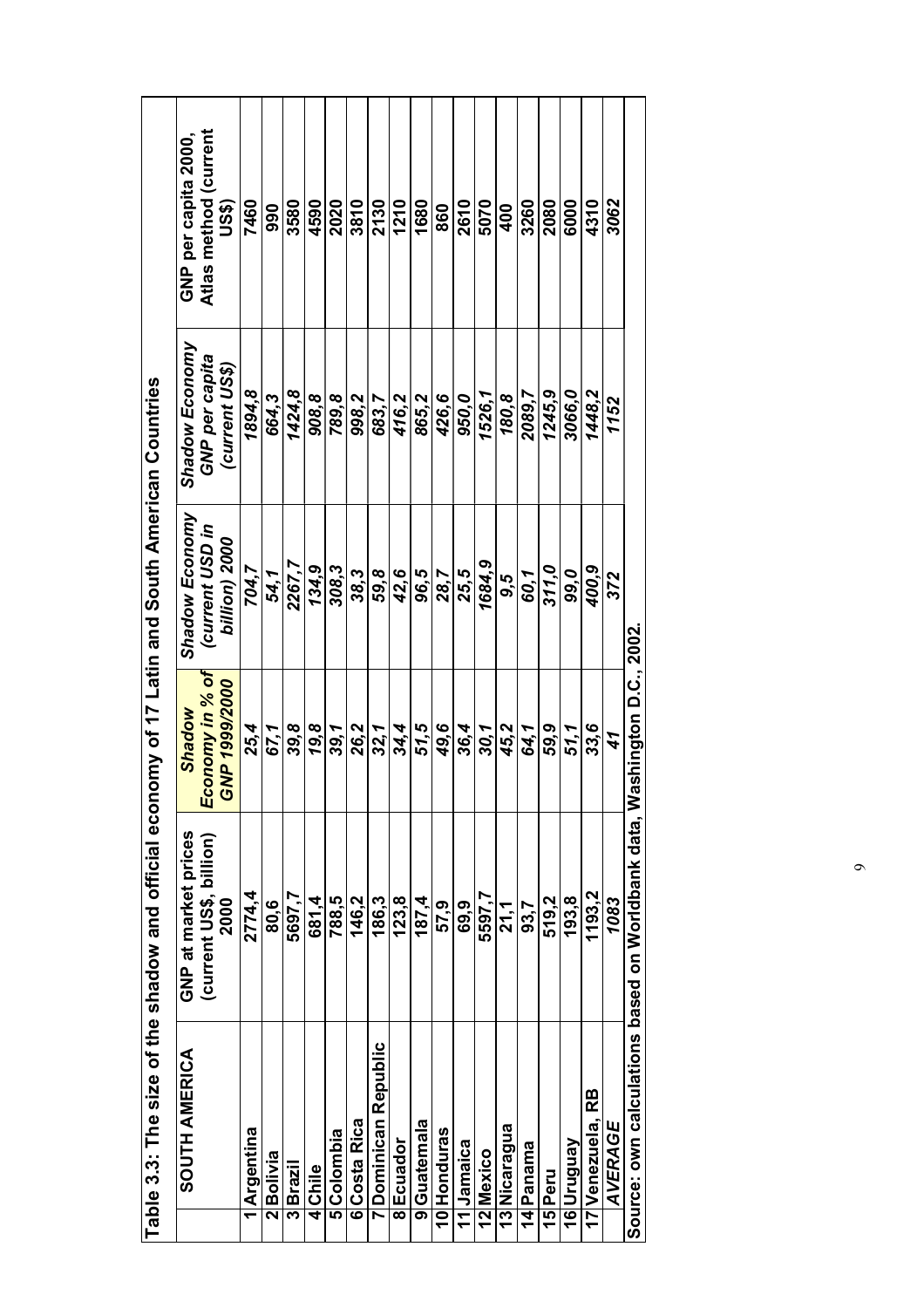**Table 3.3: The size of the shadow and official economy of 17 Latin and South American Countries**

| | SOUTH AMERICA | GNP at market prices (current US$, billion) 2000 | *Shadow Economy in % of GNP 1999/2000* | *Shadow Economy (current USD in billion) 2000* | *Shadow Economy GNP per capita (current US$)* | GNP per capita 2000, Atlas method (current US$) |
|---|---|---|---|---|---|---|
| 1 | Argentina | 2774,4 | *25,4* | *704,7* | *1894,8* | 7460 |
| 2 | Bolivia | 80,6 | *67,1* | *54,1* | *664,3* | 990 |
| 3 | Brazil | 5697,7 | *39,8* | *2267,7* | *1424,8* | 3580 |
| 4 | Chile | 681,4 | *19,8* | *134,9* | *908,8* | 4590 |
| 5 | Colombia | 788,5 | *39,1* | *308,3* | *789,8* | 2020 |
| 6 | Costa Rica | 146,2 | *26,2* | *38,3* | *998,2* | 3810 |
| 7 | Dominican Republic | 186,3 | *32,1* | *59,8* | *683,7* | 2130 |
| 8 | Ecuador | 123,8 | *34,4* | *42,6* | *416,2* | 1210 |
| 9 | Guatemala | 187,4 | *51,5* | *96,5* | *865,2* | 1680 |
| 10 | Honduras | 57,9 | *49,6* | *28,7* | *426,6* | 860 |
| 11 | Jamaica | 69,9 | *36,4* | *25,5* | *950,0* | 2610 |
| 12 | Mexico | 5597,7 | *30,1* | *1684,9* | *1526,1* | 5070 |
| 13 | Nicaragua | 21,1 | *45,2* | *9,5* | *180,8* | 400 |
| 14 | Panama | 93,7 | *64,1* | *60,1* | *2089,7* | 3260 |
| 15 | Peru | 519,2 | *59,9* | *311,0* | *1245,9* | 2080 |
| 16 | Uruguay | 193,8 | *51,1* | *99,0* | *3066,0* | 6000 |
| 17 | Venezuela, RB | 1193,2 | *33,6* | *400,9* | *1448,2* | 4310 |
| | *AVERAGE* | *1083* | *41* | *372* | *1152* | *3062* |

Source: own calculations based on Worldbank data, Washington D.C., 2002.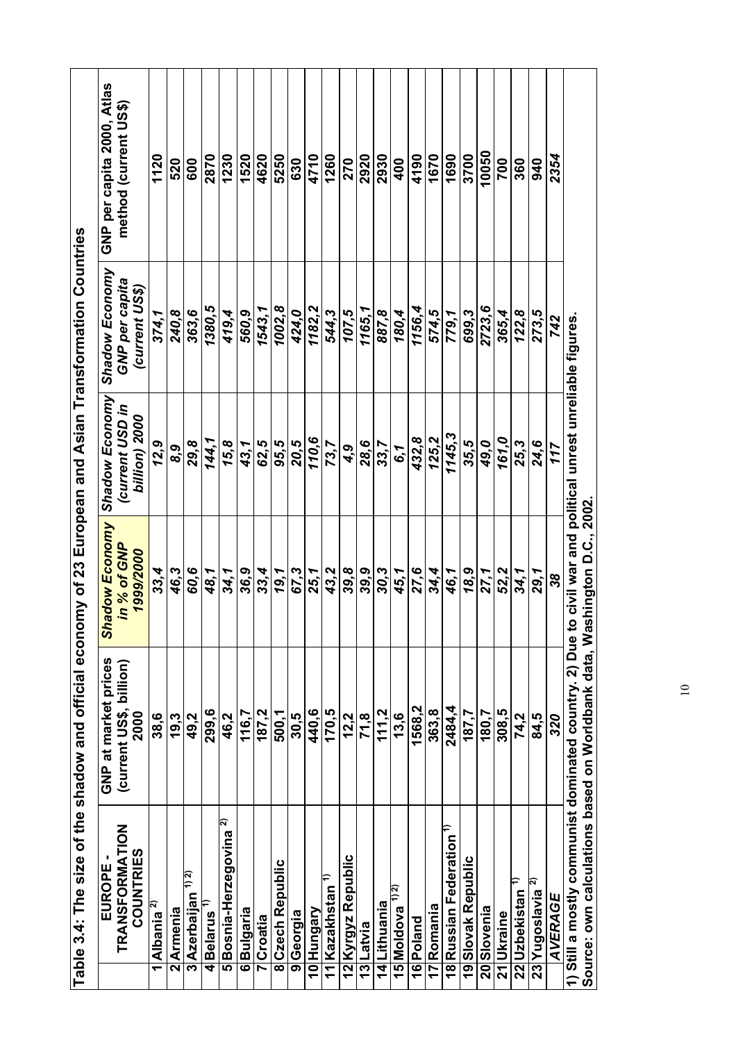Table 3.4: The size of the shadow and official economy of 23 European and Asian Transformation Countries

| | EUROPE - TRANSFORMATION COUNTRIES | GNP at market prices (current US$, billion) 2000 | *Shadow Economy in % of GNP 1999/2000* | *Shadow Economy (current USD in billion) 2000* | *Shadow Economy GNP per capita (current US$)* | GNP per capita 2000, Atlas method (current US$) |
|---|---|---|---|---|---|---|
| 1 | Albania [2] | 38,6 | *33,4* | *12,9* | *374,1* | 1120 |
| 2 | Armenia | 19,3 | *46,3* | *8,9* | *240,8* | 520 |
| 3 | Azerbaijan [1) 2)] | 49,2 | *60,6* | *29,8* | *363,6* | 600 |
| 4 | Belarus [1] | 299,6 | *48,1* | *144,1* | *1380,5* | 2870 |
| 5 | Bosnia-Herzegovina [2] | 46,2 | *34,1* | *15,8* | *419,4* | 1230 |
| 6 | Bulgaria | 116,7 | *36,9* | *43,1* | *560,9* | 1520 |
| 7 | Croatia | 187,2 | *33,4* | *62,5* | *1543,1* | 4620 |
| 8 | Czech Republic | 500,1 | *19,1* | *95,5* | *1002,8* | 5250 |
| 9 | Georgia | 30,5 | *67,3* | *20,5* | *424,0* | 630 |
| 10 | Hungary | 440,6 | *25,1* | *110,6* | *1182,2* | 4710 |
| 11 | Kazakhstan [1] | 170,5 | *43,2* | *73,7* | *544,3* | 1260 |
| 12 | Kyrgyz Republic | 12,2 | *39,8* | *4,9* | *107,5* | 270 |
| 13 | Latvia | 71,8 | *39,9* | *28,6* | *1165,1* | 2920 |
| 14 | Lithuania | 111,2 | *30,3* | *33,7* | *887,8* | 2930 |
| 15 | Moldova [1) 2)] | 13,6 | *45,1* | *6,1* | *180,4* | 400 |
| 16 | Poland | 1568,2 | *27,6* | *432,8* | *1156,4* | 4190 |
| 17 | Romania | 363,8 | *34,4* | *125,2* | *574,5* | 1670 |
| 18 | Russian Federation [1] | 2484,4 | *46,1* | *1145,3* | *779,1* | 1690 |
| 19 | Slovak Republic | 187,7 | *18,9* | *35,5* | *699,3* | 3700 |
| 20 | Slovenia | 180,7 | *27,1* | *49,0* | *2723,6* | 10050 |
| 21 | Ukraine | 308,5 | *52,2* | *161,0* | *365,4* | 700 |
| 22 | Uzbekistan [1] | 74,2 | *34,1* | *25,3* | *122,8* | 360 |
| 23 | Yugoslavia [2] | 84,5 | *29,1* | *24,6* | *273,5* | 940 |
| | *AVERAGE* | *320* | *38* | *117* | *742* | *2354* |

1) Still a mostly communist dominated country. 2) Due to civil war and political unrest unreliable figures.
Source: own calculations based on Worldbank data, Washington D.C., 2002.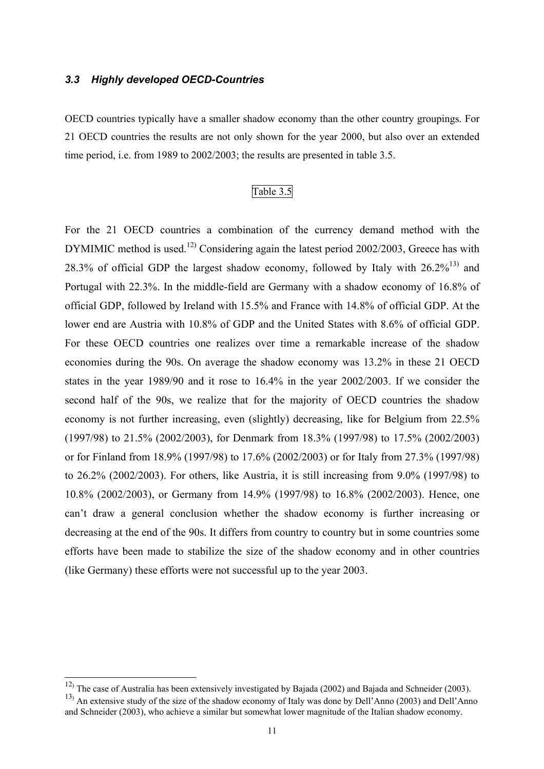### *3.3 Highly developed OECD-Countries*

OECD countries typically have a smaller shadow economy than the other country groupings. For 21 OECD countries the results are not only shown for the year 2000, but also over an extended time period, i.e. from 1989 to 2002/2003; the results are presented in table 3.5.

Table 3.5

For the 21 OECD countries a combination of the currency demand method with the DYMIMIC method is used.[12)] Considering again the latest period 2002/2003, Greece has with 28.3% of official GDP the largest shadow economy, followed by Italy with 26.2%[13)] and Portugal with 22.3%. In the middle-field are Germany with a shadow economy of 16.8% of official GDP, followed by Ireland with 15.5% and France with 14.8% of official GDP. At the lower end are Austria with 10.8% of GDP and the United States with 8.6% of official GDP. For these OECD countries one realizes over time a remarkable increase of the shadow economies during the 90s. On average the shadow economy was 13.2% in these 21 OECD states in the year 1989/90 and it rose to 16.4% in the year 2002/2003. If we consider the second half of the 90s, we realize that for the majority of OECD countries the shadow economy is not further increasing, even (slightly) decreasing, like for Belgium from 22.5% (1997/98) to 21.5% (2002/2003), for Denmark from 18.3% (1997/98) to 17.5% (2002/2003) or for Finland from 18.9% (1997/98) to 17.6% (2002/2003) or for Italy from 27.3% (1997/98) to 26.2% (2002/2003). For others, like Austria, it is still increasing from 9.0% (1997/98) to 10.8% (2002/2003), or Germany from 14.9% (1997/98) to 16.8% (2002/2003). Hence, one can't draw a general conclusion whether the shadow economy is further increasing or decreasing at the end of the 90s. It differs from country to country but in some countries some efforts have been made to stabilize the size of the shadow economy and in other countries (like Germany) these efforts were not successful up to the year 2003.

---

[12)] The case of Australia has been extensively investigated by Bajada (2002) and Bajada and Schneider (2003).

[13)] An extensive study of the size of the shadow economy of Italy was done by Dell'Anno (2003) and Dell'Anno and Schneider (2003), who achieve a similar but somewhat lower magnitude of the Italian shadow economy.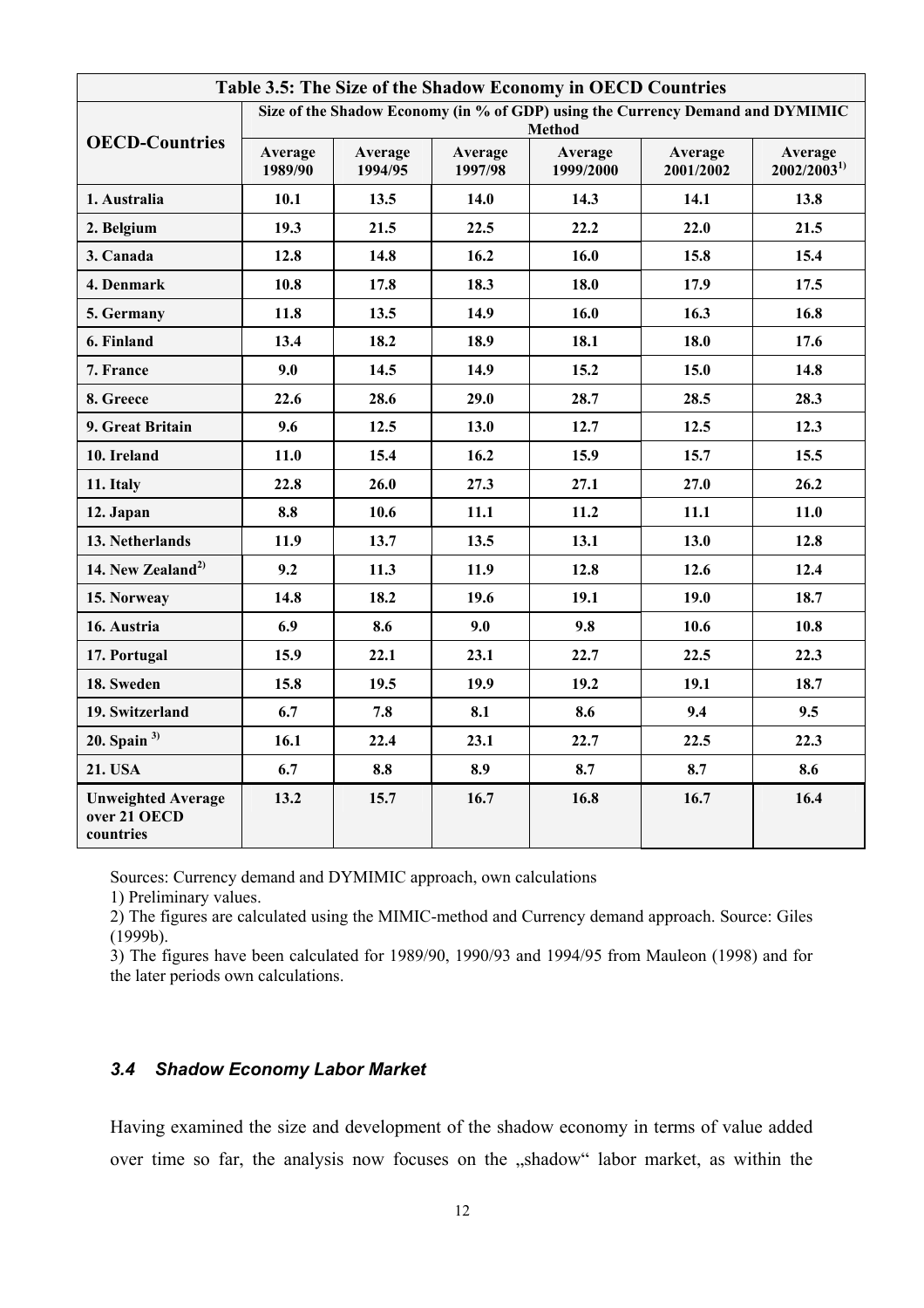| Table 3.5: The Size of the Shadow Economy in OECD Countries | | | | | | |
|---|---|---|---|---|---|---|
| **OECD-Countries** | Size of the Shadow Economy (in % of GDP) using the Currency Demand and DYMIMIC Method | | | | | |
| | Average 1989/90 | Average 1994/95 | Average 1997/98 | Average 1999/2000 | Average 2001/2002 | Average 2002/2003[1)] |
| 1. Australia | 10.1 | 13.5 | 14.0 | 14.3 | 14.1 | 13.8 |
| 2. Belgium | 19.3 | 21.5 | 22.5 | 22.2 | 22.0 | 21.5 |
| 3. Canada | 12.8 | 14.8 | 16.2 | 16.0 | 15.8 | 15.4 |
| 4. Denmark | 10.8 | 17.8 | 18.3 | 18.0 | 17.9 | 17.5 |
| 5. Germany | 11.8 | 13.5 | 14.9 | 16.0 | 16.3 | 16.8 |
| 6. Finland | 13.4 | 18.2 | 18.9 | 18.1 | 18.0 | 17.6 |
| 7. France | 9.0 | 14.5 | 14.9 | 15.2 | 15.0 | 14.8 |
| 8. Greece | 22.6 | 28.6 | 29.0 | 28.7 | 28.5 | 28.3 |
| 9. Great Britain | 9.6 | 12.5 | 13.0 | 12.7 | 12.5 | 12.3 |
| 10. Ireland | 11.0 | 15.4 | 16.2 | 15.9 | 15.7 | 15.5 |
| 11. Italy | 22.8 | 26.0 | 27.3 | 27.1 | 27.0 | 26.2 |
| 12. Japan | 8.8 | 10.6 | 11.1 | 11.2 | 11.1 | 11.0 |
| 13. Netherlands | 11.9 | 13.7 | 13.5 | 13.1 | 13.0 | 12.8 |
| 14. New Zealand[2)] | 9.2 | 11.3 | 11.9 | 12.8 | 12.6 | 12.4 |
| 15. Norweay | 14.8 | 18.2 | 19.6 | 19.1 | 19.0 | 18.7 |
| 16. Austria | 6.9 | 8.6 | 9.0 | 9.8 | 10.6 | 10.8 |
| 17. Portugal | 15.9 | 22.1 | 23.1 | 22.7 | 22.5 | 22.3 |
| 18. Sweden | 15.8 | 19.5 | 19.9 | 19.2 | 19.1 | 18.7 |
| 19. Switzerland | 6.7 | 7.8 | 8.1 | 8.6 | 9.4 | 9.5 |
| 20. Spain [3)] | 16.1 | 22.4 | 23.1 | 22.7 | 22.5 | 22.3 |
| 21. USA | 6.7 | 8.8 | 8.9 | 8.7 | 8.7 | 8.6 |
| Unweighted Average over 21 OECD countries | 13.2 | 15.7 | 16.7 | 16.8 | 16.7 | 16.4 |

Sources: Currency demand and DYMIMIC approach, own calculations

1) Preliminary values.

2) The figures are calculated using the MIMIC-method and Currency demand approach. Source: Giles (1999b).

3) The figures have been calculated for 1989/90, 1990/93 and 1994/95 from Mauleon (1998) and for the later periods own calculations.

### *3.4 Shadow Economy Labor Market*

Having examined the size and development of the shadow economy in terms of value added over time so far, the analysis now focuses on the „shadow" labor market, as within the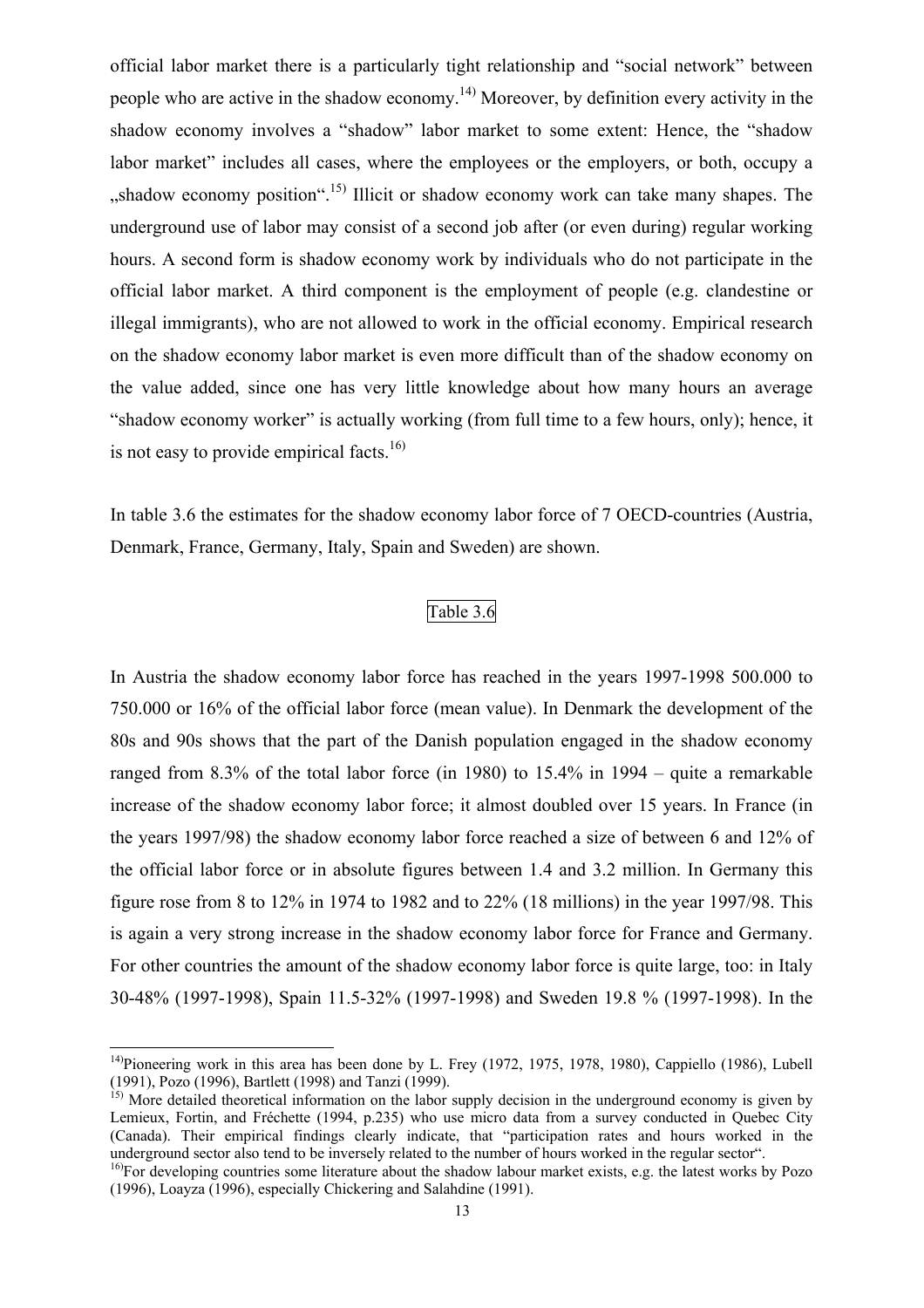official labor market there is a particularly tight relationship and "social network" between people who are active in the shadow economy.[14] Moreover, by definition every activity in the shadow economy involves a "shadow" labor market to some extent: Hence, the "shadow labor market" includes all cases, where the employees or the employers, or both, occupy a „shadow economy position".[15] Illicit or shadow economy work can take many shapes. The underground use of labor may consist of a second job after (or even during) regular working hours. A second form is shadow economy work by individuals who do not participate in the official labor market. A third component is the employment of people (e.g. clandestine or illegal immigrants), who are not allowed to work in the official economy. Empirical research on the shadow economy labor market is even more difficult than of the shadow economy on the value added, since one has very little knowledge about how many hours an average "shadow economy worker" is actually working (from full time to a few hours, only); hence, it is not easy to provide empirical facts.[16]

In table 3.6 the estimates for the shadow economy labor force of 7 OECD-countries (Austria, Denmark, France, Germany, Italy, Spain and Sweden) are shown.

Table 3.6

In Austria the shadow economy labor force has reached in the years 1997-1998 500.000 to 750.000 or 16% of the official labor force (mean value). In Denmark the development of the 80s and 90s shows that the part of the Danish population engaged in the shadow economy ranged from 8.3% of the total labor force (in 1980) to 15.4% in 1994 – quite a remarkable increase of the shadow economy labor force; it almost doubled over 15 years. In France (in the years 1997/98) the shadow economy labor force reached a size of between 6 and 12% of the official labor force or in absolute figures between 1.4 and 3.2 million. In Germany this figure rose from 8 to 12% in 1974 to 1982 and to 22% (18 millions) in the year 1997/98. This is again a very strong increase in the shadow economy labor force for France and Germany. For other countries the amount of the shadow economy labor force is quite large, too: in Italy 30-48% (1997-1998), Spain 11.5-32% (1997-1998) and Sweden 19.8 % (1997-1998). In the

---

[14] Pioneering work in this area has been done by L. Frey (1972, 1975, 1978, 1980), Cappiello (1986), Lubell (1991), Pozo (1996), Bartlett (1998) and Tanzi (1999).

[15] More detailed theoretical information on the labor supply decision in the underground economy is given by Lemieux, Fortin, and Fréchette (1994, p.235) who use micro data from a survey conducted in Quebec City (Canada). Their empirical findings clearly indicate, that "participation rates and hours worked in the underground sector also tend to be inversely related to the number of hours worked in the regular sector".

[16] For developing countries some literature about the shadow labour market exists, e.g. the latest works by Pozo (1996), Loayza (1996), especially Chickering and Salahdine (1991).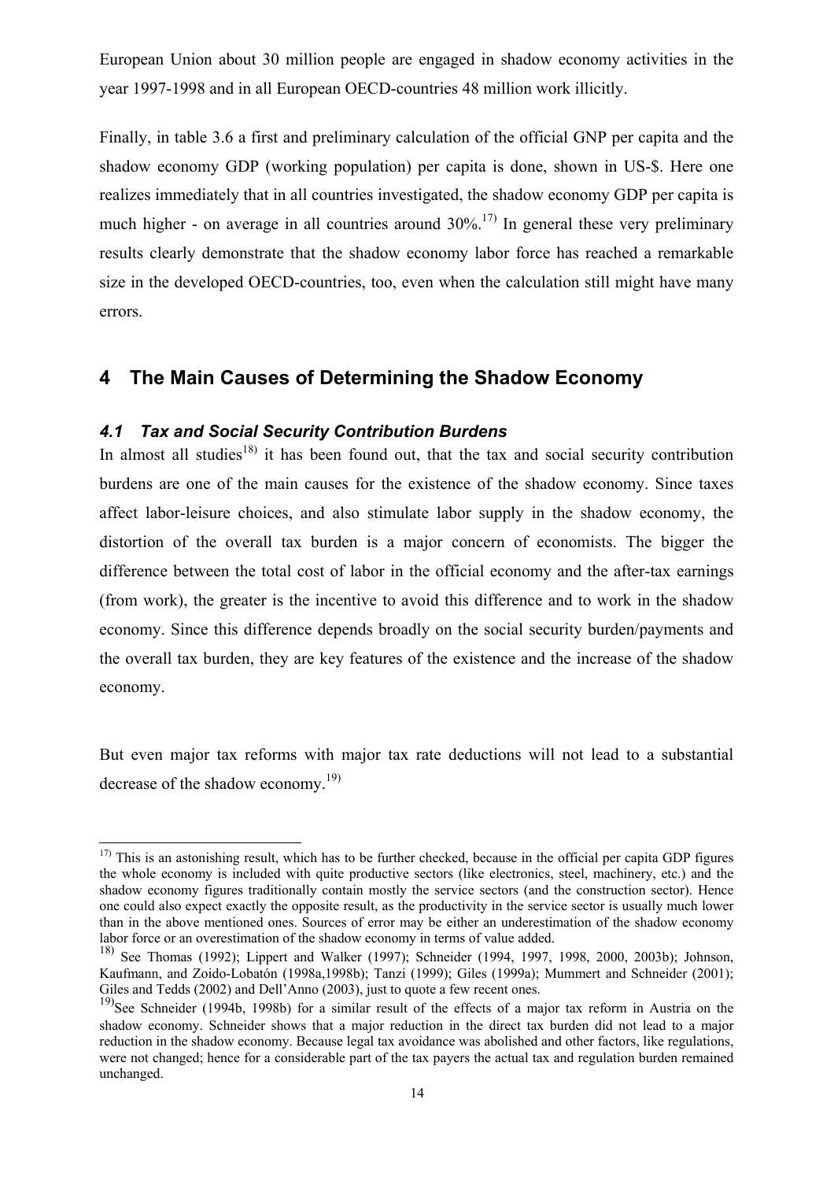European Union about 30 million people are engaged in shadow economy activities in the year 1997-1998 and in all European OECD-countries 48 million work illicitly.

Finally, in table 3.6 a first and preliminary calculation of the official GNP per capita and the shadow economy GDP (working population) per capita is done, shown in US-$. Here one realizes immediately that in all countries investigated, the shadow economy GDP per capita is much higher - on average in all countries around 30%.[17] In general these very preliminary results clearly demonstrate that the shadow economy labor force has reached a remarkable size in the developed OECD-countries, too, even when the calculation still might have many errors.

# 4 The Main Causes of Determining the Shadow Economy

## *4.1 Tax and Social Security Contribution Burdens*

In almost all studies[18] it has been found out, that the tax and social security contribution burdens are one of the main causes for the existence of the shadow economy. Since taxes affect labor-leisure choices, and also stimulate labor supply in the shadow economy, the distortion of the overall tax burden is a major concern of economists. The bigger the difference between the total cost of labor in the official economy and the after-tax earnings (from work), the greater is the incentive to avoid this difference and to work in the shadow economy. Since this difference depends broadly on the social security burden/payments and the overall tax burden, they are key features of the existence and the increase of the shadow economy.

But even major tax reforms with major tax rate deductions will not lead to a substantial decrease of the shadow economy.[19]

---

[17] This is an astonishing result, which has to be further checked, because in the official per capita GDP figures the whole economy is included with quite productive sectors (like electronics, steel, machinery, etc.) and the shadow economy figures traditionally contain mostly the service sectors (and the construction sector). Hence one could also expect exactly the opposite result, as the productivity in the service sector is usually much lower than in the above mentioned ones. Sources of error may be either an underestimation of the shadow economy labor force or an overestimation of the shadow economy in terms of value added.

[18] See Thomas (1992); Lippert and Walker (1997); Schneider (1994, 1997, 1998, 2000, 2003b); Johnson, Kaufmann, and Zoido-Lobatón (1998a,1998b); Tanzi (1999); Giles (1999a); Mummert and Schneider (2001); Giles and Tedds (2002) and Dell'Anno (2003), just to quote a few recent ones.

[19] See Schneider (1994b, 1998b) for a similar result of the effects of a major tax reform in Austria on the shadow economy. Schneider shows that a major reduction in the direct tax burden did not lead to a major reduction in the shadow economy. Because legal tax avoidance was abolished and other factors, like regulations, were not changed; hence for a considerable part of the tax payers the actual tax and regulation burden remained unchanged.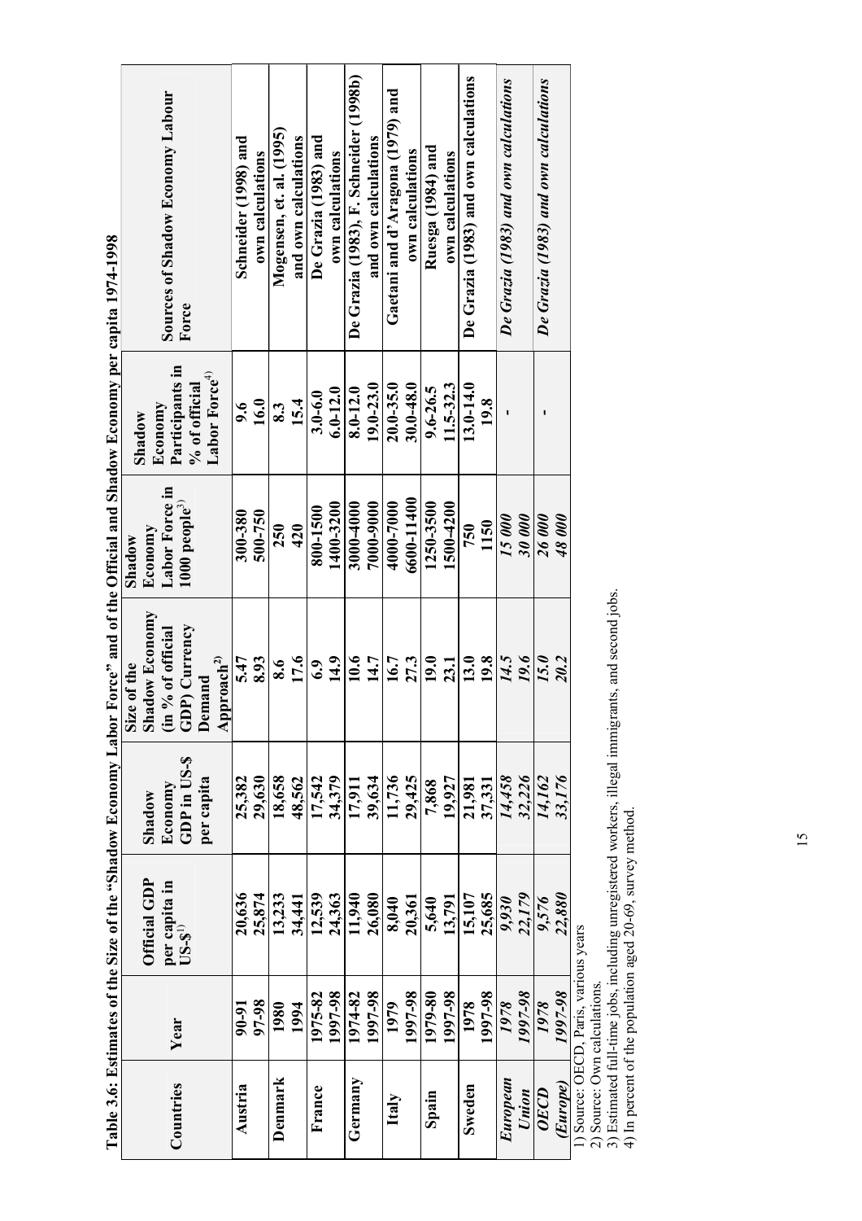**Table 3.6: Estimates of the Size of the "Shadow Economy Labor Force" and of the Official and Shadow Economy per capita 1974-1998**

| Countries | Year | Official GDP per capita in US-$[1] | Shadow Economy GDP in US-$ per capita | Size of the Shadow Economy (in % of official GDP) Currency Demand Approach[2] | Shadow Economy Labor Force in 1000 people[3] | Shadow Economy Participants in % of official Labor Force[4] | Sources of Shadow Economy Labour Force |
|---|---|---|---|---|---|---|---|
| Austria | 90-91<br>97-98 | 20,636<br>25,874 | 25,382<br>29,630 | 5.47<br>8.93 | 300-380<br>500-750 | 9.6<br>16.0 | Schneider (1998) and own calculations |
| Denmark | 1980<br>1994 | 13,233<br>34,441 | 18,658<br>48,562 | 8.6<br>17.6 | 250<br>420 | 8.3<br>15.4 | Mogensen, et. al. (1995) and own calculations |
| France | 1975-82<br>1997-98 | 12,539<br>24,363 | 17,542<br>34,379 | 6.9<br>14.9 | 800-1500<br>1400-3200 | 3.0-6.0<br>6.0-12.0 | De Grazia (1983) and own calculations |
| Germany | 1974-82<br>1997-98 | 11,940<br>26,080 | 17,911<br>39,634 | 10.6<br>14.7 | 3000-4000<br>7000-9000 | 8.0-12.0<br>19.0-23.0 | De Grazia (1983), F. Schneider (1998b) and own calculations |
| Italy | 1979<br>1997-98 | 8,040<br>20,361 | 11,736<br>29,425 | 16.7<br>27.3 | 4000-7000<br>6600-11400 | 20.0-35.0<br>30.0-48.0 | Gaetani and d'Aragona (1979) and own calculations |
| Spain | 1979-80<br>1997-98 | 5,640<br>13,791 | 7,868<br>19,927 | 19.0<br>23.1 | 1250-3500<br>1500-4200 | 9.6-26.5<br>11.5-32.3 | Ruesga (1984) and own calculations |
| Sweden | 1978<br>1997-98 | 15,107<br>25,685 | 21,981<br>37,331 | 13.0<br>19.8 | 750<br>1150 | 13.0-14.0<br>19.8 | De Grazia (1983) and own calculations |
| *European Union* | *1978*<br>*1997-98* | *9,930*<br>*22,179* | *14,458*<br>*32,226* | *14.5*<br>*19.6* | *15 000*<br>*30 000* | - | *De Grazia (1983) and own calculations* |
| *OECD (Europe)* | *1978*<br>*1997-98* | *9,576*<br>*22,880* | *14,162*<br>*33,176* | *15.0*<br>*20.2* | *26 000*<br>*48 000* | - | *De Grazia (1983) and own calculations* |

1) Source: OECD, Paris, various years
2) Source: Own calculations.
3) Estimated full-time jobs, including unregistered workers, illegal immigrants, and second jobs.
4) In percent of the population aged 20-69, survey method.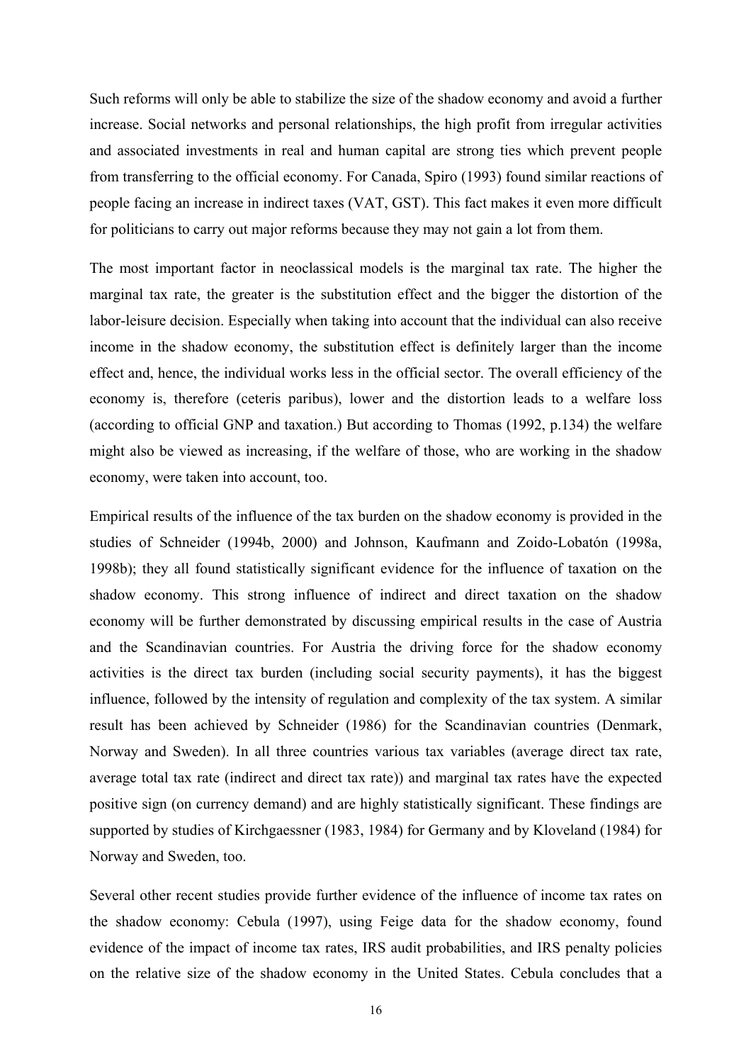Such reforms will only be able to stabilize the size of the shadow economy and avoid a further increase. Social networks and personal relationships, the high profit from irregular activities and associated investments in real and human capital are strong ties which prevent people from transferring to the official economy. For Canada, Spiro (1993) found similar reactions of people facing an increase in indirect taxes (VAT, GST). This fact makes it even more difficult for politicians to carry out major reforms because they may not gain a lot from them.

The most important factor in neoclassical models is the marginal tax rate. The higher the marginal tax rate, the greater is the substitution effect and the bigger the distortion of the labor-leisure decision. Especially when taking into account that the individual can also receive income in the shadow economy, the substitution effect is definitely larger than the income effect and, hence, the individual works less in the official sector. The overall efficiency of the economy is, therefore (ceteris paribus), lower and the distortion leads to a welfare loss (according to official GNP and taxation.) But according to Thomas (1992, p.134) the welfare might also be viewed as increasing, if the welfare of those, who are working in the shadow economy, were taken into account, too.

Empirical results of the influence of the tax burden on the shadow economy is provided in the studies of Schneider (1994b, 2000) and Johnson, Kaufmann and Zoido-Lobatón (1998a, 1998b); they all found statistically significant evidence for the influence of taxation on the shadow economy. This strong influence of indirect and direct taxation on the shadow economy will be further demonstrated by discussing empirical results in the case of Austria and the Scandinavian countries. For Austria the driving force for the shadow economy activities is the direct tax burden (including social security payments), it has the biggest influence, followed by the intensity of regulation and complexity of the tax system. A similar result has been achieved by Schneider (1986) for the Scandinavian countries (Denmark, Norway and Sweden). In all three countries various tax variables (average direct tax rate, average total tax rate (indirect and direct tax rate)) and marginal tax rates have the expected positive sign (on currency demand) and are highly statistically significant. These findings are supported by studies of Kirchgaessner (1983, 1984) for Germany and by Kloveland (1984) for Norway and Sweden, too.

Several other recent studies provide further evidence of the influence of income tax rates on the shadow economy: Cebula (1997), using Feige data for the shadow economy, found evidence of the impact of income tax rates, IRS audit probabilities, and IRS penalty policies on the relative size of the shadow economy in the United States. Cebula concludes that a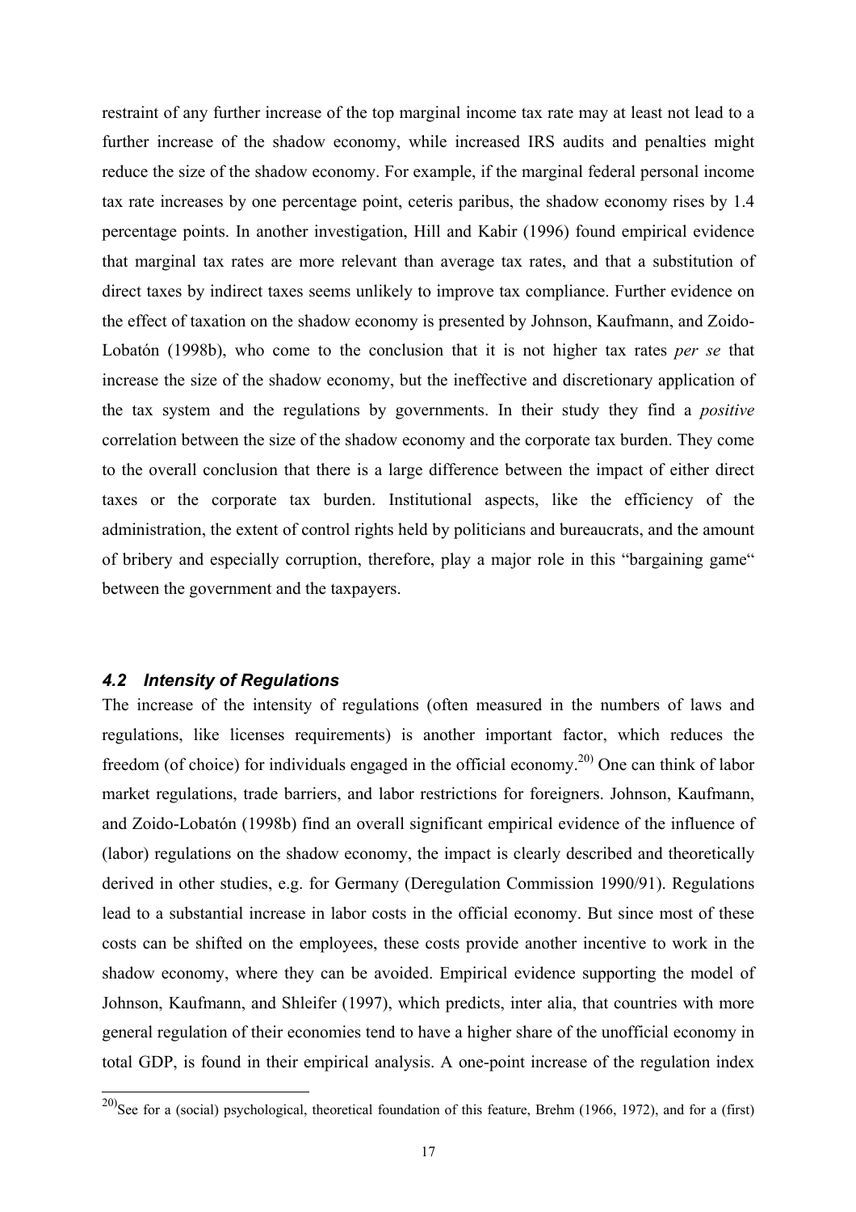restraint of any further increase of the top marginal income tax rate may at least not lead to a further increase of the shadow economy, while increased IRS audits and penalties might reduce the size of the shadow economy. For example, if the marginal federal personal income tax rate increases by one percentage point, ceteris paribus, the shadow economy rises by 1.4 percentage points. In another investigation, Hill and Kabir (1996) found empirical evidence that marginal tax rates are more relevant than average tax rates, and that a substitution of direct taxes by indirect taxes seems unlikely to improve tax compliance. Further evidence on the effect of taxation on the shadow economy is presented by Johnson, Kaufmann, and Zoido-Lobatón (1998b), who come to the conclusion that it is not higher tax rates *per se* that increase the size of the shadow economy, but the ineffective and discretionary application of the tax system and the regulations by governments. In their study they find a *positive* correlation between the size of the shadow economy and the corporate tax burden. They come to the overall conclusion that there is a large difference between the impact of either direct taxes or the corporate tax burden. Institutional aspects, like the efficiency of the administration, the extent of control rights held by politicians and bureaucrats, and the amount of bribery and especially corruption, therefore, play a major role in this "bargaining game" between the government and the taxpayers.

### *4.2 Intensity of Regulations*

The increase of the intensity of regulations (often measured in the numbers of laws and regulations, like licenses requirements) is another important factor, which reduces the freedom (of choice) for individuals engaged in the official economy.[20] One can think of labor market regulations, trade barriers, and labor restrictions for foreigners. Johnson, Kaufmann, and Zoido-Lobatón (1998b) find an overall significant empirical evidence of the influence of (labor) regulations on the shadow economy, the impact is clearly described and theoretically derived in other studies, e.g. for Germany (Deregulation Commission 1990/91). Regulations lead to a substantial increase in labor costs in the official economy. But since most of these costs can be shifted on the employees, these costs provide another incentive to work in the shadow economy, where they can be avoided. Empirical evidence supporting the model of Johnson, Kaufmann, and Shleifer (1997), which predicts, inter alia, that countries with more general regulation of their economies tend to have a higher share of the unofficial economy in total GDP, is found in their empirical analysis. A one-point increase of the regulation index

[20] See for a (social) psychological, theoretical foundation of this feature, Brehm (1966, 1972), and for a (first)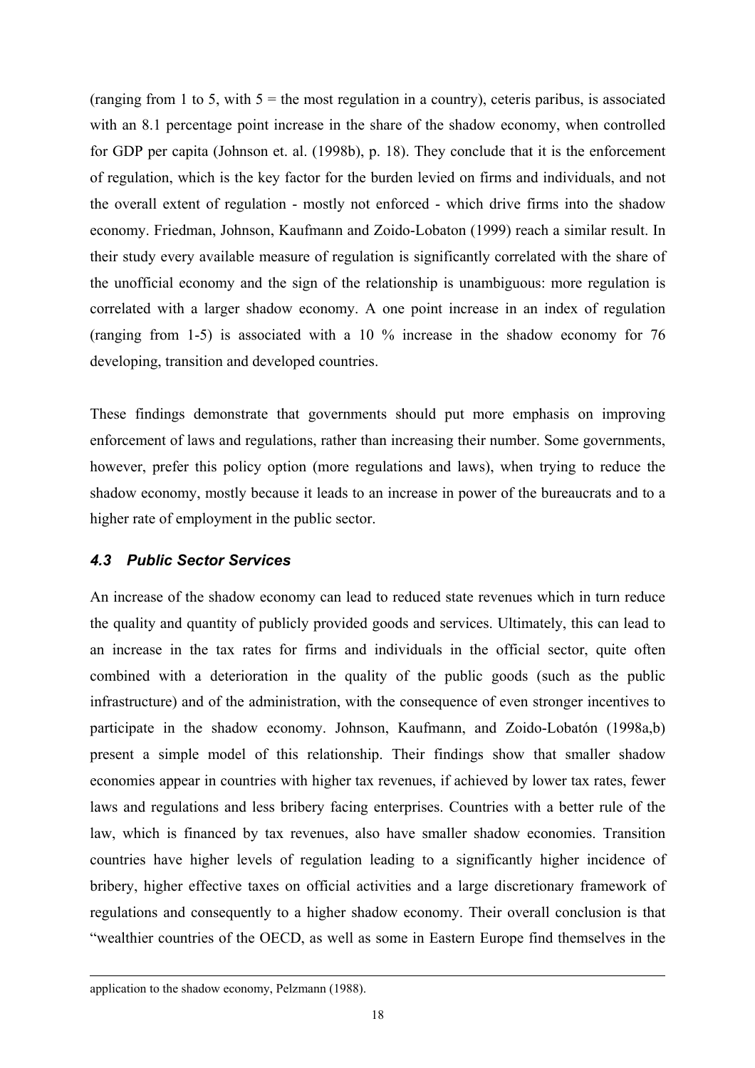(ranging from 1 to 5, with 5 = the most regulation in a country), ceteris paribus, is associated with an 8.1 percentage point increase in the share of the shadow economy, when controlled for GDP per capita (Johnson et. al. (1998b), p. 18). They conclude that it is the enforcement of regulation, which is the key factor for the burden levied on firms and individuals, and not the overall extent of regulation - mostly not enforced - which drive firms into the shadow economy. Friedman, Johnson, Kaufmann and Zoido-Lobaton (1999) reach a similar result. In their study every available measure of regulation is significantly correlated with the share of the unofficial economy and the sign of the relationship is unambiguous: more regulation is correlated with a larger shadow economy. A one point increase in an index of regulation (ranging from 1-5) is associated with a 10 % increase in the shadow economy for 76 developing, transition and developed countries.

These findings demonstrate that governments should put more emphasis on improving enforcement of laws and regulations, rather than increasing their number. Some governments, however, prefer this policy option (more regulations and laws), when trying to reduce the shadow economy, mostly because it leads to an increase in power of the bureaucrats and to a higher rate of employment in the public sector.

### *4.3 Public Sector Services*

An increase of the shadow economy can lead to reduced state revenues which in turn reduce the quality and quantity of publicly provided goods and services. Ultimately, this can lead to an increase in the tax rates for firms and individuals in the official sector, quite often combined with a deterioration in the quality of the public goods (such as the public infrastructure) and of the administration, with the consequence of even stronger incentives to participate in the shadow economy. Johnson, Kaufmann, and Zoido-Lobatón (1998a,b) present a simple model of this relationship. Their findings show that smaller shadow economies appear in countries with higher tax revenues, if achieved by lower tax rates, fewer laws and regulations and less bribery facing enterprises. Countries with a better rule of the law, which is financed by tax revenues, also have smaller shadow economies. Transition countries have higher levels of regulation leading to a significantly higher incidence of bribery, higher effective taxes on official activities and a large discretionary framework of regulations and consequently to a higher shadow economy. Their overall conclusion is that "wealthier countries of the OECD, as well as some in Eastern Europe find themselves in the

---

application to the shadow economy, Pelzmann (1988).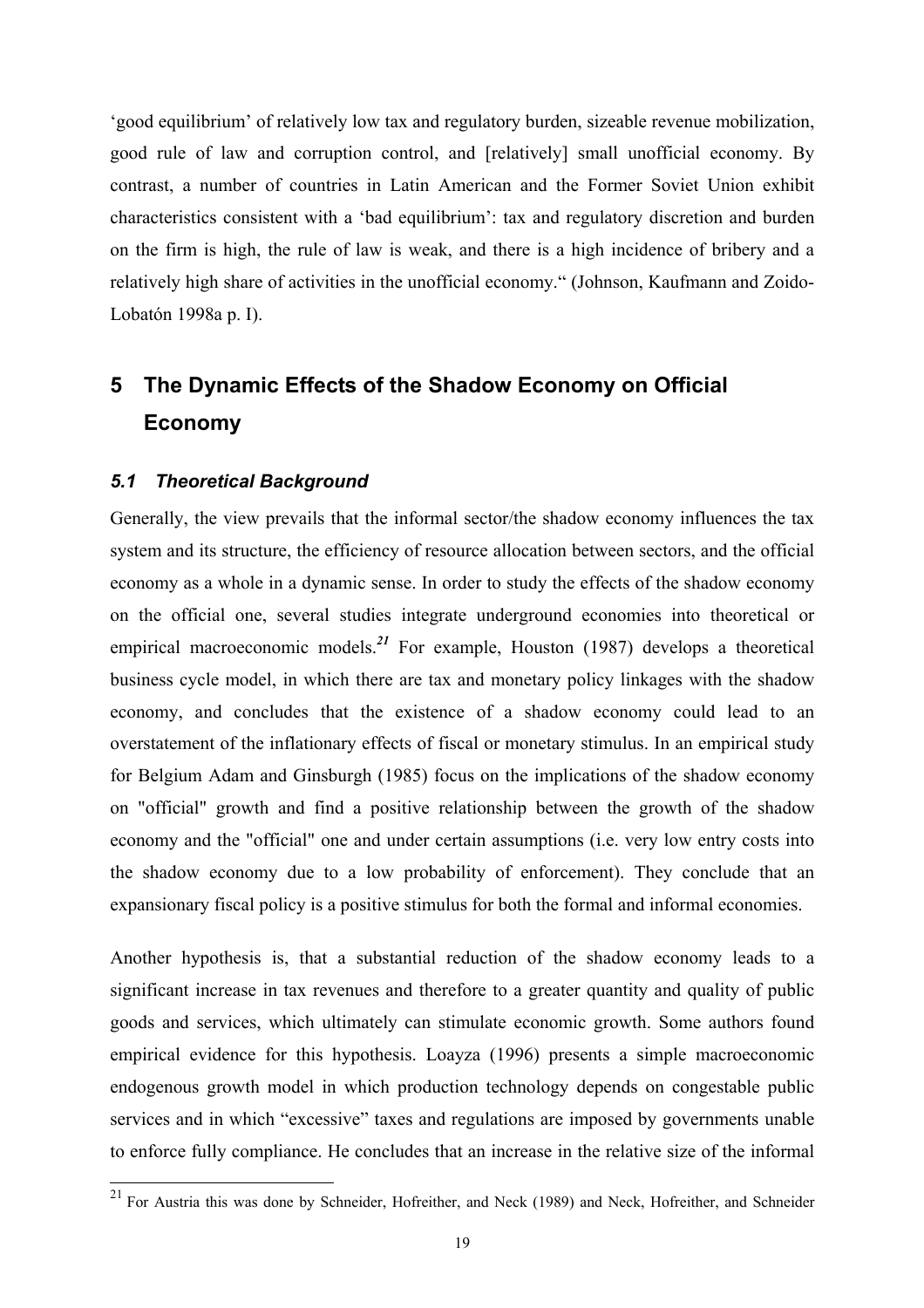'good equilibrium' of relatively low tax and regulatory burden, sizeable revenue mobilization, good rule of law and corruption control, and [relatively] small unofficial economy. By contrast, a number of countries in Latin American and the Former Soviet Union exhibit characteristics consistent with a 'bad equilibrium': tax and regulatory discretion and burden on the firm is high, the rule of law is weak, and there is a high incidence of bribery and a relatively high share of activities in the unofficial economy." (Johnson, Kaufmann and Zoido-Lobatón 1998a p. I).

# 5 The Dynamic Effects of the Shadow Economy on Official Economy

## *5.1 Theoretical Background*

Generally, the view prevails that the informal sector/the shadow economy influences the tax system and its structure, the efficiency of resource allocation between sectors, and the official economy as a whole in a dynamic sense. In order to study the effects of the shadow economy on the official one, several studies integrate underground economies into theoretical or empirical macroeconomic models.[21] For example, Houston (1987) develops a theoretical business cycle model, in which there are tax and monetary policy linkages with the shadow economy, and concludes that the existence of a shadow economy could lead to an overstatement of the inflationary effects of fiscal or monetary stimulus. In an empirical study for Belgium Adam and Ginsburgh (1985) focus on the implications of the shadow economy on "official" growth and find a positive relationship between the growth of the shadow economy and the "official" one and under certain assumptions (i.e. very low entry costs into the shadow economy due to a low probability of enforcement). They conclude that an expansionary fiscal policy is a positive stimulus for both the formal and informal economies.

Another hypothesis is, that a substantial reduction of the shadow economy leads to a significant increase in tax revenues and therefore to a greater quantity and quality of public goods and services, which ultimately can stimulate economic growth. Some authors found empirical evidence for this hypothesis. Loayza (1996) presents a simple macroeconomic endogenous growth model in which production technology depends on congestable public services and in which "excessive" taxes and regulations are imposed by governments unable to enforce fully compliance. He concludes that an increase in the relative size of the informal

[21] For Austria this was done by Schneider, Hofreither, and Neck (1989) and Neck, Hofreither, and Schneider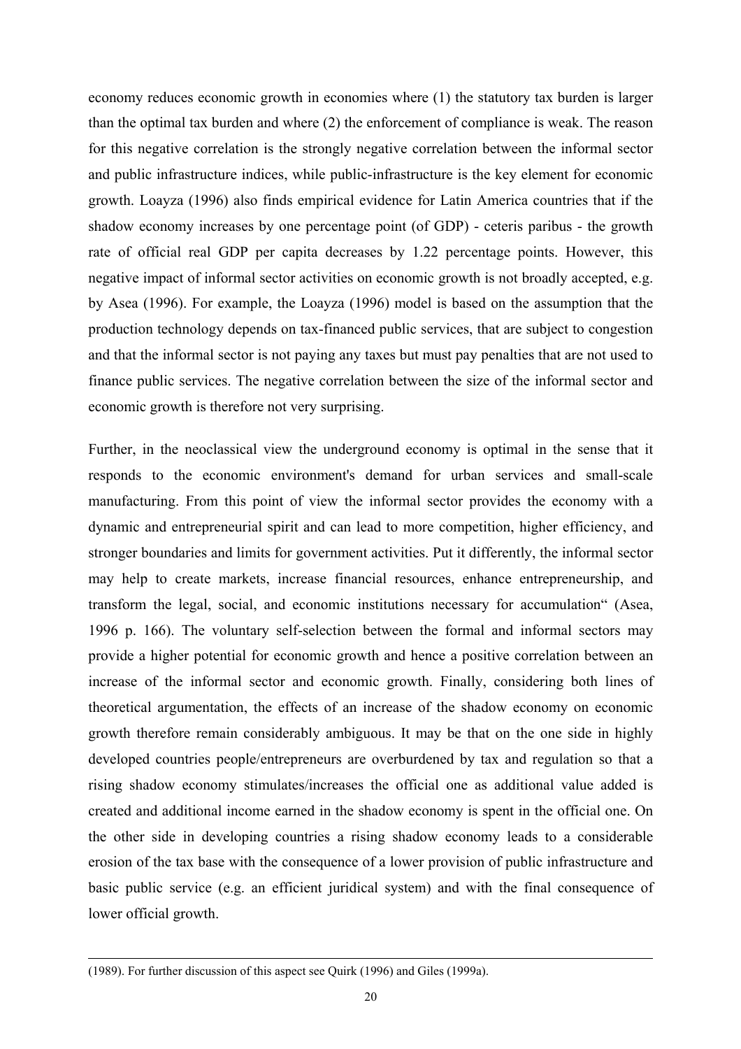economy reduces economic growth in economies where (1) the statutory tax burden is larger than the optimal tax burden and where (2) the enforcement of compliance is weak. The reason for this negative correlation is the strongly negative correlation between the informal sector and public infrastructure indices, while public-infrastructure is the key element for economic growth. Loayza (1996) also finds empirical evidence for Latin America countries that if the shadow economy increases by one percentage point (of GDP) - ceteris paribus - the growth rate of official real GDP per capita decreases by 1.22 percentage points. However, this negative impact of informal sector activities on economic growth is not broadly accepted, e.g. by Asea (1996). For example, the Loayza (1996) model is based on the assumption that the production technology depends on tax-financed public services, that are subject to congestion and that the informal sector is not paying any taxes but must pay penalties that are not used to finance public services. The negative correlation between the size of the informal sector and economic growth is therefore not very surprising.

Further, in the neoclassical view the underground economy is optimal in the sense that it responds to the economic environment's demand for urban services and small-scale manufacturing. From this point of view the informal sector provides the economy with a dynamic and entrepreneurial spirit and can lead to more competition, higher efficiency, and stronger boundaries and limits for government activities. Put it differently, the informal sector may help to create markets, increase financial resources, enhance entrepreneurship, and transform the legal, social, and economic institutions necessary for accumulation" (Asea, 1996 p. 166). The voluntary self-selection between the formal and informal sectors may provide a higher potential for economic growth and hence a positive correlation between an increase of the informal sector and economic growth. Finally, considering both lines of theoretical argumentation, the effects of an increase of the shadow economy on economic growth therefore remain considerably ambiguous. It may be that on the one side in highly developed countries people/entrepreneurs are overburdened by tax and regulation so that a rising shadow economy stimulates/increases the official one as additional value added is created and additional income earned in the shadow economy is spent in the official one. On the other side in developing countries a rising shadow economy leads to a considerable erosion of the tax base with the consequence of a lower provision of public infrastructure and basic public service (e.g. an efficient juridical system) and with the final consequence of lower official growth.

---

(1989). For further discussion of this aspect see Quirk (1996) and Giles (1999a).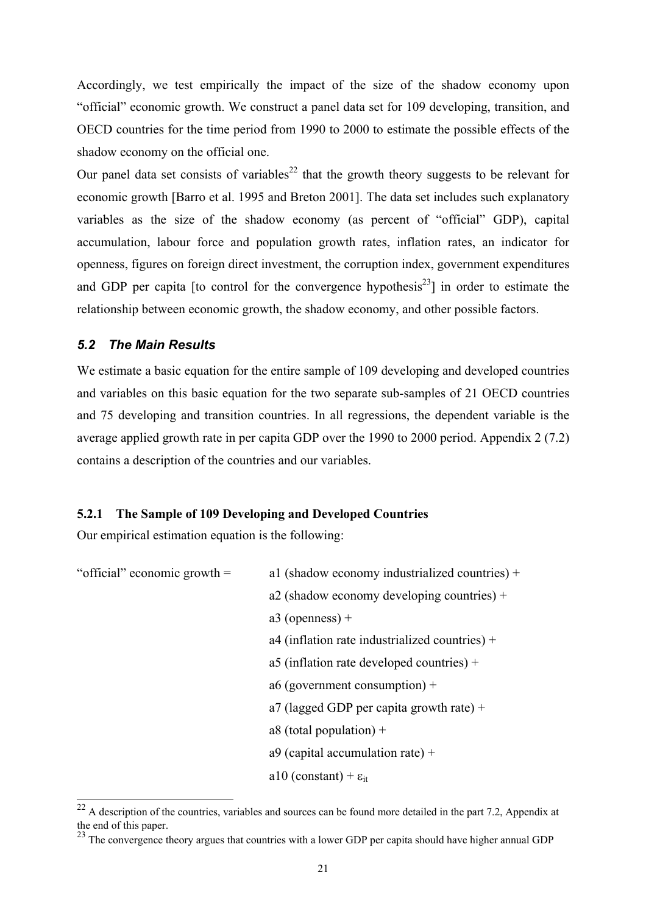Accordingly, we test empirically the impact of the size of the shadow economy upon "official" economic growth. We construct a panel data set for 109 developing, transition, and OECD countries for the time period from 1990 to 2000 to estimate the possible effects of the shadow economy on the official one.

Our panel data set consists of variables[22] that the growth theory suggests to be relevant for economic growth [Barro et al. 1995 and Breton 2001]. The data set includes such explanatory variables as the size of the shadow economy (as percent of "official" GDP), capital accumulation, labour force and population growth rates, inflation rates, an indicator for openness, figures on foreign direct investment, the corruption index, government expenditures and GDP per capita [to control for the convergence hypothesis[23]] in order to estimate the relationship between economic growth, the shadow economy, and other possible factors.

### *5.2 The Main Results*

We estimate a basic equation for the entire sample of 109 developing and developed countries and variables on this basic equation for the two separate sub-samples of 21 OECD countries and 75 developing and transition countries. In all regressions, the dependent variable is the average applied growth rate in per capita GDP over the 1990 to 2000 period. Appendix 2 (7.2) contains a description of the countries and our variables.

#### **5.2.1 The Sample of 109 Developing and Developed Countries**

Our empirical estimation equation is the following:

"official" economic growth = a1 (shadow economy industrialized countries) +
a2 (shadow economy developing countries) +
a3 (openness) +
a4 (inflation rate industrialized countries) +
a5 (inflation rate developed countries) +
a6 (government consumption) +
a7 (lagged GDP per capita growth rate) +
a8 (total population) +
a9 (capital accumulation rate) +
a10 (constant) + $\varepsilon_{it}$

---

[22] A description of the countries, variables and sources can be found more detailed in the part 7.2, Appendix at the end of this paper.

[23] The convergence theory argues that countries with a lower GDP per capita should have higher annual GDP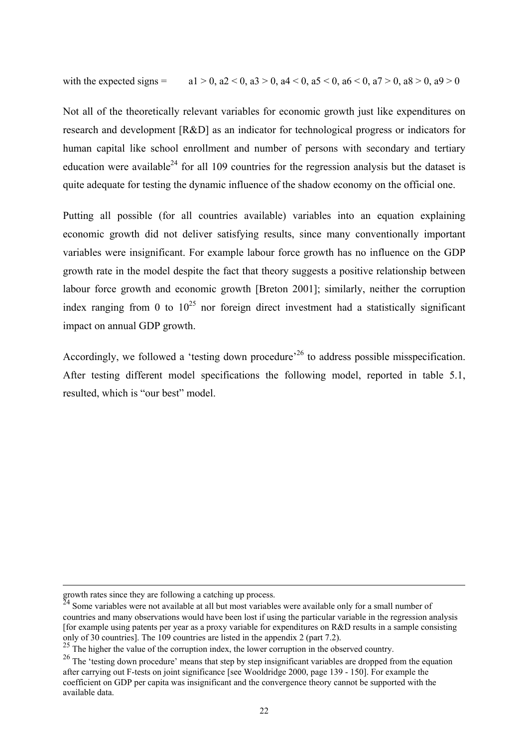with the expected signs = $a1 > 0$, $a2 < 0$, $a3 > 0$, $a4 < 0$, $a5 < 0$, $a6 < 0$, $a7 > 0$, $a8 > 0$, $a9 > 0$

Not all of the theoretically relevant variables for economic growth just like expenditures on research and development [R&D] as an indicator for technological progress or indicators for human capital like school enrollment and number of persons with secondary and tertiary education were available[24] for all 109 countries for the regression analysis but the dataset is quite adequate for testing the dynamic influence of the shadow economy on the official one.

Putting all possible (for all countries available) variables into an equation explaining economic growth did not deliver satisfying results, since many conventionally important variables were insignificant. For example labour force growth has no influence on the GDP growth rate in the model despite the fact that theory suggests a positive relationship between labour force growth and economic growth [Breton 2001]; similarly, neither the corruption index ranging from 0 to 10[25] nor foreign direct investment had a statistically significant impact on annual GDP growth.

Accordingly, we followed a 'testing down procedure'[26] to address possible misspecification. After testing different model specifications the following model, reported in table 5.1, resulted, which is "our best" model.

---

growth rates since they are following a catching up process.

[24] Some variables were not available at all but most variables were available only for a small number of countries and many observations would have been lost if using the particular variable in the regression analysis [for example using patents per year as a proxy variable for expenditures on R&D results in a sample consisting only of 30 countries]. The 109 countries are listed in the appendix 2 (part 7.2).

[25] The higher the value of the corruption index, the lower corruption in the observed country.

[26] The 'testing down procedure' means that step by step insignificant variables are dropped from the equation after carrying out F-tests on joint significance [see Wooldridge 2000, page 139 - 150]. For example the coefficient on GDP per capita was insignificant and the convergence theory cannot be supported with the available data.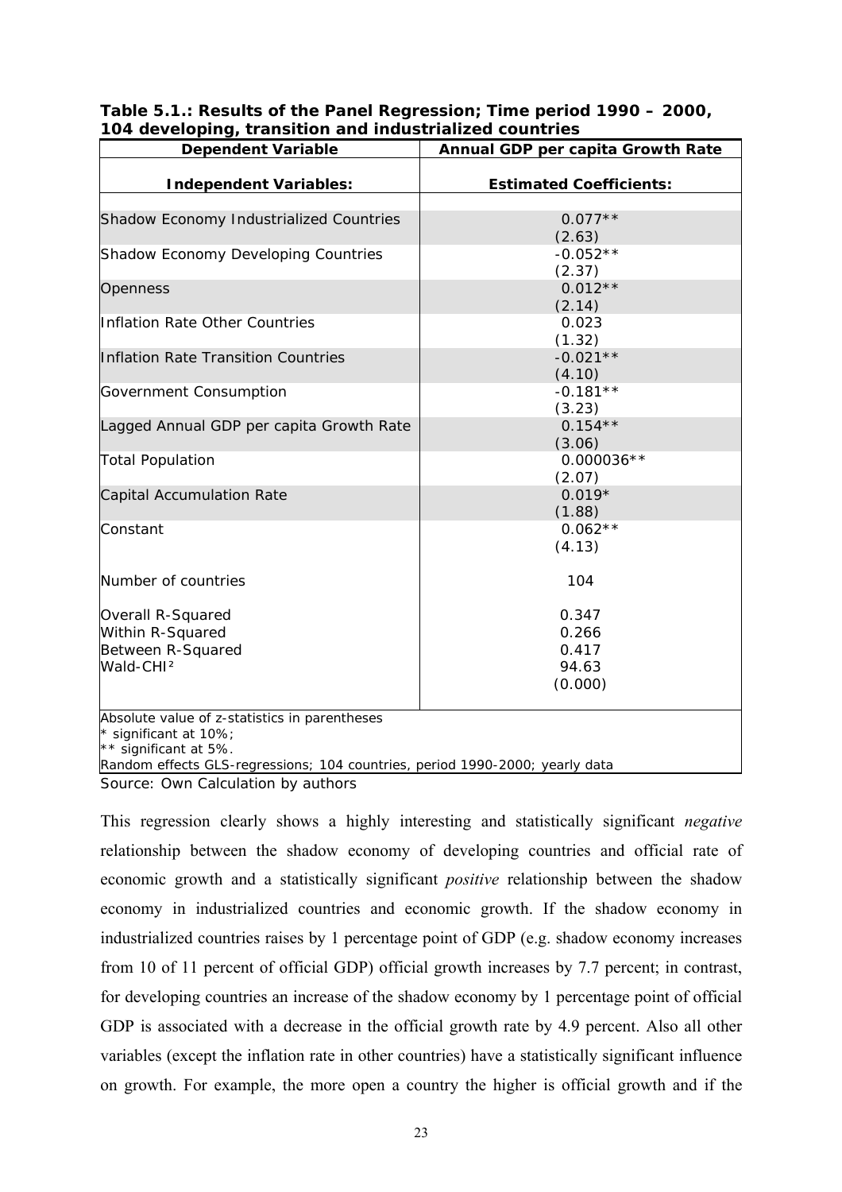**Table 5.1.: Results of the Panel Regression; Time period 1990 – 2000, 104 developing, transition and industrialized countries**

| Dependent Variable | Annual GDP per capita Growth Rate |
|---|---|
| **Independent Variables:** | **Estimated Coefficients:** |
| Shadow Economy Industrialized Countries | 0.077** (2.63) |
| Shadow Economy Developing Countries | -0.052** (2.37) |
| Openness | 0.012** (2.14) |
| Inflation Rate Other Countries | 0.023 (1.32) |
| Inflation Rate Transition Countries | -0.021** (4.10) |
| Government Consumption | -0.181** (3.23) |
| Lagged Annual GDP per capita Growth Rate | 0.154** (3.06) |
| Total Population | 0.000036** (2.07) |
| Capital Accumulation Rate | 0.019* (1.88) |
| Constant | 0.062** (4.13) |
| Number of countries | 104 |
| Overall R-Squared | 0.347 |
| Within R-Squared | 0.266 |
| Between R-Squared | 0.417 |
| Wald-CHI² | 94.63 (0.000) |

Absolute value of z-statistics in parentheses
* significant at 10%;
** significant at 5%.
Random effects GLS-regressions; 104 countries, period 1990-2000; yearly data

Source: Own Calculation by authors

This regression clearly shows a highly interesting and statistically significant *negative* relationship between the shadow economy of developing countries and official rate of economic growth and a statistically significant *positive* relationship between the shadow economy in industrialized countries and economic growth. If the shadow economy in industrialized countries raises by 1 percentage point of GDP (e.g. shadow economy increases from 10 of 11 percent of official GDP) official growth increases by 7.7 percent; in contrast, for developing countries an increase of the shadow economy by 1 percentage point of official GDP is associated with a decrease in the official growth rate by 4.9 percent. Also all other variables (except the inflation rate in other countries) have a statistically significant influence on growth. For example, the more open a country the higher is official growth and if the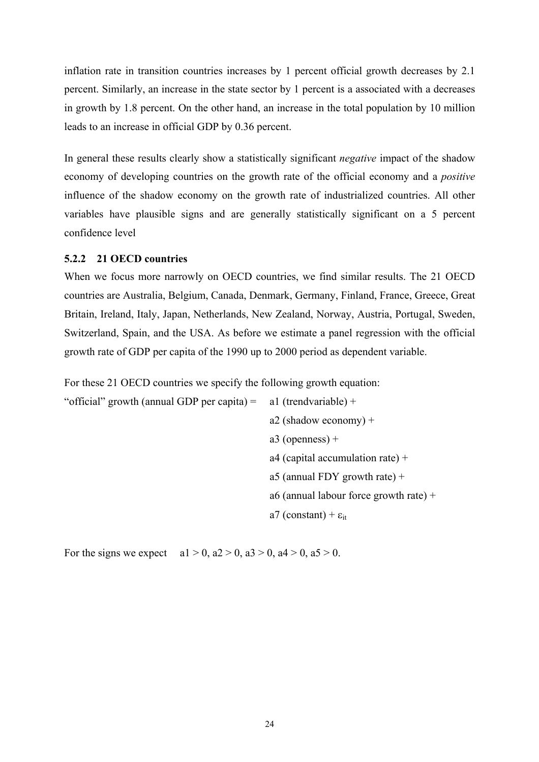inflation rate in transition countries increases by 1 percent official growth decreases by 2.1 percent. Similarly, an increase in the state sector by 1 percent is a associated with a decreases in growth by 1.8 percent. On the other hand, an increase in the total population by 10 million leads to an increase in official GDP by 0.36 percent.

In general these results clearly show a statistically significant *negative* impact of the shadow economy of developing countries on the growth rate of the official economy and a *positive* influence of the shadow economy on the growth rate of industrialized countries. All other variables have plausible signs and are generally statistically significant on a 5 percent confidence level

### 5.2.2 21 OECD countries

When we focus more narrowly on OECD countries, we find similar results. The 21 OECD countries are Australia, Belgium, Canada, Denmark, Germany, Finland, France, Greece, Great Britain, Ireland, Italy, Japan, Netherlands, New Zealand, Norway, Austria, Portugal, Sweden, Switzerland, Spain, and the USA. As before we estimate a panel regression with the official growth rate of GDP per capita of the 1990 up to 2000 period as dependent variable.

For these 21 OECD countries we specify the following growth equation:

"official" growth (annual GDP per capita) = a1 (trendvariable) +
a2 (shadow economy) +
a3 (openness) +
a4 (capital accumulation rate) +
a5 (annual FDY growth rate) +
a6 (annual labour force growth rate) +
a7 (constant) + $\varepsilon_{it}$

For the signs we expect a1 > 0, a2 > 0, a3 > 0, a4 > 0, a5 > 0.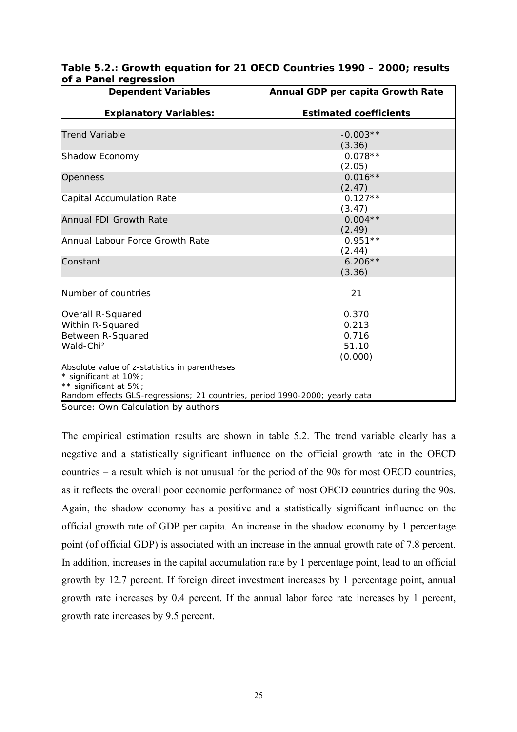**Table 5.2.: Growth equation for 21 OECD Countries 1990 – 2000; results of a Panel regression**

| Dependent Variables | Annual GDP per capita Growth Rate |
|---|---|
| **Explanatory Variables:** | **Estimated coefficients** |
| Trend Variable | -0.003** (3.36) |
| Shadow Economy | 0.078** (2.05) |
| Openness | 0.016** (2.47) |
| Capital Accumulation Rate | 0.127** (3.47) |
| Annual FDI Growth Rate | 0.004** (2.49) |
| Annual Labour Force Growth Rate | 0.951** (2.44) |
| Constant | 6.206** (3.36) |
| Number of countries | 21 |
| Overall R-Squared | 0.370 |
| Within R-Squared | 0.213 |
| Between R-Squared | 0.716 |
| Wald-Chi² | 51.10 (0.000) |

Absolute value of z-statistics in parentheses
* significant at 10%;
** significant at 5%;
Random effects GLS-regressions; 21 countries, period 1990-2000; yearly data

Source: Own Calculation by authors

The empirical estimation results are shown in table 5.2. The trend variable clearly has a negative and a statistically significant influence on the official growth rate in the OECD countries – a result which is not unusual for the period of the 90s for most OECD countries, as it reflects the overall poor economic performance of most OECD countries during the 90s. Again, the shadow economy has a positive and a statistically significant influence on the official growth rate of GDP per capita. An increase in the shadow economy by 1 percentage point (of official GDP) is associated with an increase in the annual growth rate of 7.8 percent. In addition, increases in the capital accumulation rate by 1 percentage point, lead to an official growth by 12.7 percent. If foreign direct investment increases by 1 percentage point, annual growth rate increases by 0.4 percent. If the annual labor force rate increases by 1 percent, growth rate increases by 9.5 percent.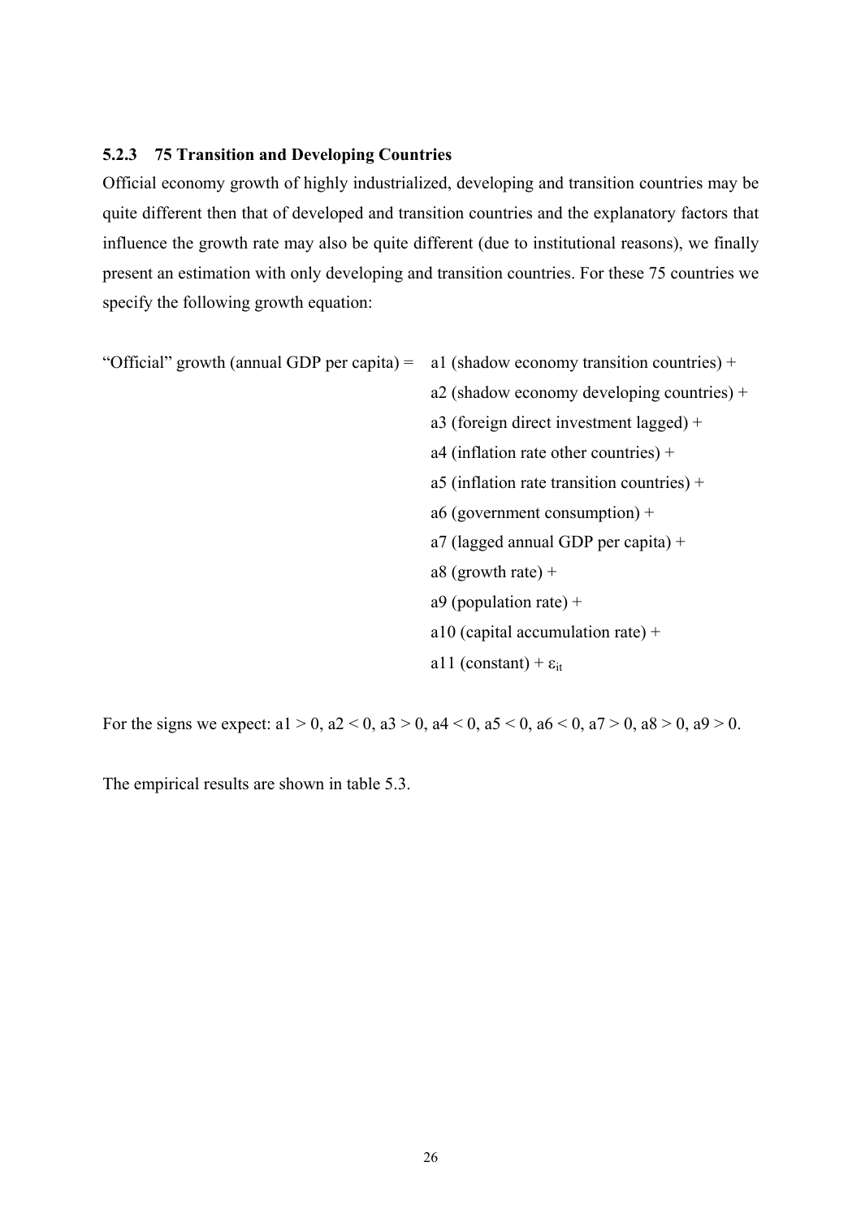### 5.2.3 75 Transition and Developing Countries

Official economy growth of highly industrialized, developing and transition countries may be quite different then that of developed and transition countries and the explanatory factors that influence the growth rate may also be quite different (due to institutional reasons), we finally present an estimation with only developing and transition countries. For these 75 countries we specify the following growth equation:

"Official" growth (annual GDP per capita) = a1 (shadow economy transition countries) +
a2 (shadow economy developing countries) +
a3 (foreign direct investment lagged) +
a4 (inflation rate other countries) +
a5 (inflation rate transition countries) +
a6 (government consumption) +
a7 (lagged annual GDP per capita) +
a8 (growth rate) +
a9 (population rate) +
a10 (capital accumulation rate) +
a11 (constant) + $\varepsilon_{it}$

For the signs we expect: a1 > 0, a2 < 0, a3 > 0, a4 < 0, a5 < 0, a6 < 0, a7 > 0, a8 > 0, a9 > 0.

The empirical results are shown in table 5.3.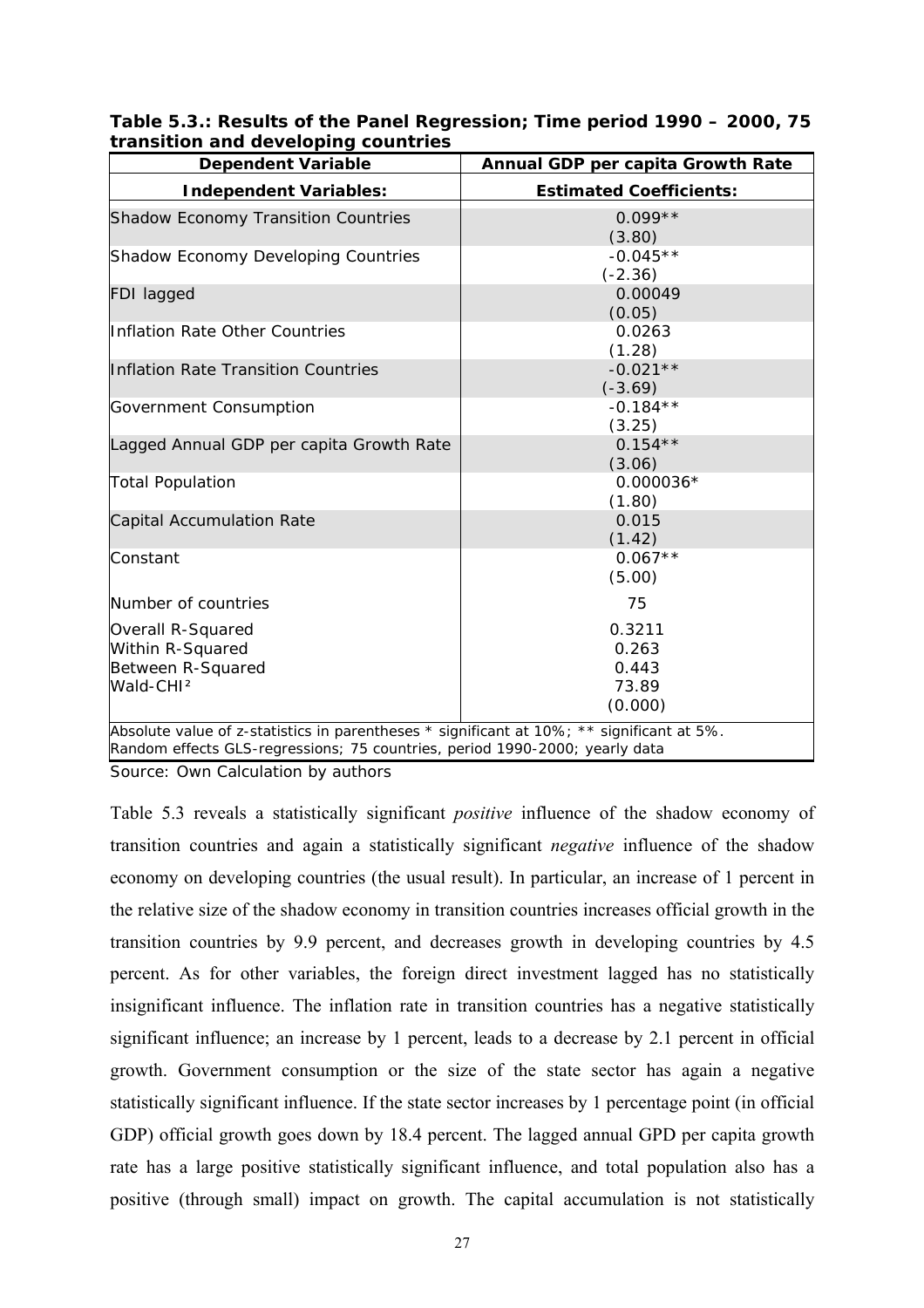**Table 5.3.: Results of the Panel Regression; Time period 1990 – 2000, 75 transition and developing countries**

| Dependent Variable | Annual GDP per capita Growth Rate |
|---|---|
| **Independent Variables:** | **Estimated Coefficients:** |
| Shadow Economy Transition Countries | 0.099** (3.80) |
| Shadow Economy Developing Countries | -0.045** (-2.36) |
| FDI lagged | 0.00049 (0.05) |
| Inflation Rate Other Countries | 0.0263 (1.28) |
| Inflation Rate Transition Countries | -0.021** (-3.69) |
| Government Consumption | -0.184** (3.25) |
| Lagged Annual GDP per capita Growth Rate | 0.154** (3.06) |
| Total Population | 0.000036* (1.80) |
| Capital Accumulation Rate | 0.015 (1.42) |
| Constant | 0.067** (5.00) |
| Number of countries | 75 |
| Overall R-Squared | 0.3211 |
| Within R-Squared | 0.263 |
| Between R-Squared | 0.443 |
| Wald-CHI² | 73.89 (0.000) |

Absolute value of z-statistics in parentheses * significant at 10%; ** significant at 5%.
Random effects GLS-regressions; 75 countries, period 1990-2000; yearly data

Source: Own Calculation by authors

Table 5.3 reveals a statistically significant *positive* influence of the shadow economy of transition countries and again a statistically significant *negative* influence of the shadow economy on developing countries (the usual result). In particular, an increase of 1 percent in the relative size of the shadow economy in transition countries increases official growth in the transition countries by 9.9 percent, and decreases growth in developing countries by 4.5 percent. As for other variables, the foreign direct investment lagged has no statistically insignificant influence. The inflation rate in transition countries has a negative statistically significant influence; an increase by 1 percent, leads to a decrease by 2.1 percent in official growth. Government consumption or the size of the state sector has again a negative statistically significant influence. If the state sector increases by 1 percentage point (in official GDP) official growth goes down by 18.4 percent. The lagged annual GPD per capita growth rate has a large positive statistically significant influence, and total population also has a positive (through small) impact on growth. The capital accumulation is not statistically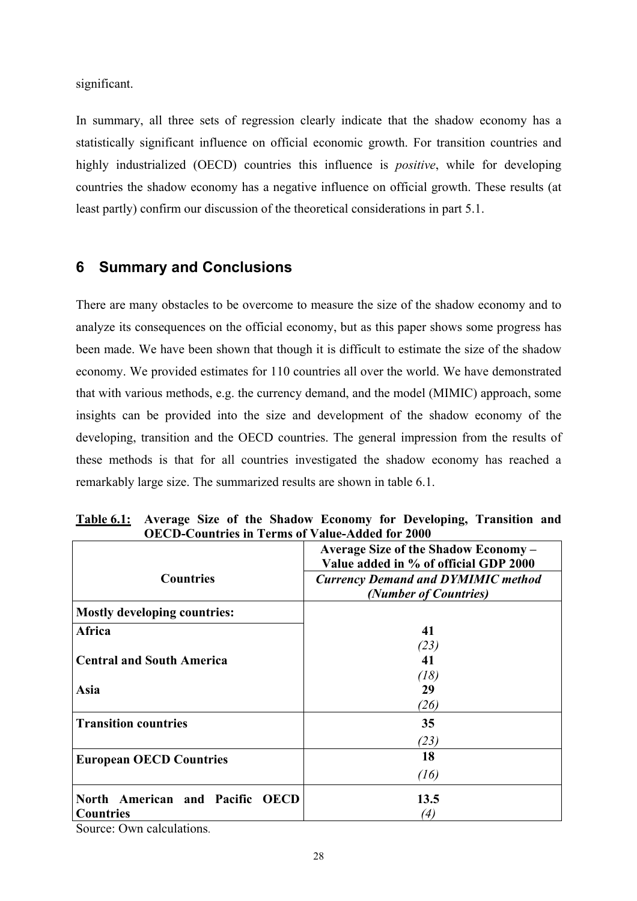significant.

In summary, all three sets of regression clearly indicate that the shadow economy has a statistically significant influence on official economic growth. For transition countries and highly industrialized (OECD) countries this influence is *positive*, while for developing countries the shadow economy has a negative influence on official growth. These results (at least partly) confirm our discussion of the theoretical considerations in part 5.1.

## 6 Summary and Conclusions

There are many obstacles to be overcome to measure the size of the shadow economy and to analyze its consequences on the official economy, but as this paper shows some progress has been made. We have been shown that though it is difficult to estimate the size of the shadow economy. We provided estimates for 110 countries all over the world. We have demonstrated that with various methods, e.g. the currency demand, and the model (MIMIC) approach, some insights can be provided into the size and development of the shadow economy of the developing, transition and the OECD countries. The general impression from the results of these methods is that for all countries investigated the shadow economy has reached a remarkably large size. The summarized results are shown in table 6.1.

**Table 6.1: Average Size of the Shadow Economy for Developing, Transition and OECD-Countries in Terms of Value-Added for 2000**

| Countries | Average Size of the Shadow Economy – Value added in % of official GDP 2000<br>*Currency Demand and DYMIMIC method (Number of Countries)* |
|---|---|
| **Mostly developing countries:** | |
| **Africa** | **41**<br>*(23)* |
| **Central and South America** | **41**<br>*(18)* |
| **Asia** | **29**<br>*(26)* |
| **Transition countries** | **35**<br>*(23)* |
| **European OECD Countries** | **18**<br>*(16)* |
| **North American and Pacific OECD Countries** | **13.5**<br>*(4)* |

Source: Own calculations.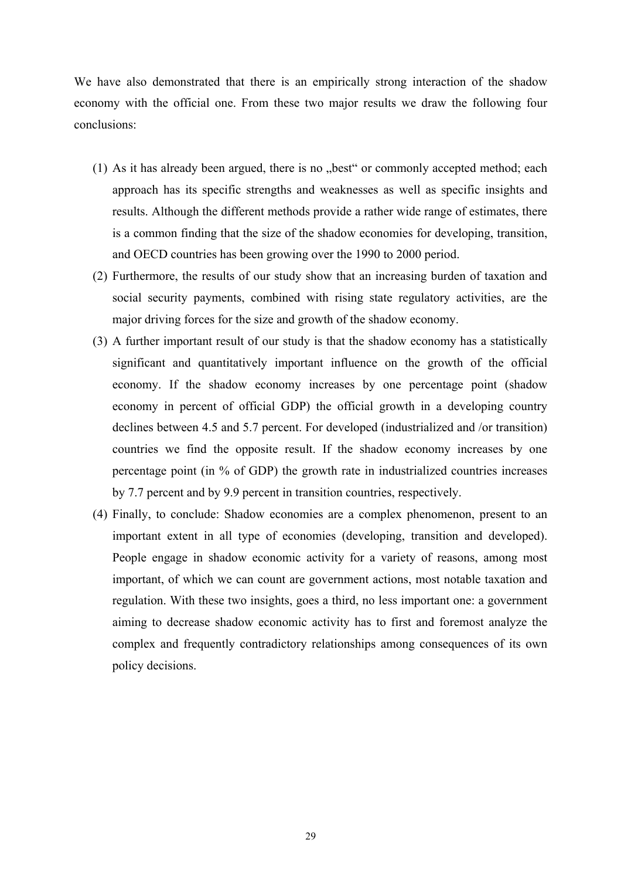We have also demonstrated that there is an empirically strong interaction of the shadow economy with the official one. From these two major results we draw the following four conclusions:

1. As it has already been argued, there is no „best" or commonly accepted method; each approach has its specific strengths and weaknesses as well as specific insights and results. Although the different methods provide a rather wide range of estimates, there is a common finding that the size of the shadow economies for developing, transition, and OECD countries has been growing over the 1990 to 2000 period.
2. Furthermore, the results of our study show that an increasing burden of taxation and social security payments, combined with rising state regulatory activities, are the major driving forces for the size and growth of the shadow economy.
3. A further important result of our study is that the shadow economy has a statistically significant and quantitatively important influence on the growth of the official economy. If the shadow economy increases by one percentage point (shadow economy in percent of official GDP) the official growth in a developing country declines between 4.5 and 5.7 percent. For developed (industrialized and /or transition) countries we find the opposite result. If the shadow economy increases by one percentage point (in % of GDP) the growth rate in industrialized countries increases by 7.7 percent and by 9.9 percent in transition countries, respectively.
4. Finally, to conclude: Shadow economies are a complex phenomenon, present to an important extent in all type of economies (developing, transition and developed). People engage in shadow economic activity for a variety of reasons, among most important, of which we can count are government actions, most notable taxation and regulation. With these two insights, goes a third, no less important one: a government aiming to decrease shadow economic activity has to first and foremost analyze the complex and frequently contradictory relationships among consequences of its own policy decisions.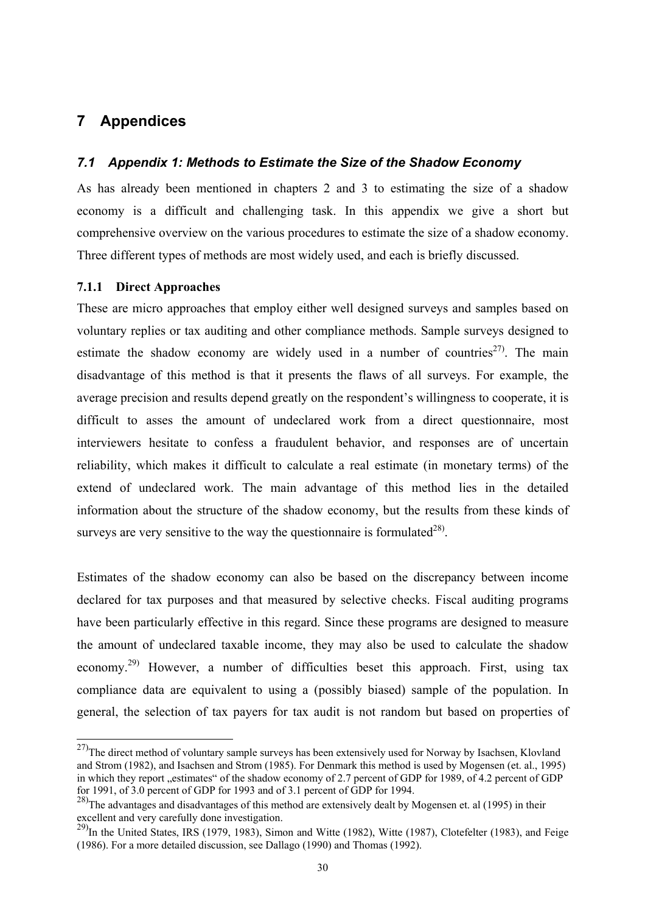# 7 Appendices

## *7.1 Appendix 1: Methods to Estimate the Size of the Shadow Economy*

As has already been mentioned in chapters 2 and 3 to estimating the size of a shadow economy is a difficult and challenging task. In this appendix we give a short but comprehensive overview on the various procedures to estimate the size of a shadow economy. Three different types of methods are most widely used, and each is briefly discussed.

### 7.1.1 Direct Approaches

These are micro approaches that employ either well designed surveys and samples based on voluntary replies or tax auditing and other compliance methods. Sample surveys designed to estimate the shadow economy are widely used in a number of countries[27)]. The main disadvantage of this method is that it presents the flaws of all surveys. For example, the average precision and results depend greatly on the respondent's willingness to cooperate, it is difficult to asses the amount of undeclared work from a direct questionnaire, most interviewers hesitate to confess a fraudulent behavior, and responses are of uncertain reliability, which makes it difficult to calculate a real estimate (in monetary terms) of the extend of undeclared work. The main advantage of this method lies in the detailed information about the structure of the shadow economy, but the results from these kinds of surveys are very sensitive to the way the questionnaire is formulated[28)].

Estimates of the shadow economy can also be based on the discrepancy between income declared for tax purposes and that measured by selective checks. Fiscal auditing programs have been particularly effective in this regard. Since these programs are designed to measure the amount of undeclared taxable income, they may also be used to calculate the shadow economy.[29)] However, a number of difficulties beset this approach. First, using tax compliance data are equivalent to using a (possibly biased) sample of the population. In general, the selection of tax payers for tax audit is not random but based on properties of

---

[27)] The direct method of voluntary sample surveys has been extensively used for Norway by Isachsen, Klovland and Strom (1982), and Isachsen and Strom (1985). For Denmark this method is used by Mogensen (et. al., 1995) in which they report „estimates" of the shadow economy of 2.7 percent of GDP for 1989, of 4.2 percent of GDP for 1991, of 3.0 percent of GDP for 1993 and of 3.1 percent of GDP for 1994.

[28)] The advantages and disadvantages of this method are extensively dealt by Mogensen et. al (1995) in their excellent and very carefully done investigation.

[29)] In the United States, IRS (1979, 1983), Simon and Witte (1982), Witte (1987), Clotefelter (1983), and Feige (1986). For a more detailed discussion, see Dallago (1990) and Thomas (1992).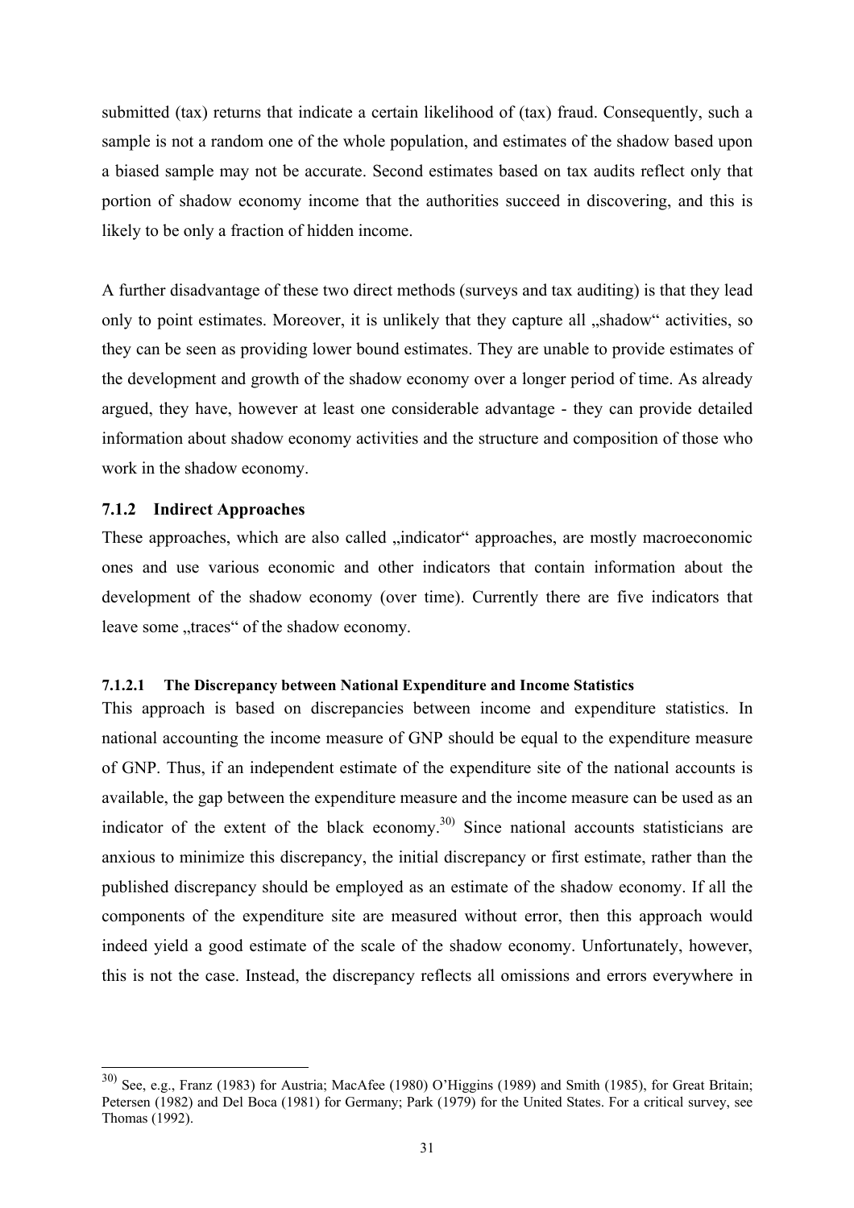submitted (tax) returns that indicate a certain likelihood of (tax) fraud. Consequently, such a sample is not a random one of the whole population, and estimates of the shadow based upon a biased sample may not be accurate. Second estimates based on tax audits reflect only that portion of shadow economy income that the authorities succeed in discovering, and this is likely to be only a fraction of hidden income.

A further disadvantage of these two direct methods (surveys and tax auditing) is that they lead only to point estimates. Moreover, it is unlikely that they capture all „shadow" activities, so they can be seen as providing lower bound estimates. They are unable to provide estimates of the development and growth of the shadow economy over a longer period of time. As already argued, they have, however at least one considerable advantage - they can provide detailed information about shadow economy activities and the structure and composition of those who work in the shadow economy.

### 7.1.2 Indirect Approaches

These approaches, which are also called „indicator" approaches, are mostly macroeconomic ones and use various economic and other indicators that contain information about the development of the shadow economy (over time). Currently there are five indicators that leave some „traces" of the shadow economy.

#### 7.1.2.1 The Discrepancy between National Expenditure and Income Statistics

This approach is based on discrepancies between income and expenditure statistics. In national accounting the income measure of GNP should be equal to the expenditure measure of GNP. Thus, if an independent estimate of the expenditure site of the national accounts is available, the gap between the expenditure measure and the income measure can be used as an indicator of the extent of the black economy.[30)] Since national accounts statisticians are anxious to minimize this discrepancy, the initial discrepancy or first estimate, rather than the published discrepancy should be employed as an estimate of the shadow economy. If all the components of the expenditure site are measured without error, then this approach would indeed yield a good estimate of the scale of the shadow economy. Unfortunately, however, this is not the case. Instead, the discrepancy reflects all omissions and errors everywhere in

---

[30)] See, e.g., Franz (1983) for Austria; MacAfee (1980) O'Higgins (1989) and Smith (1985), for Great Britain; Petersen (1982) and Del Boca (1981) for Germany; Park (1979) for the United States. For a critical survey, see Thomas (1992).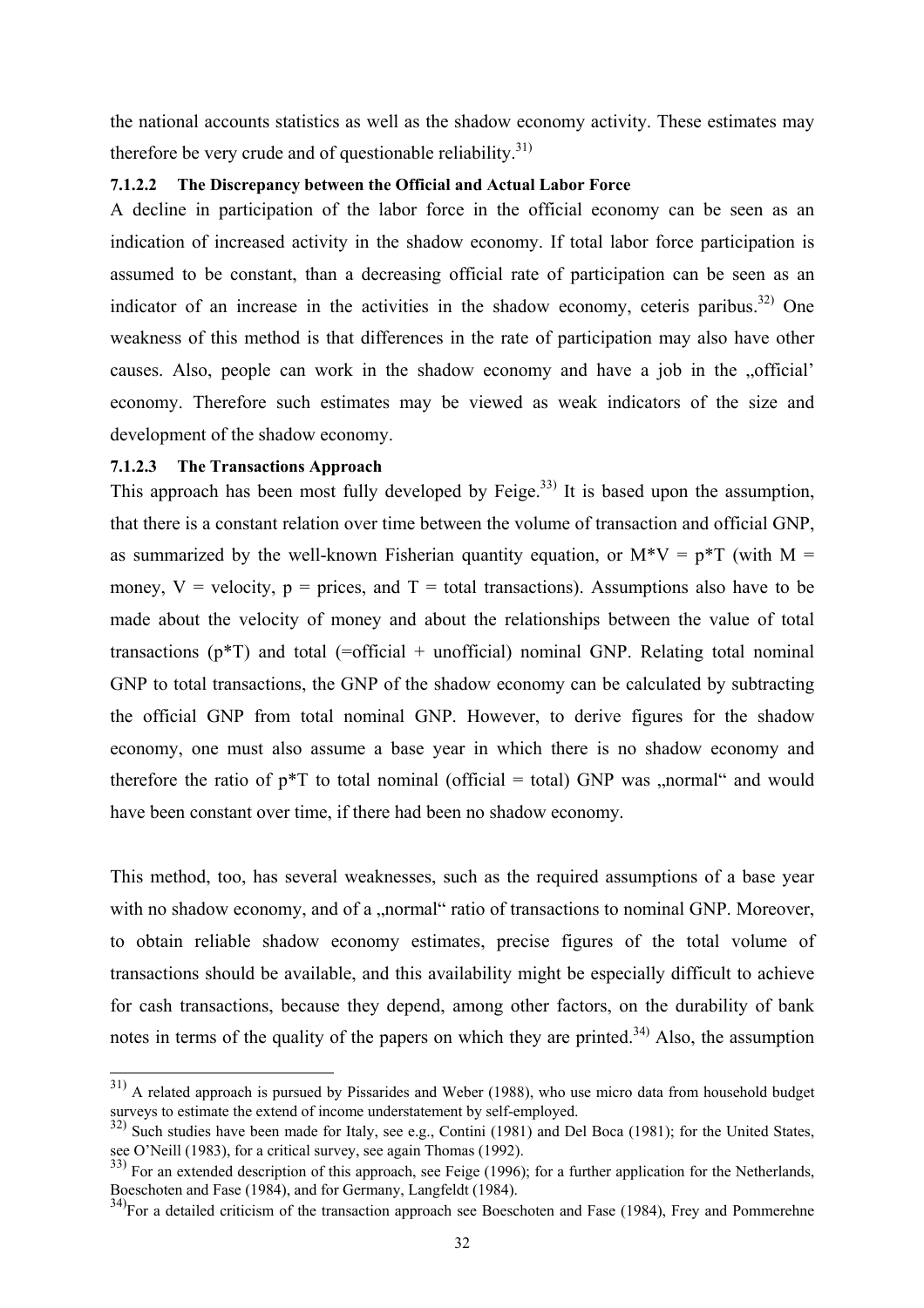the national accounts statistics as well as the shadow economy activity. These estimates may therefore be very crude and of questionable reliability.[31)]

#### 7.1.2.2 The Discrepancy between the Official and Actual Labor Force

A decline in participation of the labor force in the official economy can be seen as an indication of increased activity in the shadow economy. If total labor force participation is assumed to be constant, than a decreasing official rate of participation can be seen as an indicator of an increase in the activities in the shadow economy, ceteris paribus.[32)] One weakness of this method is that differences in the rate of participation may also have other causes. Also, people can work in the shadow economy and have a job in the „official' economy. Therefore such estimates may be viewed as weak indicators of the size and development of the shadow economy.

#### 7.1.2.3 The Transactions Approach

This approach has been most fully developed by Feige.[33)] It is based upon the assumption, that there is a constant relation over time between the volume of transaction and official GNP, as summarized by the well-known Fisherian quantity equation, or $M*V = p*T$ (with $M$ = money, $V$ = velocity, $p$ = prices, and $T$ = total transactions). Assumptions also have to be made about the velocity of money and about the relationships between the value of total transactions ($p*T$) and total (=official + unofficial) nominal GNP. Relating total nominal GNP to total transactions, the GNP of the shadow economy can be calculated by subtracting the official GNP from total nominal GNP. However, to derive figures for the shadow economy, one must also assume a base year in which there is no shadow economy and therefore the ratio of $p*T$ to total nominal (official = total) GNP was „normal" and would have been constant over time, if there had been no shadow economy.

This method, too, has several weaknesses, such as the required assumptions of a base year with no shadow economy, and of a „normal" ratio of transactions to nominal GNP. Moreover, to obtain reliable shadow economy estimates, precise figures of the total volume of transactions should be available, and this availability might be especially difficult to achieve for cash transactions, because they depend, among other factors, on the durability of bank notes in terms of the quality of the papers on which they are printed.[34)] Also, the assumption

---

[31)] A related approach is pursued by Pissarides and Weber (1988), who use micro data from household budget surveys to estimate the extend of income understatement by self-employed.

[32)] Such studies have been made for Italy, see e.g., Contini (1981) and Del Boca (1981); for the United States, see O'Neill (1983), for a critical survey, see again Thomas (1992).

[33)] For an extended description of this approach, see Feige (1996); for a further application for the Netherlands, Boeschoten and Fase (1984), and for Germany, Langfeldt (1984).

[34)] For a detailed criticism of the transaction approach see Boeschoten and Fase (1984), Frey and Pommerehne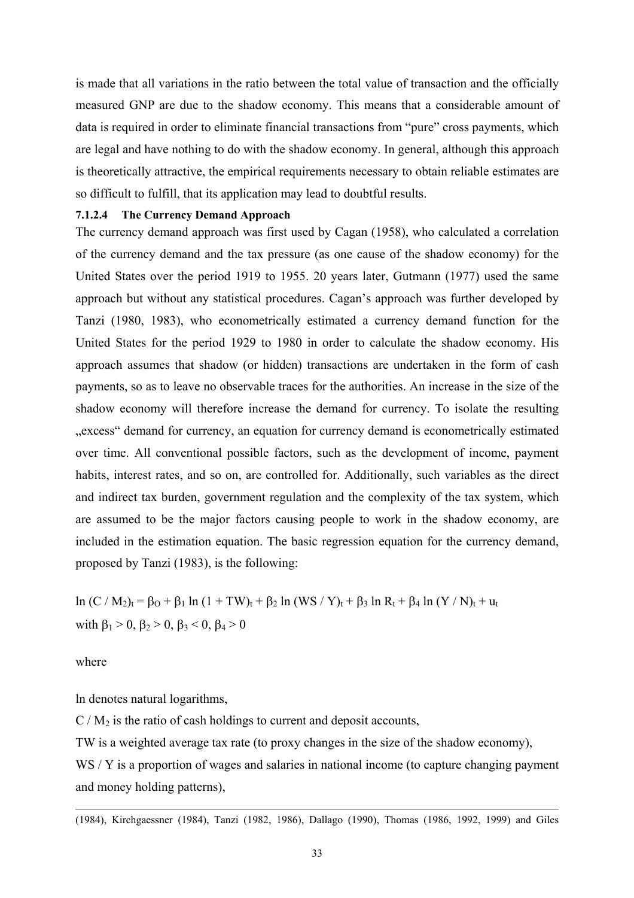is made that all variations in the ratio between the total value of transaction and the officially measured GNP are due to the shadow economy. This means that a considerable amount of data is required in order to eliminate financial transactions from "pure" cross payments, which are legal and have nothing to do with the shadow economy. In general, although this approach is theoretically attractive, the empirical requirements necessary to obtain reliable estimates are so difficult to fulfill, that its application may lead to doubtful results.

#### 7.1.2.4 The Currency Demand Approach

The currency demand approach was first used by Cagan (1958), who calculated a correlation of the currency demand and the tax pressure (as one cause of the shadow economy) for the United States over the period 1919 to 1955. 20 years later, Gutmann (1977) used the same approach but without any statistical procedures. Cagan's approach was further developed by Tanzi (1980, 1983), who econometrically estimated a currency demand function for the United States for the period 1929 to 1980 in order to calculate the shadow economy. His approach assumes that shadow (or hidden) transactions are undertaken in the form of cash payments, so as to leave no observable traces for the authorities. An increase in the size of the shadow economy will therefore increase the demand for currency. To isolate the resulting „excess" demand for currency, an equation for currency demand is econometrically estimated over time. All conventional possible factors, such as the development of income, payment habits, interest rates, and so on, are controlled for. Additionally, such variables as the direct and indirect tax burden, government regulation and the complexity of the tax system, which are assumed to be the major factors causing people to work in the shadow economy, are included in the estimation equation. The basic regression equation for the currency demand, proposed by Tanzi (1983), is the following:

$$\ln (C / M_2)_t = \beta_O + \beta_1 \ln (1 + TW)_t + \beta_2 \ln (WS / Y)_t + \beta_3 \ln R_t + \beta_4 \ln (Y / N)_t + u_t$$

with $\beta_1 > 0$, $\beta_2 > 0$, $\beta_3 < 0$, $\beta_4 > 0$

where

ln denotes natural logarithms,

$C / M_2$ is the ratio of cash holdings to current and deposit accounts,

TW is a weighted average tax rate (to proxy changes in the size of the shadow economy),

WS / Y is a proportion of wages and salaries in national income (to capture changing payment and money holding patterns),

(1984), Kirchgaessner (1984), Tanzi (1982, 1986), Dallago (1990), Thomas (1986, 1992, 1999) and Giles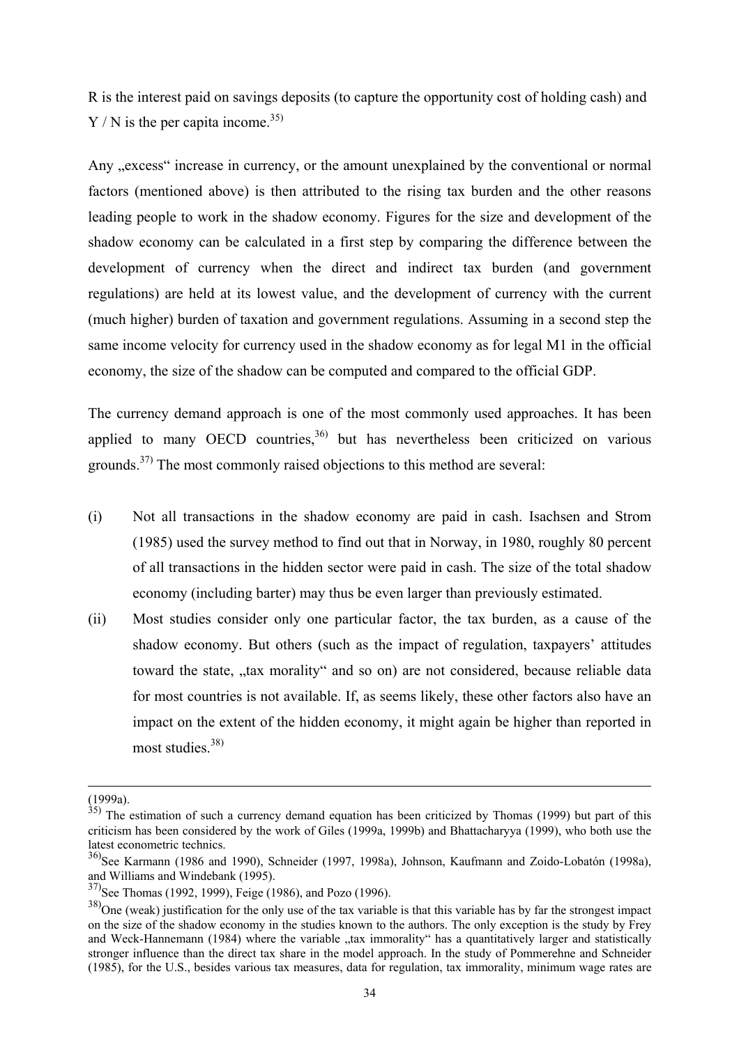R is the interest paid on savings deposits (to capture the opportunity cost of holding cash) and $Y / N$ is the per capita income.[35)]

Any „excess" increase in currency, or the amount unexplained by the conventional or normal factors (mentioned above) is then attributed to the rising tax burden and the other reasons leading people to work in the shadow economy. Figures for the size and development of the shadow economy can be calculated in a first step by comparing the difference between the development of currency when the direct and indirect tax burden (and government regulations) are held at its lowest value, and the development of currency with the current (much higher) burden of taxation and government regulations. Assuming in a second step the same income velocity for currency used in the shadow economy as for legal M1 in the official economy, the size of the shadow can be computed and compared to the official GDP.

The currency demand approach is one of the most commonly used approaches. It has been applied to many OECD countries,[36)] but has nevertheless been criticized on various grounds.[37)] The most commonly raised objections to this method are several:

(i) Not all transactions in the shadow economy are paid in cash. Isachsen and Strom (1985) used the survey method to find out that in Norway, in 1980, roughly 80 percent of all transactions in the hidden sector were paid in cash. The size of the total shadow economy (including barter) may thus be even larger than previously estimated.

(ii) Most studies consider only one particular factor, the tax burden, as a cause of the shadow economy. But others (such as the impact of regulation, taxpayers' attitudes toward the state, „tax morality" and so on) are not considered, because reliable data for most countries is not available. If, as seems likely, these other factors also have an impact on the extent of the hidden economy, it might again be higher than reported in most studies.[38)]

---

(1999a).

[35)] The estimation of such a currency demand equation has been criticized by Thomas (1999) but part of this criticism has been considered by the work of Giles (1999a, 1999b) and Bhattacharyya (1999), who both use the latest econometric technics.

[36)] See Karmann (1986 and 1990), Schneider (1997, 1998a), Johnson, Kaufmann and Zoido-Lobatón (1998a), and Williams and Windebank (1995).

[37)] See Thomas (1992, 1999), Feige (1986), and Pozo (1996).

[38)] One (weak) justification for the only use of the tax variable is that this variable has by far the strongest impact on the size of the shadow economy in the studies known to the authors. The only exception is the study by Frey and Weck-Hannemann (1984) where the variable „tax immorality" has a quantitatively larger and statistically stronger influence than the direct tax share in the model approach. In the study of Pommerehne and Schneider (1985), for the U.S., besides various tax measures, data for regulation, tax immorality, minimum wage rates are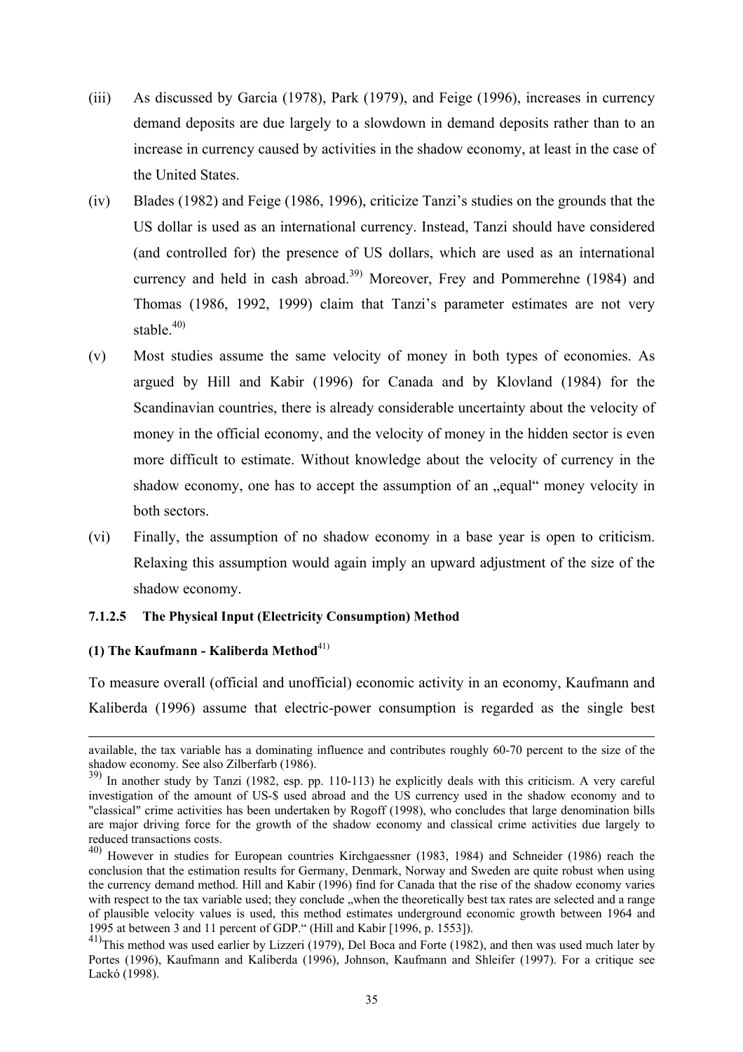(iii) As discussed by Garcia (1978), Park (1979), and Feige (1996), increases in currency demand deposits are due largely to a slowdown in demand deposits rather than to an increase in currency caused by activities in the shadow economy, at least in the case of the United States.

(iv) Blades (1982) and Feige (1986, 1996), criticize Tanzi's studies on the grounds that the US dollar is used as an international currency. Instead, Tanzi should have considered (and controlled for) the presence of US dollars, which are used as an international currency and held in cash abroad.[39] Moreover, Frey and Pommerehne (1984) and Thomas (1986, 1992, 1999) claim that Tanzi's parameter estimates are not very stable.[40]

(v) Most studies assume the same velocity of money in both types of economies. As argued by Hill and Kabir (1996) for Canada and by Klovland (1984) for the Scandinavian countries, there is already considerable uncertainty about the velocity of money in the official economy, and the velocity of money in the hidden sector is even more difficult to estimate. Without knowledge about the velocity of currency in the shadow economy, one has to accept the assumption of an „equal" money velocity in both sectors.

(vi) Finally, the assumption of no shadow economy in a base year is open to criticism. Relaxing this assumption would again imply an upward adjustment of the size of the shadow economy.

#### 7.1.2.5 The Physical Input (Electricity Consumption) Method

**(1) The Kaufmann - Kaliberda Method**[41]

To measure overall (official and unofficial) economic activity in an economy, Kaufmann and Kaliberda (1996) assume that electric-power consumption is regarded as the single best

---

available, the tax variable has a dominating influence and contributes roughly 60-70 percent to the size of the shadow economy. See also Zilberfarb (1986).

[39] In another study by Tanzi (1982, esp. pp. 110-113) he explicitly deals with this criticism. A very careful investigation of the amount of US-$ used abroad and the US currency used in the shadow economy and to "classical" crime activities has been undertaken by Rogoff (1998), who concludes that large denomination bills are major driving force for the growth of the shadow economy and classical crime activities due largely to reduced transactions costs.

[40] However in studies for European countries Kirchgaessner (1983, 1984) and Schneider (1986) reach the conclusion that the estimation results for Germany, Denmark, Norway and Sweden are quite robust when using the currency demand method. Hill and Kabir (1996) find for Canada that the rise of the shadow economy varies with respect to the tax variable used; they conclude „when the theoretically best tax rates are selected and a range of plausible velocity values is used, this method estimates underground economic growth between 1964 and 1995 at between 3 and 11 percent of GDP." (Hill and Kabir [1996, p. 1553]).

[41] This method was used earlier by Lizzeri (1979), Del Boca and Forte (1982), and then was used much later by Portes (1996), Kaufmann and Kaliberda (1996), Johnson, Kaufmann and Shleifer (1997). For a critique see Lackó (1998).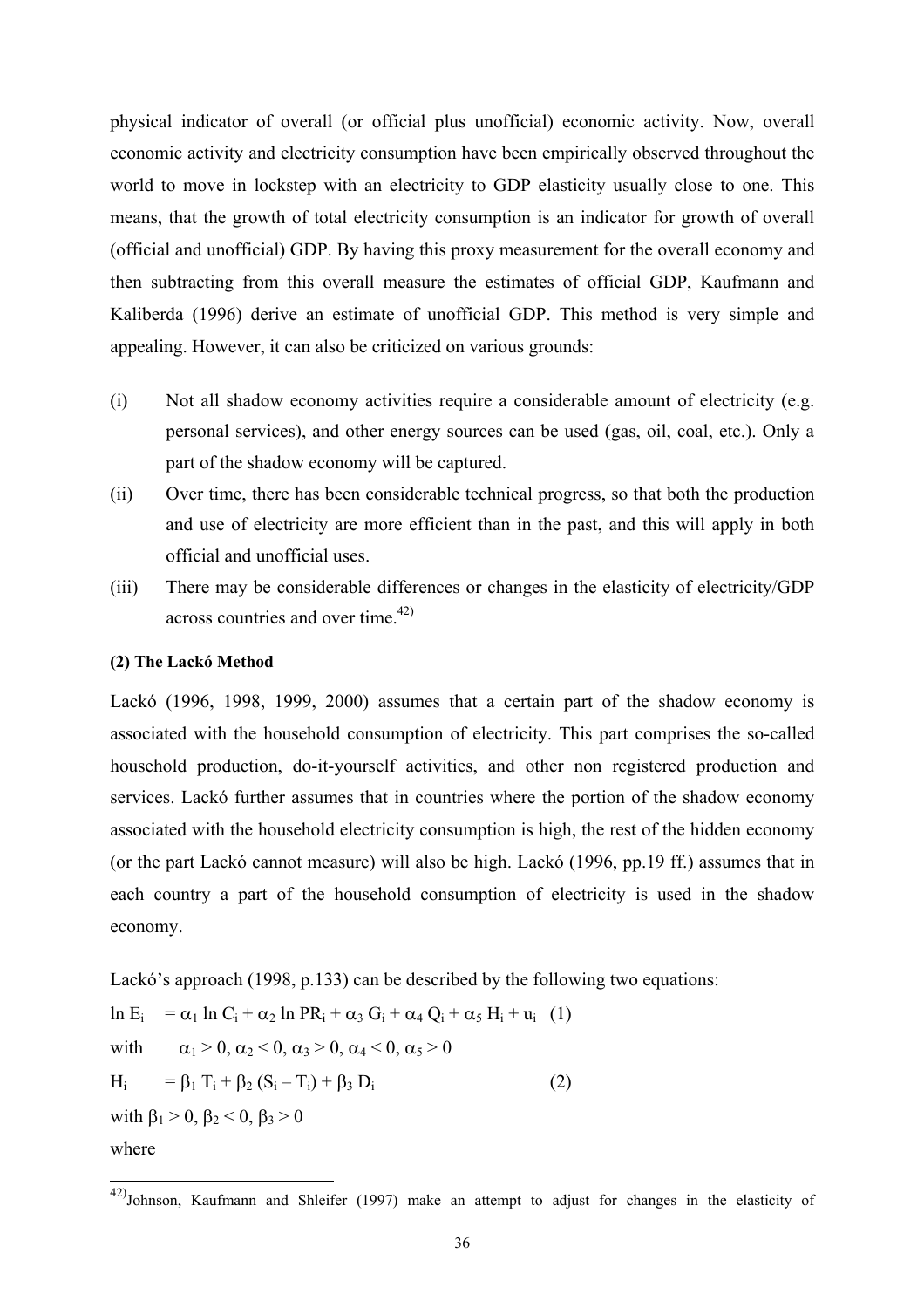physical indicator of overall (or official plus unofficial) economic activity. Now, overall economic activity and electricity consumption have been empirically observed throughout the world to move in lockstep with an electricity to GDP elasticity usually close to one. This means, that the growth of total electricity consumption is an indicator for growth of overall (official and unofficial) GDP. By having this proxy measurement for the overall economy and then subtracting from this overall measure the estimates of official GDP, Kaufmann and Kaliberda (1996) derive an estimate of unofficial GDP. This method is very simple and appealing. However, it can also be criticized on various grounds:

(i) Not all shadow economy activities require a considerable amount of electricity (e.g. personal services), and other energy sources can be used (gas, oil, coal, etc.). Only a part of the shadow economy will be captured.

(ii) Over time, there has been considerable technical progress, so that both the production and use of electricity are more efficient than in the past, and this will apply in both official and unofficial uses.

(iii) There may be considerable differences or changes in the elasticity of electricity/GDP across countries and over time.[42)]

#### (2) The Lackó Method

Lackó (1996, 1998, 1999, 2000) assumes that a certain part of the shadow economy is associated with the household consumption of electricity. This part comprises the so-called household production, do-it-yourself activities, and other non registered production and services. Lackó further assumes that in countries where the portion of the shadow economy associated with the household electricity consumption is high, the rest of the hidden economy (or the part Lackó cannot measure) will also be high. Lackó (1996, pp.19 ff.) assumes that in each country a part of the household consumption of electricity is used in the shadow economy.

Lackó's approach (1998, p.133) can be described by the following two equations:

$$\ln E_i = \alpha_1 \ln C_i + \alpha_2 \ln PR_i + \alpha_3 G_i + \alpha_4 Q_i + \alpha_5 H_i + u_i \quad (1)$$

with $\alpha_1 > 0, \alpha_2 < 0, \alpha_3 > 0, \alpha_4 < 0, \alpha_5 > 0$

$$H_i = \beta_1 T_i + \beta_2 (S_i - T_i) + \beta_3 D_i \quad (2)$$

with $\beta_1 > 0, \beta_2 < 0, \beta_3 > 0$

where

---

[42)] Johnson, Kaufmann and Shleifer (1997) make an attempt to adjust for changes in the elasticity of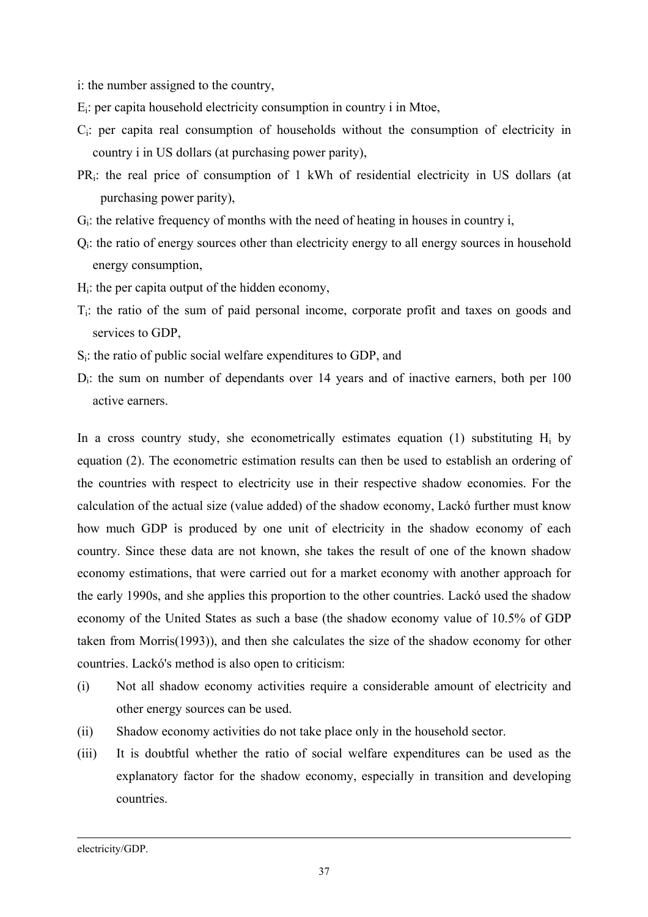i: the number assigned to the country,

$E_i$: per capita household electricity consumption in country i in Mtoe,

$C_i$: per capita real consumption of households without the consumption of electricity in country i in US dollars (at purchasing power parity),

$PR_i$: the real price of consumption of 1 kWh of residential electricity in US dollars (at purchasing power parity),

$G_i$: the relative frequency of months with the need of heating in houses in country i,

$Q_i$: the ratio of energy sources other than electricity energy to all energy sources in household energy consumption,

$H_i$: the per capita output of the hidden economy,

$T_i$: the ratio of the sum of paid personal income, corporate profit and taxes on goods and services to GDP,

$S_i$: the ratio of public social welfare expenditures to GDP, and

$D_i$: the sum on number of dependants over 14 years and of inactive earners, both per 100 active earners.

In a cross country study, she econometrically estimates equation (1) substituting $H_i$ by equation (2). The econometric estimation results can then be used to establish an ordering of the countries with respect to electricity use in their respective shadow economies. For the calculation of the actual size (value added) of the shadow economy, Lackó further must know how much GDP is produced by one unit of electricity in the shadow economy of each country. Since these data are not known, she takes the result of one of the known shadow economy estimations, that were carried out for a market economy with another approach for the early 1990s, and she applies this proportion to the other countries. Lackó used the shadow economy of the United States as such a base (the shadow economy value of 10.5% of GDP taken from Morris(1993)), and then she calculates the size of the shadow economy for other countries. Lackó's method is also open to criticism:

(i) Not all shadow economy activities require a considerable amount of electricity and other energy sources can be used.

(ii) Shadow economy activities do not take place only in the household sector.

(iii) It is doubtful whether the ratio of social welfare expenditures can be used as the explanatory factor for the shadow economy, especially in transition and developing countries.

---

electricity/GDP.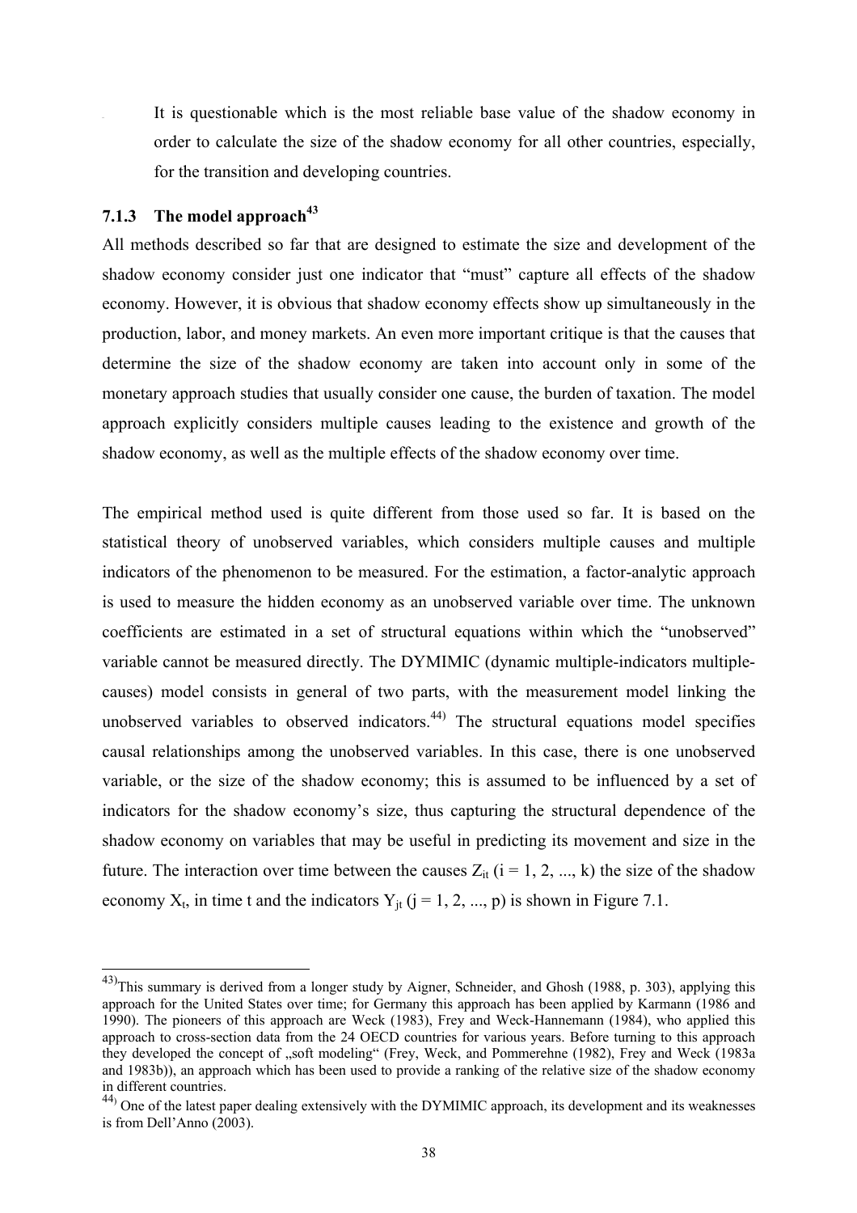- It is questionable which is the most reliable base value of the shadow economy in order to calculate the size of the shadow economy for all other countries, especially, for the transition and developing countries.

### 7.1.3 The model approach[43]

All methods described so far that are designed to estimate the size and development of the shadow economy consider just one indicator that "must" capture all effects of the shadow economy. However, it is obvious that shadow economy effects show up simultaneously in the production, labor, and money markets. An even more important critique is that the causes that determine the size of the shadow economy are taken into account only in some of the monetary approach studies that usually consider one cause, the burden of taxation. The model approach explicitly considers multiple causes leading to the existence and growth of the shadow economy, as well as the multiple effects of the shadow economy over time.

The empirical method used is quite different from those used so far. It is based on the statistical theory of unobserved variables, which considers multiple causes and multiple indicators of the phenomenon to be measured. For the estimation, a factor-analytic approach is used to measure the hidden economy as an unobserved variable over time. The unknown coefficients are estimated in a set of structural equations within which the "unobserved" variable cannot be measured directly. The DYMIMIC (dynamic multiple-indicators multiple-causes) model consists in general of two parts, with the measurement model linking the unobserved variables to observed indicators.[44] The structural equations model specifies causal relationships among the unobserved variables. In this case, there is one unobserved variable, or the size of the shadow economy; this is assumed to be influenced by a set of indicators for the shadow economy's size, thus capturing the structural dependence of the shadow economy on variables that may be useful in predicting its movement and size in the future. The interaction over time between the causes $Z_{it}$ ($i = 1, 2, ..., k$) the size of the shadow economy $X_t$, in time t and the indicators $Y_{jt}$ ($j = 1, 2, ..., p$) is shown in Figure 7.1.

---

[43] This summary is derived from a longer study by Aigner, Schneider, and Ghosh (1988, p. 303), applying this approach for the United States over time; for Germany this approach has been applied by Karmann (1986 and 1990). The pioneers of this approach are Weck (1983), Frey and Weck-Hannemann (1984), who applied this approach to cross-section data from the 24 OECD countries for various years. Before turning to this approach they developed the concept of „soft modeling" (Frey, Weck, and Pommerehne (1982), Frey and Weck (1983a and 1983b)), an approach which has been used to provide a ranking of the relative size of the shadow economy in different countries.

[44] One of the latest paper dealing extensively with the DYMIMIC approach, its development and its weaknesses is from Dell'Anno (2003).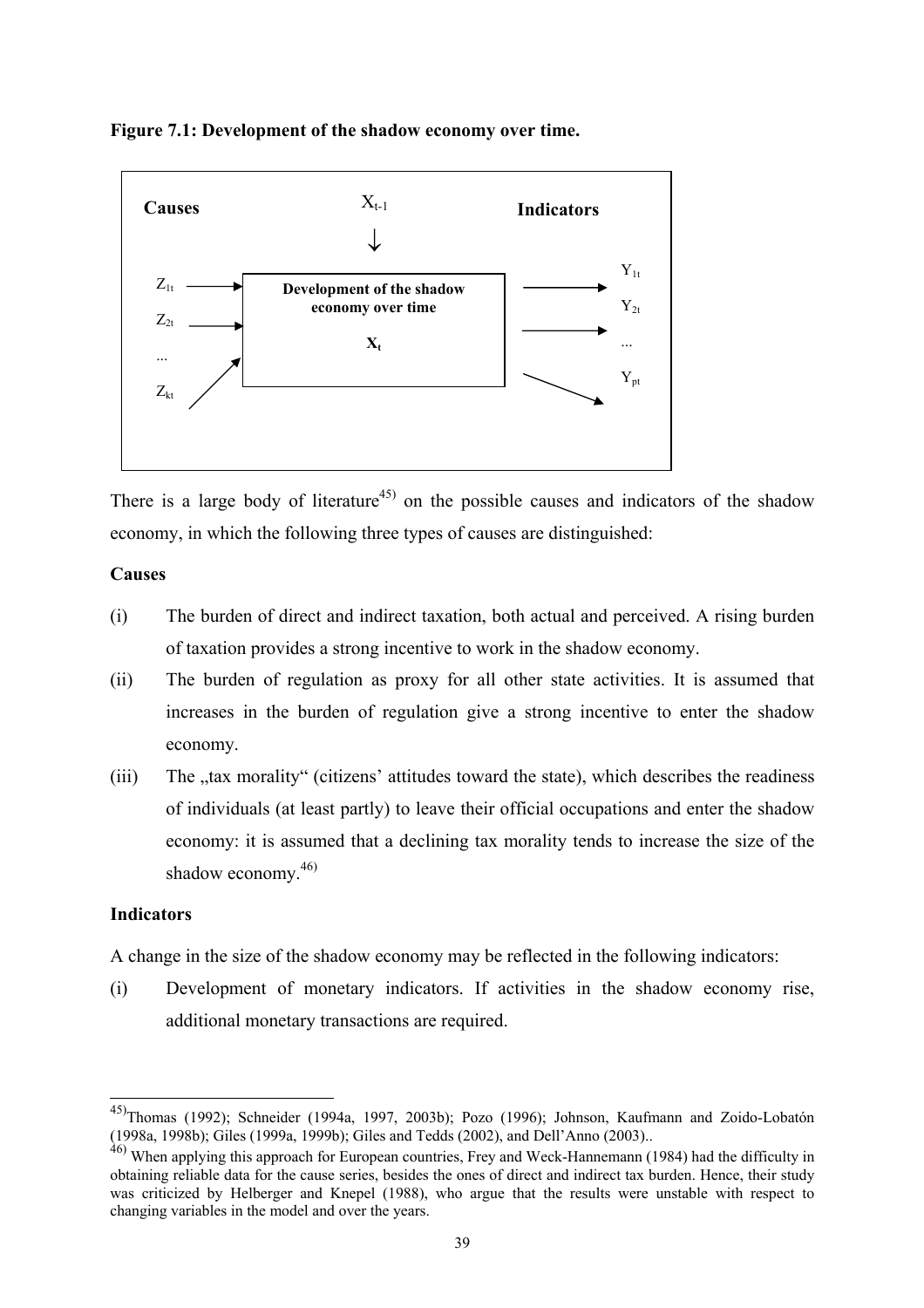**Figure 7.1: Development of the shadow economy over time.**

| Causes | $X_{t-1}$ ↓ | Indicators |
|---|---|---|
| $Z_{1t}$ → | **Development of the shadow economy over time** | → $Y_{1t}$ |
| $Z_{2t}$ → | **$X_t$** | → $Y_{2t}$ |
| ... | | ... |
| $Z_{kt}$ → | | → $Y_{pt}$ |

There is a large body of literature[45] on the possible causes and indicators of the shadow economy, in which the following three types of causes are distinguished:

**Causes**

(i) The burden of direct and indirect taxation, both actual and perceived. A rising burden of taxation provides a strong incentive to work in the shadow economy.

(ii) The burden of regulation as proxy for all other state activities. It is assumed that increases in the burden of regulation give a strong incentive to enter the shadow economy.

(iii) The „tax morality" (citizens' attitudes toward the state), which describes the readiness of individuals (at least partly) to leave their official occupations and enter the shadow economy: it is assumed that a declining tax morality tends to increase the size of the shadow economy.[46]

**Indicators**

A change in the size of the shadow economy may be reflected in the following indicators:

(i) Development of monetary indicators. If activities in the shadow economy rise, additional monetary transactions are required.

---

[45] Thomas (1992); Schneider (1994a, 1997, 2003b); Pozo (1996); Johnson, Kaufmann and Zoido-Lobatón (1998a, 1998b); Giles (1999a, 1999b); Giles and Tedds (2002), and Dell'Anno (2003)..

[46] When applying this approach for European countries, Frey and Weck-Hannemann (1984) had the difficulty in obtaining reliable data for the cause series, besides the ones of direct and indirect tax burden. Hence, their study was criticized by Helberger and Knepel (1988), who argue that the results were unstable with respect to changing variables in the model and over the years.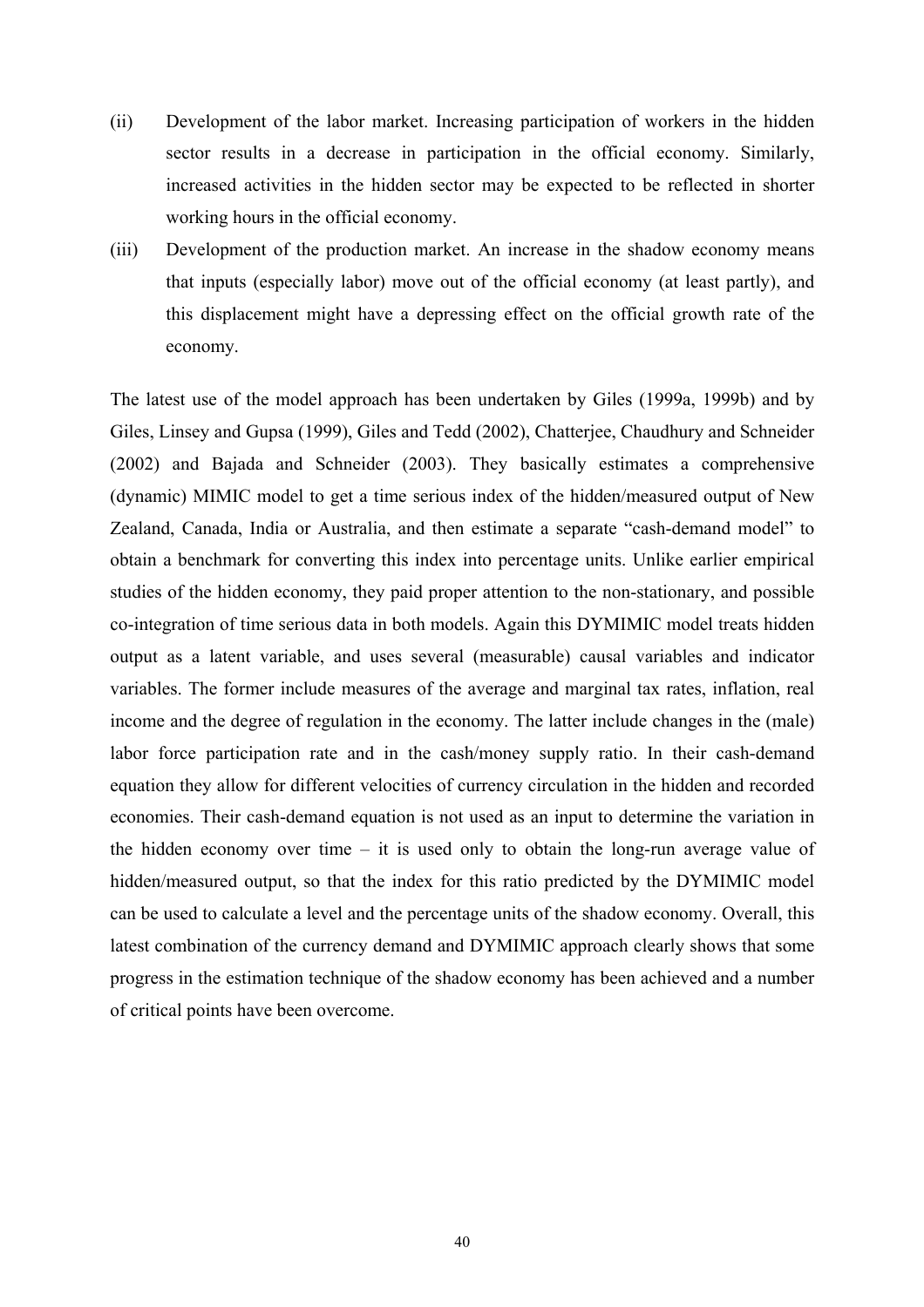(ii) Development of the labor market. Increasing participation of workers in the hidden sector results in a decrease in participation in the official economy. Similarly, increased activities in the hidden sector may be expected to be reflected in shorter working hours in the official economy.

(iii) Development of the production market. An increase in the shadow economy means that inputs (especially labor) move out of the official economy (at least partly), and this displacement might have a depressing effect on the official growth rate of the economy.

The latest use of the model approach has been undertaken by Giles (1999a, 1999b) and by Giles, Linsey and Gupsa (1999), Giles and Tedd (2002), Chatterjee, Chaudhury and Schneider (2002) and Bajada and Schneider (2003). They basically estimates a comprehensive (dynamic) MIMIC model to get a time serious index of the hidden/measured output of New Zealand, Canada, India or Australia, and then estimate a separate "cash-demand model" to obtain a benchmark for converting this index into percentage units. Unlike earlier empirical studies of the hidden economy, they paid proper attention to the non-stationary, and possible co-integration of time serious data in both models. Again this DYMIMIC model treats hidden output as a latent variable, and uses several (measurable) causal variables and indicator variables. The former include measures of the average and marginal tax rates, inflation, real income and the degree of regulation in the economy. The latter include changes in the (male) labor force participation rate and in the cash/money supply ratio. In their cash-demand equation they allow for different velocities of currency circulation in the hidden and recorded economies. Their cash-demand equation is not used as an input to determine the variation in the hidden economy over time – it is used only to obtain the long-run average value of hidden/measured output, so that the index for this ratio predicted by the DYMIMIC model can be used to calculate a level and the percentage units of the shadow economy. Overall, this latest combination of the currency demand and DYMIMIC approach clearly shows that some progress in the estimation technique of the shadow economy has been achieved and a number of critical points have been overcome.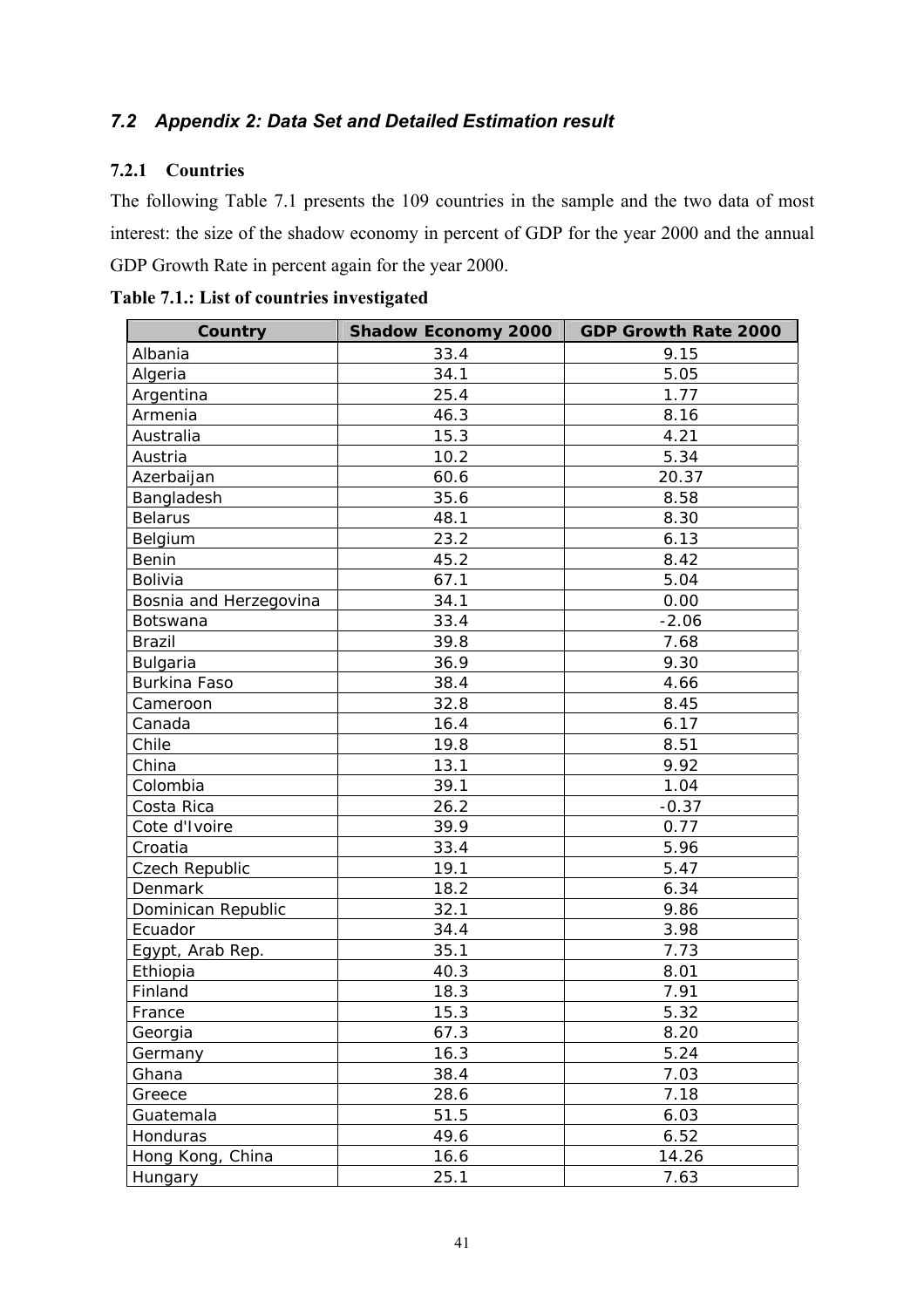## *7.2 Appendix 2: Data Set and Detailed Estimation result*

### 7.2.1 Countries

The following Table 7.1 presents the 109 countries in the sample and the two data of most interest: the size of the shadow economy in percent of GDP for the year 2000 and the annual GDP Growth Rate in percent again for the year 2000.

**Table 7.1.: List of countries investigated**

| Country | Shadow Economy 2000 | GDP Growth Rate 2000 |
|---|---|---|
| Albania | 33.4 | 9.15 |
| Algeria | 34.1 | 5.05 |
| Argentina | 25.4 | 1.77 |
| Armenia | 46.3 | 8.16 |
| Australia | 15.3 | 4.21 |
| Austria | 10.2 | 5.34 |
| Azerbaijan | 60.6 | 20.37 |
| Bangladesh | 35.6 | 8.58 |
| Belarus | 48.1 | 8.30 |
| Belgium | 23.2 | 6.13 |
| Benin | 45.2 | 8.42 |
| Bolivia | 67.1 | 5.04 |
| Bosnia and Herzegovina | 34.1 | 0.00 |
| Botswana | 33.4 | -2.06 |
| Brazil | 39.8 | 7.68 |
| Bulgaria | 36.9 | 9.30 |
| Burkina Faso | 38.4 | 4.66 |
| Cameroon | 32.8 | 8.45 |
| Canada | 16.4 | 6.17 |
| Chile | 19.8 | 8.51 |
| China | 13.1 | 9.92 |
| Colombia | 39.1 | 1.04 |
| Costa Rica | 26.2 | -0.37 |
| Cote d'Ivoire | 39.9 | 0.77 |
| Croatia | 33.4 | 5.96 |
| Czech Republic | 19.1 | 5.47 |
| Denmark | 18.2 | 6.34 |
| Dominican Republic | 32.1 | 9.86 |
| Ecuador | 34.4 | 3.98 |
| Egypt, Arab Rep. | 35.1 | 7.73 |
| Ethiopia | 40.3 | 8.01 |
| Finland | 18.3 | 7.91 |
| France | 15.3 | 5.32 |
| Georgia | 67.3 | 8.20 |
| Germany | 16.3 | 5.24 |
| Ghana | 38.4 | 7.03 |
| Greece | 28.6 | 7.18 |
| Guatemala | 51.5 | 6.03 |
| Honduras | 49.6 | 6.52 |
| Hong Kong, China | 16.6 | 14.26 |
| Hungary | 25.1 | 7.63 |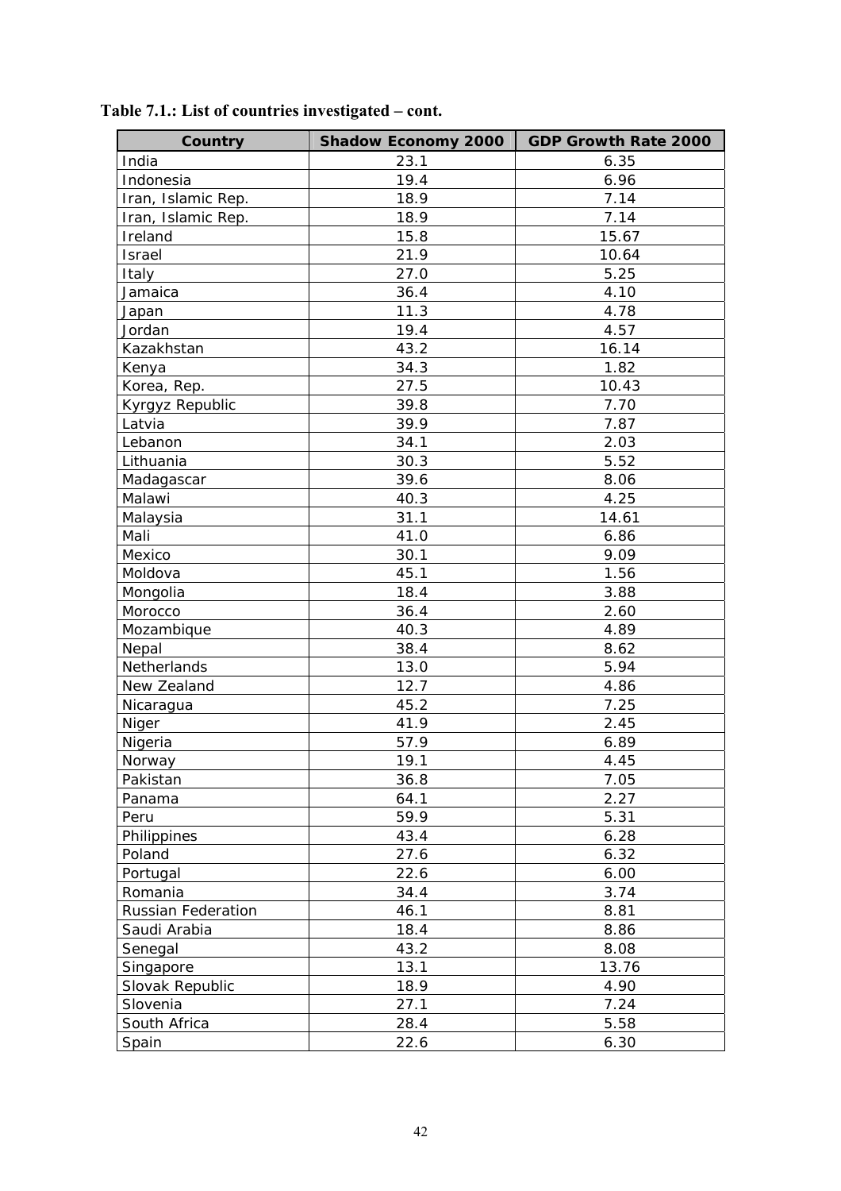**Table 7.1.: List of countries investigated – cont.**

| Country | Shadow Economy 2000 | GDP Growth Rate 2000 |
|---|---|---|
| India | 23.1 | 6.35 |
| Indonesia | 19.4 | 6.96 |
| Iran, Islamic Rep. | 18.9 | 7.14 |
| Iran, Islamic Rep. | 18.9 | 7.14 |
| Ireland | 15.8 | 15.67 |
| Israel | 21.9 | 10.64 |
| Italy | 27.0 | 5.25 |
| Jamaica | 36.4 | 4.10 |
| Japan | 11.3 | 4.78 |
| Jordan | 19.4 | 4.57 |
| Kazakhstan | 43.2 | 16.14 |
| Kenya | 34.3 | 1.82 |
| Korea, Rep. | 27.5 | 10.43 |
| Kyrgyz Republic | 39.8 | 7.70 |
| Latvia | 39.9 | 7.87 |
| Lebanon | 34.1 | 2.03 |
| Lithuania | 30.3 | 5.52 |
| Madagascar | 39.6 | 8.06 |
| Malawi | 40.3 | 4.25 |
| Malaysia | 31.1 | 14.61 |
| Mali | 41.0 | 6.86 |
| Mexico | 30.1 | 9.09 |
| Moldova | 45.1 | 1.56 |
| Mongolia | 18.4 | 3.88 |
| Morocco | 36.4 | 2.60 |
| Mozambique | 40.3 | 4.89 |
| Nepal | 38.4 | 8.62 |
| Netherlands | 13.0 | 5.94 |
| New Zealand | 12.7 | 4.86 |
| Nicaragua | 45.2 | 7.25 |
| Niger | 41.9 | 2.45 |
| Nigeria | 57.9 | 6.89 |
| Norway | 19.1 | 4.45 |
| Pakistan | 36.8 | 7.05 |
| Panama | 64.1 | 2.27 |
| Peru | 59.9 | 5.31 |
| Philippines | 43.4 | 6.28 |
| Poland | 27.6 | 6.32 |
| Portugal | 22.6 | 6.00 |
| Romania | 34.4 | 3.74 |
| Russian Federation | 46.1 | 8.81 |
| Saudi Arabia | 18.4 | 8.86 |
| Senegal | 43.2 | 8.08 |
| Singapore | 13.1 | 13.76 |
| Slovak Republic | 18.9 | 4.90 |
| Slovenia | 27.1 | 7.24 |
| South Africa | 28.4 | 5.58 |
| Spain | 22.6 | 6.30 |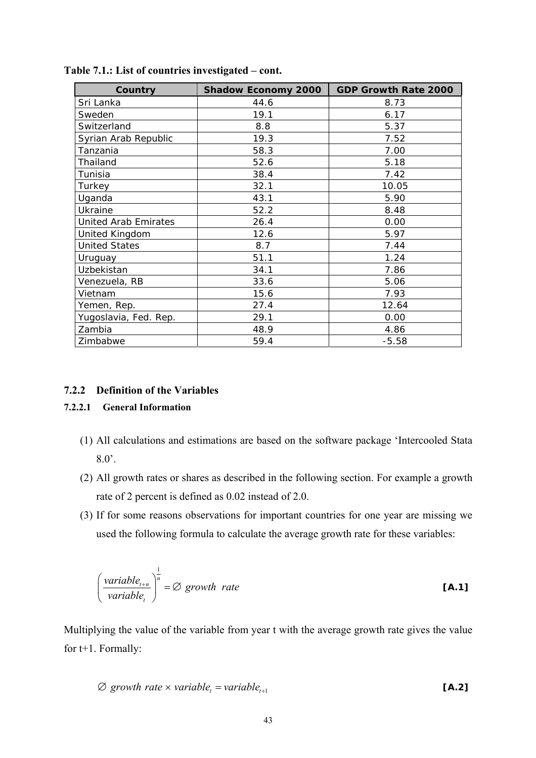**Table 7.1.: List of countries investigated – cont.**

| Country | Shadow Economy 2000 | GDP Growth Rate 2000 |
|---|---|---|
| Sri Lanka | 44.6 | 8.73 |
| Sweden | 19.1 | 6.17 |
| Switzerland | 8.8 | 5.37 |
| Syrian Arab Republic | 19.3 | 7.52 |
| Tanzania | 58.3 | 7.00 |
| Thailand | 52.6 | 5.18 |
| Tunisia | 38.4 | 7.42 |
| Turkey | 32.1 | 10.05 |
| Uganda | 43.1 | 5.90 |
| Ukraine | 52.2 | 8.48 |
| United Arab Emirates | 26.4 | 0.00 |
| United Kingdom | 12.6 | 5.97 |
| United States | 8.7 | 7.44 |
| Uruguay | 51.1 | 1.24 |
| Uzbekistan | 34.1 | 7.86 |
| Venezuela, RB | 33.6 | 5.06 |
| Vietnam | 15.6 | 7.93 |
| Yemen, Rep. | 27.4 | 12.64 |
| Yugoslavia, Fed. Rep. | 29.1 | 0.00 |
| Zambia | 48.9 | 4.86 |
| Zimbabwe | 59.4 | -5.58 |

### 7.2.2 Definition of the Variables

#### 7.2.2.1 General Information

(1) All calculations and estimations are based on the software package 'Intercooled Stata 8.0'.

(2) All growth rates or shares as described in the following section. For example a growth rate of 2 percent is defined as 0.02 instead of 2.0.

(3) If for some reasons observations for important countries for one year are missing we used the following formula to calculate the average growth rate for these variables:

$$\left(\frac{variable_{t+n}}{variable_t}\right)^{\frac{1}{n}} = \varnothing \ growth \ rate \qquad \textbf{[A.1]}$$

Multiplying the value of the variable from year t with the average growth rate gives the value for t+1. Formally:

$$\varnothing \ growth \ rate \times variable_t = variable_{t+1} \qquad \textbf{[A.2]}$$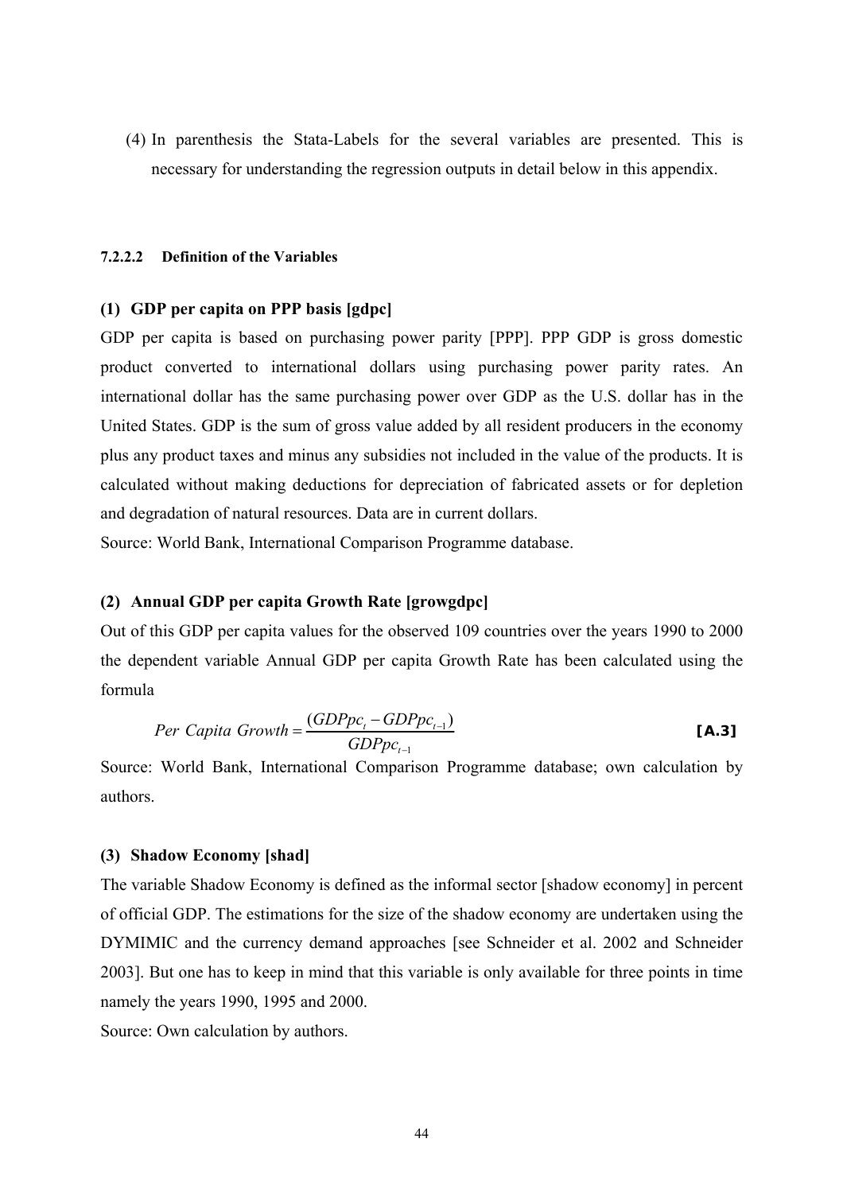(4) In parenthesis the Stata-Labels for the several variables are presented. This is necessary for understanding the regression outputs in detail below in this appendix.

#### 7.2.2.2 Definition of the Variables

**(1) GDP per capita on PPP basis [gdpc]**

GDP per capita is based on purchasing power parity [PPP]. PPP GDP is gross domestic product converted to international dollars using purchasing power parity rates. An international dollar has the same purchasing power over GDP as the U.S. dollar has in the United States. GDP is the sum of gross value added by all resident producers in the economy plus any product taxes and minus any subsidies not included in the value of the products. It is calculated without making deductions for depreciation of fabricated assets or for depletion and degradation of natural resources. Data are in current dollars.

Source: World Bank, International Comparison Programme database.

**(2) Annual GDP per capita Growth Rate [growgdpc]**

Out of this GDP per capita values for the observed 109 countries over the years 1990 to 2000 the dependent variable Annual GDP per capita Growth Rate has been calculated using the formula

$$Per\ Capita\ Growth = \frac{(GDPpc_t - GDPpc_{t-1})}{GDPpc_{t-1}} \qquad \textbf{[A.3]}$$

Source: World Bank, International Comparison Programme database; own calculation by authors.

**(3) Shadow Economy [shad]**

The variable Shadow Economy is defined as the informal sector [shadow economy] in percent of official GDP. The estimations for the size of the shadow economy are undertaken using the DYMIMIC and the currency demand approaches [see Schneider et al. 2002 and Schneider 2003]. But one has to keep in mind that this variable is only available for three points in time namely the years 1990, 1995 and 2000.

Source: Own calculation by authors.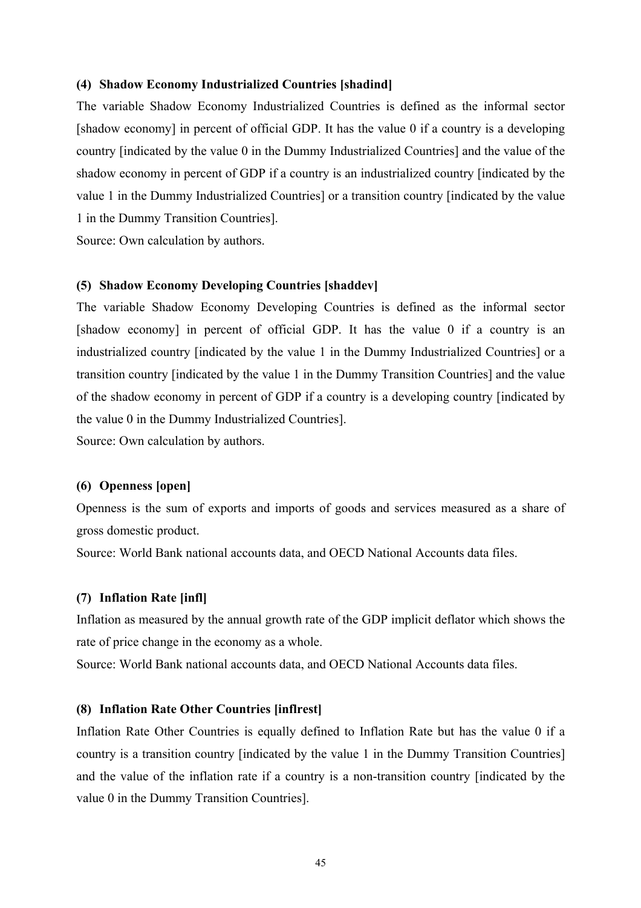#### (4) Shadow Economy Industrialized Countries [shadind]

The variable Shadow Economy Industrialized Countries is defined as the informal sector [shadow economy] in percent of official GDP. It has the value 0 if a country is a developing country [indicated by the value 0 in the Dummy Industrialized Countries] and the value of the shadow economy in percent of GDP if a country is an industrialized country [indicated by the value 1 in the Dummy Industrialized Countries] or a transition country [indicated by the value 1 in the Dummy Transition Countries].

Source: Own calculation by authors.

#### (5) Shadow Economy Developing Countries [shaddev]

The variable Shadow Economy Developing Countries is defined as the informal sector [shadow economy] in percent of official GDP. It has the value 0 if a country is an industrialized country [indicated by the value 1 in the Dummy Industrialized Countries] or a transition country [indicated by the value 1 in the Dummy Transition Countries] and the value of the shadow economy in percent of GDP if a country is a developing country [indicated by the value 0 in the Dummy Industrialized Countries].

Source: Own calculation by authors.

#### (6) Openness [open]

Openness is the sum of exports and imports of goods and services measured as a share of gross domestic product.

Source: World Bank national accounts data, and OECD National Accounts data files.

#### (7) Inflation Rate [infl]

Inflation as measured by the annual growth rate of the GDP implicit deflator which shows the rate of price change in the economy as a whole.

Source: World Bank national accounts data, and OECD National Accounts data files.

#### (8) Inflation Rate Other Countries [inflrest]

Inflation Rate Other Countries is equally defined to Inflation Rate but has the value 0 if a country is a transition country [indicated by the value 1 in the Dummy Transition Countries] and the value of the inflation rate if a country is a non-transition country [indicated by the value 0 in the Dummy Transition Countries].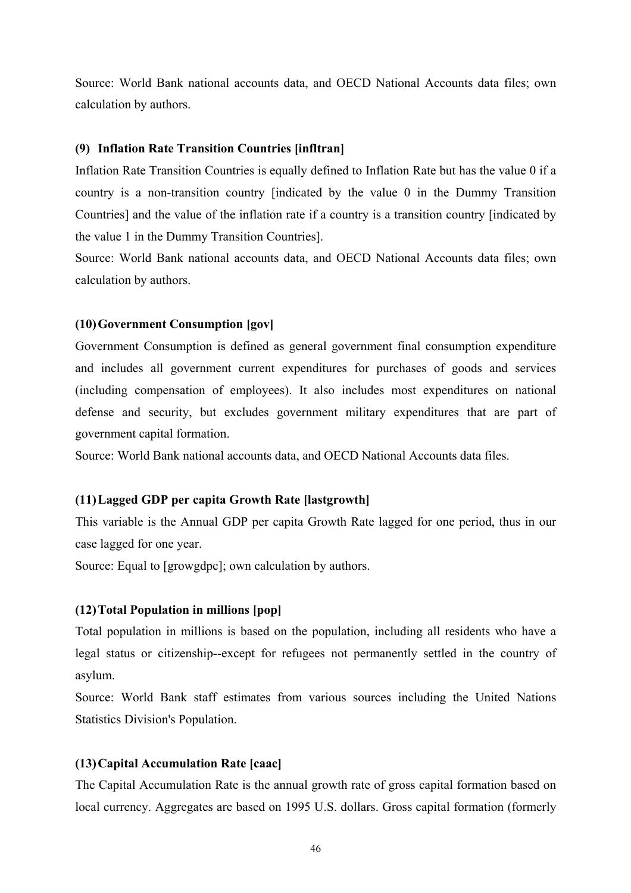Source: World Bank national accounts data, and OECD National Accounts data files; own calculation by authors.

**(9) Inflation Rate Transition Countries [infltran]**

Inflation Rate Transition Countries is equally defined to Inflation Rate but has the value 0 if a country is a non-transition country [indicated by the value 0 in the Dummy Transition Countries] and the value of the inflation rate if a country is a transition country [indicated by the value 1 in the Dummy Transition Countries].

Source: World Bank national accounts data, and OECD National Accounts data files; own calculation by authors.

**(10) Government Consumption [gov]**

Government Consumption is defined as general government final consumption expenditure and includes all government current expenditures for purchases of goods and services (including compensation of employees). It also includes most expenditures on national defense and security, but excludes government military expenditures that are part of government capital formation.

Source: World Bank national accounts data, and OECD National Accounts data files.

**(11) Lagged GDP per capita Growth Rate [lastgrowth]**

This variable is the Annual GDP per capita Growth Rate lagged for one period, thus in our case lagged for one year.

Source: Equal to [growgdpc]; own calculation by authors.

**(12) Total Population in millions [pop]**

Total population in millions is based on the population, including all residents who have a legal status or citizenship--except for refugees not permanently settled in the country of asylum.

Source: World Bank staff estimates from various sources including the United Nations Statistics Division's Population.

**(13) Capital Accumulation Rate [caac]**

The Capital Accumulation Rate is the annual growth rate of gross capital formation based on local currency. Aggregates are based on 1995 U.S. dollars. Gross capital formation (formerly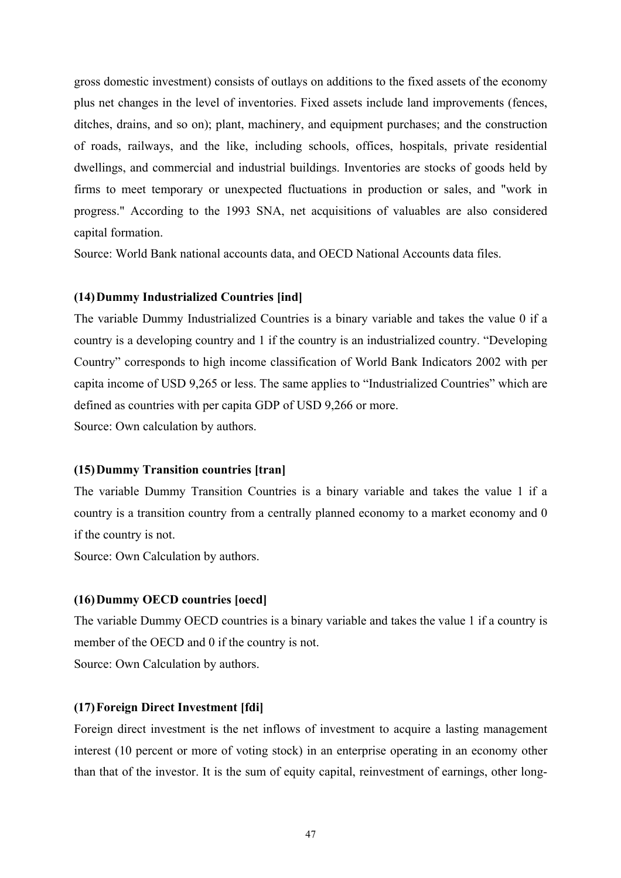gross domestic investment) consists of outlays on additions to the fixed assets of the economy plus net changes in the level of inventories. Fixed assets include land improvements (fences, ditches, drains, and so on); plant, machinery, and equipment purchases; and the construction of roads, railways, and the like, including schools, offices, hospitals, private residential dwellings, and commercial and industrial buildings. Inventories are stocks of goods held by firms to meet temporary or unexpected fluctuations in production or sales, and "work in progress." According to the 1993 SNA, net acquisitions of valuables are also considered capital formation.

Source: World Bank national accounts data, and OECD National Accounts data files.

#### (14) Dummy Industrialized Countries [ind]

The variable Dummy Industrialized Countries is a binary variable and takes the value 0 if a country is a developing country and 1 if the country is an industrialized country. "Developing Country" corresponds to high income classification of World Bank Indicators 2002 with per capita income of USD 9,265 or less. The same applies to "Industrialized Countries" which are defined as countries with per capita GDP of USD 9,266 or more.

Source: Own calculation by authors.

#### (15) Dummy Transition countries [tran]

The variable Dummy Transition Countries is a binary variable and takes the value 1 if a country is a transition country from a centrally planned economy to a market economy and 0 if the country is not.

Source: Own Calculation by authors.

#### (16) Dummy OECD countries [oecd]

The variable Dummy OECD countries is a binary variable and takes the value 1 if a country is member of the OECD and 0 if the country is not.

Source: Own Calculation by authors.

#### (17) Foreign Direct Investment [fdi]

Foreign direct investment is the net inflows of investment to acquire a lasting management interest (10 percent or more of voting stock) in an enterprise operating in an economy other than that of the investor. It is the sum of equity capital, reinvestment of earnings, other long-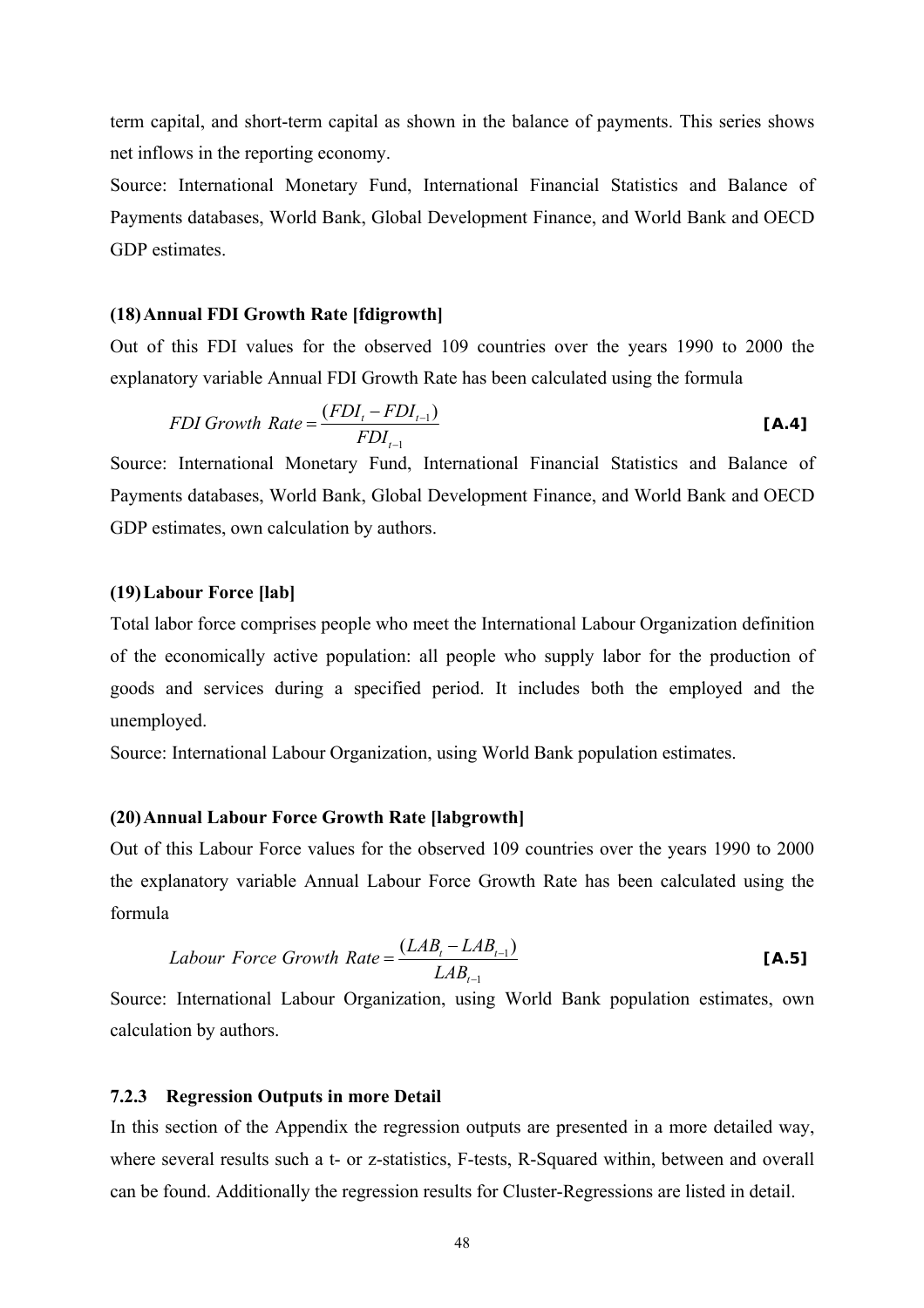term capital, and short-term capital as shown in the balance of payments. This series shows net inflows in the reporting economy.

Source: International Monetary Fund, International Financial Statistics and Balance of Payments databases, World Bank, Global Development Finance, and World Bank and OECD GDP estimates.

#### (18) Annual FDI Growth Rate [fdigrowth]

Out of this FDI values for the observed 109 countries over the years 1990 to 2000 the explanatory variable Annual FDI Growth Rate has been calculated using the formula

$$FDI\ Growth\ Rate = \frac{(FDI_t - FDI_{t-1})}{FDI_{t-1}} \quad \textbf{[A.4]}$$

Source: International Monetary Fund, International Financial Statistics and Balance of Payments databases, World Bank, Global Development Finance, and World Bank and OECD GDP estimates, own calculation by authors.

#### (19) Labour Force [lab]

Total labor force comprises people who meet the International Labour Organization definition of the economically active population: all people who supply labor for the production of goods and services during a specified period. It includes both the employed and the unemployed.

Source: International Labour Organization, using World Bank population estimates.

#### (20) Annual Labour Force Growth Rate [labgrowth]

Out of this Labour Force values for the observed 109 countries over the years 1990 to 2000 the explanatory variable Annual Labour Force Growth Rate has been calculated using the formula

$$Labour\ Force\ Growth\ Rate = \frac{(LAB_t - LAB_{t-1})}{LAB_{t-1}} \quad \textbf{[A.5]}$$

Source: International Labour Organization, using World Bank population estimates, own calculation by authors.

### 7.2.3 Regression Outputs in more Detail

In this section of the Appendix the regression outputs are presented in a more detailed way, where several results such a t- or z-statistics, F-tests, R-Squared within, between and overall can be found. Additionally the regression results for Cluster-Regressions are listed in detail.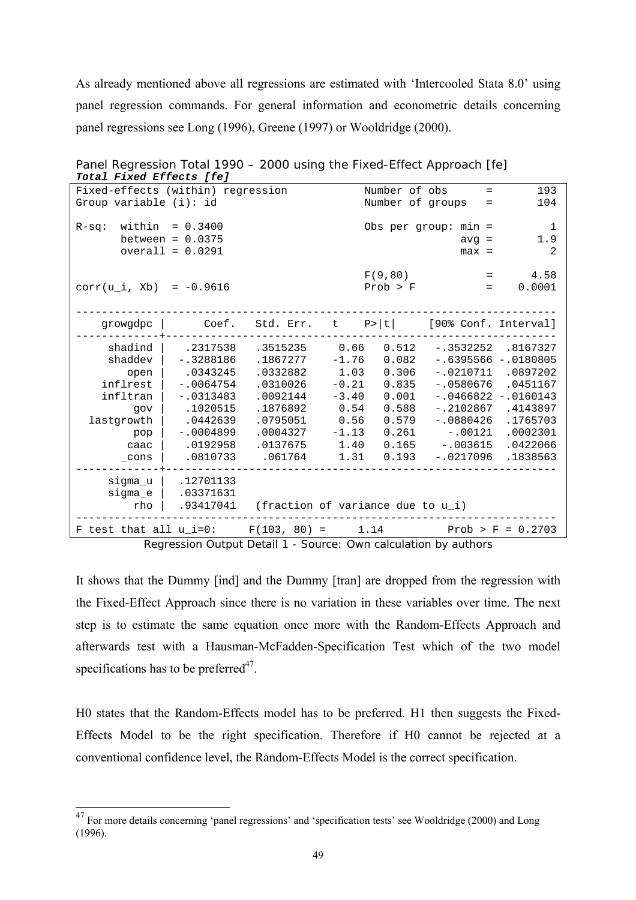As already mentioned above all regressions are estimated with 'Intercooled Stata 8.0' using panel regression commands. For general information and econometric details concerning panel regressions see Long (1996), Greene (1997) or Wooldridge (2000).

Panel Regression Total 1990 – 2000 using the Fixed-Effect Approach [fe]

***Total Fixed Effects [fe]***

```
Fixed-effects (within) regression               Number of obs      =       193
Group variable (i): id                          Number of groups   =       104

R-sq:  within  = 0.3400                         Obs per group: min =         1
       between = 0.0375                                        avg =       1.9
       overall = 0.0291                                        max =         2

                                                F(9,80)            =      4.58
corr(u_i, Xb)  = -0.9616                        Prob > F           =    0.0001

------------------------------------------------------------------------------
    growgdpc |      Coef.   Std. Err.    t    P>|t|     [90% Conf. Interval]
-------------+----------------------------------------------------------------
     shadind |   .2317538   .3515235     0.66   0.512    -.3532252  .8167327
     shaddev |  -.3288186   .1867277    -1.76   0.082    -.6395566 -.0180805
        open |   .0343245   .0332882     1.03   0.306    -.0210711  .0897202
    inflrest |  -.0064754   .0310026    -0.21   0.835    -.0580676  .0451167
    infltran |  -.0313483   .0092144    -3.40   0.001    -.0466822 -.0160143
         gov |   .1020515   .1876892     0.54   0.588    -.2102867  .4143897
  lastgrowth |   .0442639   .0795051     0.56   0.579    -.0880426  .1765703
         pop |  -.0004899   .0004327    -1.13   0.261      -.00121  .0002301
        caac |   .0192958   .0137675     1.40   0.165     -.003615  .0422066
       _cons |   .0810733    .061764     1.31   0.193    -.0217096  .1838563
-------------+----------------------------------------------------------------
     sigma_u |  .12701133
     sigma_e |  .03371631
         rho |  .93417041   (fraction of variance due to u_i)
------------------------------------------------------------------------------
F test that all u_i=0:     F(103, 80) =     1.14          Prob > F = 0.2703
```

Regression Output Detail 1 - Source: Own calculation by authors

It shows that the Dummy [ind] and the Dummy [tran] are dropped from the regression with the Fixed-Effect Approach since there is no variation in these variables over time. The next step is to estimate the same equation once more with the Random-Effects Approach and afterwards test with a Hausman-McFadden-Specification Test which of the two model specifications has to be preferred[47].

H0 states that the Random-Effects model has to be preferred. H1 then suggests the Fixed-Effects Model to be the right specification. Therefore if H0 cannot be rejected at a conventional confidence level, the Random-Effects Model is the correct specification.

---

[47] For more details concerning 'panel regressions' and 'specification tests' see Wooldridge (2000) and Long (1996).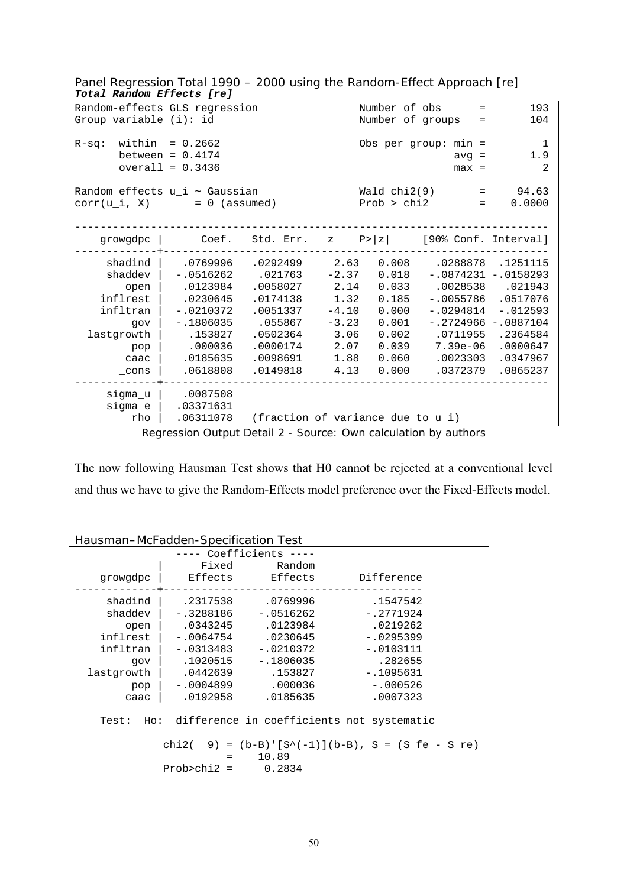Panel Regression Total 1990 – 2000 using the Random-Effect Approach [re]

***Total Random Effects [re]***

```
Random-effects GLS regression                   Number of obs      =       193
Group variable (i): id                          Number of groups   =       104

R-sq:  within  = 0.2662                         Obs per group: min =         1
       between = 0.4174                                        avg =       1.9
       overall = 0.3436                                        max =         2

Random effects u_i ~ Gaussian                   Wald chi2(9)       =     94.63
corr(u_i, X)       = 0 (assumed)                Prob > chi2        =    0.0000

------------------------------------------------------------------------------
    growgdpc |      Coef.   Std. Err.   z    P>|z|     [90% Conf. Interval]
-------------+----------------------------------------------------------------
     shadind |   .0769996   .0292499    2.63   0.008    .0288878  .1251115
     shaddev |  -.0516262    .021763   -2.37   0.018   -.0874231 -.0158293
        open |   .0123984   .0058027    2.14   0.033    .0028538   .021943
    inflrest |   .0230645   .0174138    1.32   0.185   -.0055786  .0517076
    infltran |  -.0210372   .0051337   -4.10   0.000   -.0294814  -.012593
         gov |  -.1806035    .055867   -3.23   0.001   -.2724966 -.0887104
  lastgrowth |    .153827   .0502364    3.06   0.002    .0711955  .2364584
         pop |    .000036   .0000174    2.07   0.039    7.39e-06  .0000647
        caac |   .0185635   .0098691    1.88   0.060    .0023303  .0347967
       _cons |   .0618808   .0149818    4.13   0.000    .0372379  .0865237
-------------+----------------------------------------------------------------
     sigma_u |   .0087508
     sigma_e |  .03371631
         rho |  .06311078   (fraction of variance due to u_i)
```

Regression Output Detail 2 - Source: Own calculation by authors

The now following Hausman Test shows that H0 cannot be rejected at a conventional level and thus we have to give the Random-Effects model preference over the Fixed-Effects model.

Hausman–McFadden-Specification Test

```
                ---- Coefficients ----
             |      Fixed       Random
    growgdpc |    Effects      Effects       Difference
-------------+-----------------------------------------
     shadind |   .2317538     .0769996         .1547542
     shaddev |  -.3288186    -.0516262        -.2771924
        open |   .0343245     .0123984         .0219262
    inflrest |  -.0064754     .0230645        -.0295399
    infltran |  -.0313483    -.0210372        -.0103111
         gov |   .1020515    -.1806035          .282655
  lastgrowth |   .0442639      .153827        -.1095631
         pop |  -.0004899      .000036         -.000526
        caac |   .0192958     .0185635         .0007323

    Test:  Ho:  difference in coefficients not systematic

                chi2(  9) = (b-B)'[S^(-1)](b-B), S = (S_fe - S_re)
                          =    10.89
                Prob>chi2 =     0.2834
```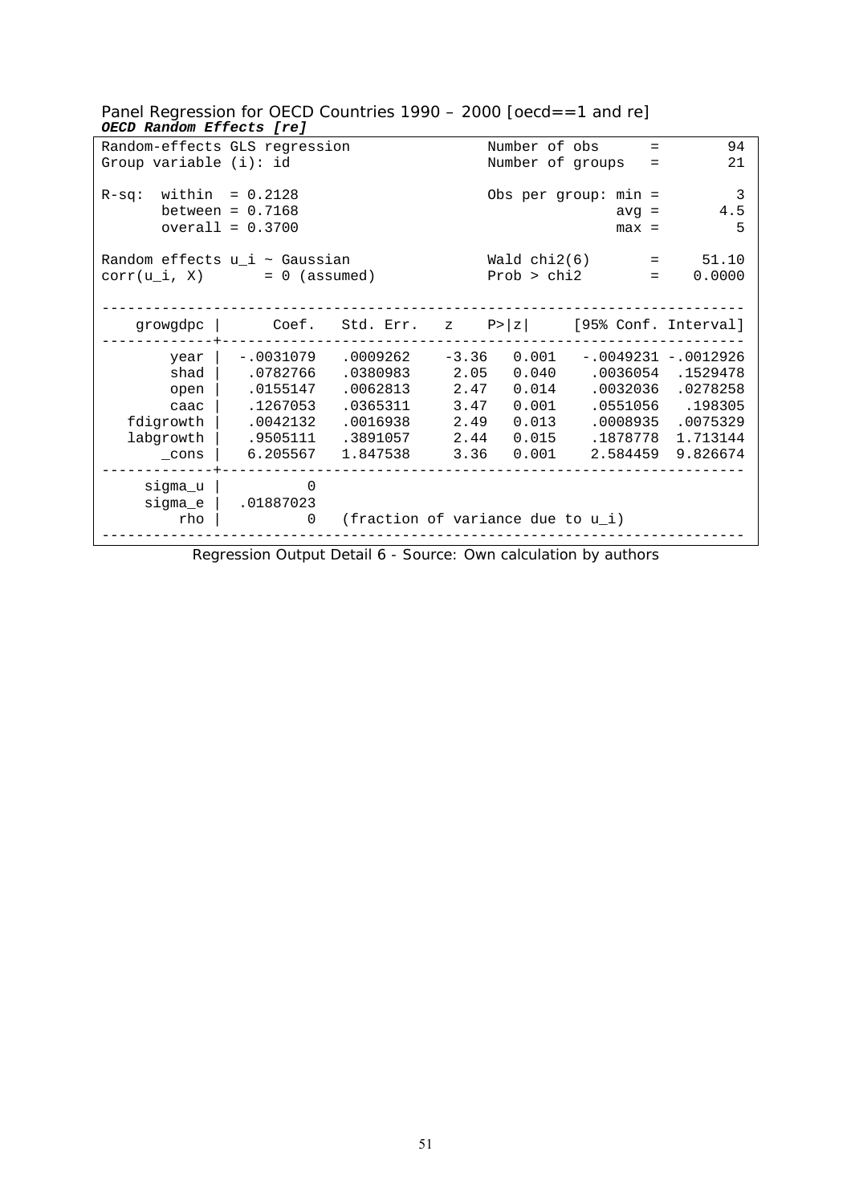Panel Regression for OECD Countries 1990 – 2000 [oecd==1 and re]

***OECD Random Effects [re]***

```
Random-effects GLS regression                   Number of obs      =        94
Group variable (i): id                          Number of groups   =        21

R-sq:  within  = 0.2128                         Obs per group: min =         3
       between = 0.7168                                        avg =       4.5
       overall = 0.3700                                        max =         5

Random effects u_i ~ Gaussian                   Wald chi2(6)       =     51.10
corr(u_i, X)       = 0 (assumed)                Prob > chi2        =    0.0000

------------------------------------------------------------------------------
    growgdpc |      Coef.   Std. Err.    z    P>|z|     [95% Conf. Interval]
-------------+----------------------------------------------------------------
        year |  -.0031079   .0009262   -3.36   0.001    -.0049231  -.0012926
        shad |   .0782766   .0380983    2.05   0.040     .0036054   .1529478
        open |   .0155147   .0062813    2.47   0.014     .0032036   .0278258
        caac |   .1267053   .0365311    3.47   0.001     .0551056    .198305
   fdigrowth |   .0042132   .0016938    2.49   0.013     .0008935   .0075329
   labgrowth |   .9505111   .3891057    2.44   0.015     .1878778   1.713144
       _cons |   6.205567   1.847538    3.36   0.001     2.584459   9.826674
-------------+----------------------------------------------------------------
     sigma_u |          0
     sigma_e |  .01887023
         rho |          0   (fraction of variance due to u_i)
------------------------------------------------------------------------------
```

Regression Output Detail 6 - Source: Own calculation by authors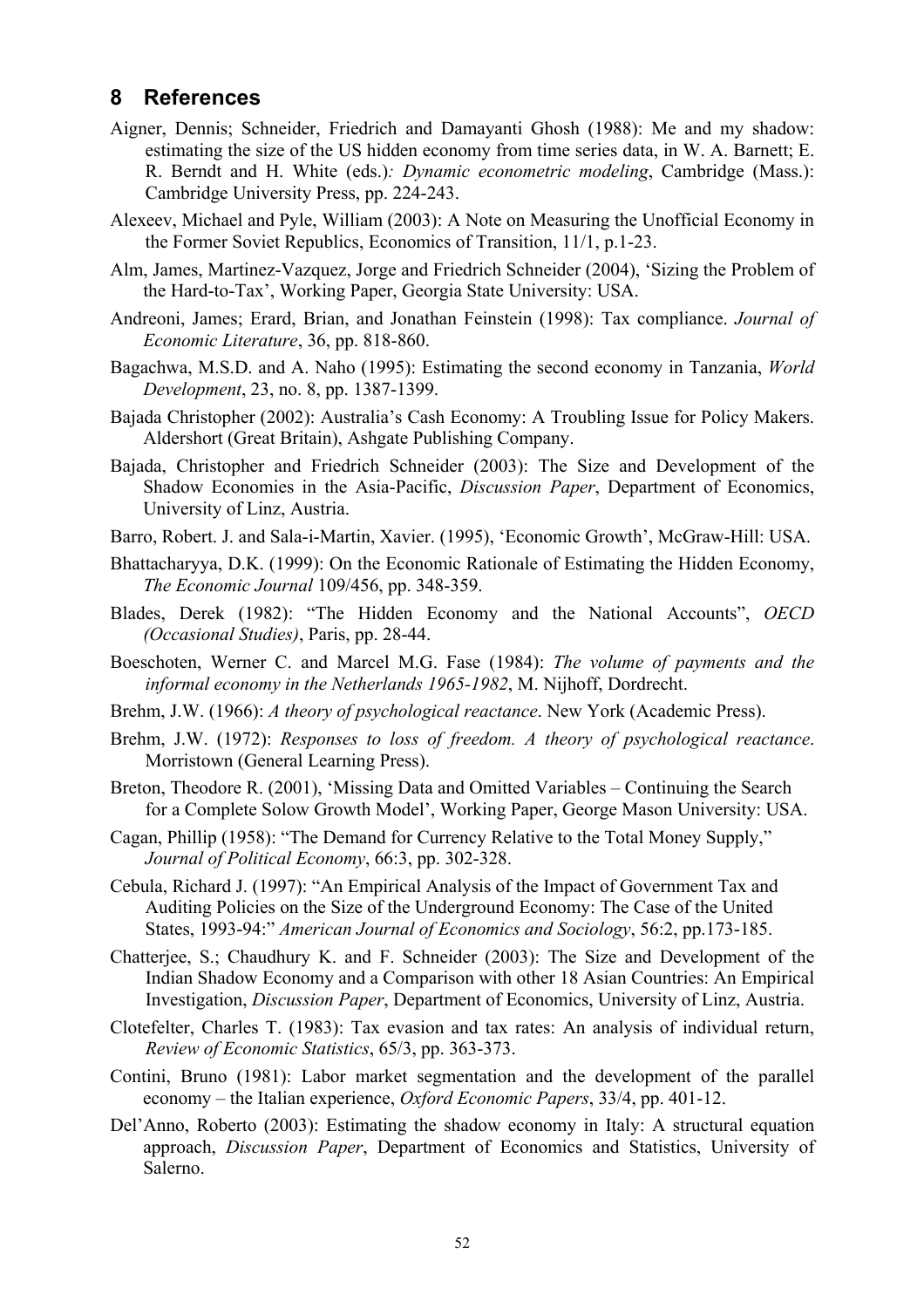## 8 References

Aigner, Dennis; Schneider, Friedrich and Damayanti Ghosh (1988): Me and my shadow: estimating the size of the US hidden economy from time series data, in W. A. Barnett; E. R. Berndt and H. White (eds.)*: Dynamic econometric modeling*, Cambridge (Mass.): Cambridge University Press, pp. 224-243.

Alexeev, Michael and Pyle, William (2003): A Note on Measuring the Unofficial Economy in the Former Soviet Republics, Economics of Transition, 11/1, p.1-23.

Alm, James, Martinez-Vazquez, Jorge and Friedrich Schneider (2004), 'Sizing the Problem of the Hard-to-Tax', Working Paper, Georgia State University: USA.

Andreoni, James; Erard, Brian, and Jonathan Feinstein (1998): Tax compliance. *Journal of Economic Literature*, 36, pp. 818-860.

Bagachwa, M.S.D. and A. Naho (1995): Estimating the second economy in Tanzania, *World Development*, 23, no. 8, pp. 1387-1399.

Bajada Christopher (2002): Australia's Cash Economy: A Troubling Issue for Policy Makers. Aldershort (Great Britain), Ashgate Publishing Company.

Bajada, Christopher and Friedrich Schneider (2003): The Size and Development of the Shadow Economies in the Asia-Pacific, *Discussion Paper*, Department of Economics, University of Linz, Austria.

Barro, Robert. J. and Sala-i-Martin, Xavier. (1995), 'Economic Growth', McGraw-Hill: USA.

Bhattacharyya, D.K. (1999): On the Economic Rationale of Estimating the Hidden Economy, *The Economic Journal* 109/456, pp. 348-359.

Blades, Derek (1982): "The Hidden Economy and the National Accounts", *OECD (Occasional Studies)*, Paris, pp. 28-44.

Boeschoten, Werner C. and Marcel M.G. Fase (1984): *The volume of payments and the informal economy in the Netherlands 1965-1982*, M. Nijhoff, Dordrecht.

Brehm, J.W. (1966): *A theory of psychological reactance*. New York (Academic Press).

Brehm, J.W. (1972): *Responses to loss of freedom. A theory of psychological reactance*. Morristown (General Learning Press).

Breton, Theodore R. (2001), 'Missing Data and Omitted Variables – Continuing the Search for a Complete Solow Growth Model', Working Paper, George Mason University: USA.

Cagan, Phillip (1958): "The Demand for Currency Relative to the Total Money Supply," *Journal of Political Economy*, 66:3, pp. 302-328.

Cebula, Richard J. (1997): "An Empirical Analysis of the Impact of Government Tax and Auditing Policies on the Size of the Underground Economy: The Case of the United States, 1993-94:" *American Journal of Economics and Sociology*, 56:2, pp.173-185.

Chatterjee, S.; Chaudhury K. and F. Schneider (2003): The Size and Development of the Indian Shadow Economy and a Comparison with other 18 Asian Countries: An Empirical Investigation, *Discussion Paper*, Department of Economics, University of Linz, Austria.

Clotefelter, Charles T. (1983): Tax evasion and tax rates: An analysis of individual return, *Review of Economic Statistics*, 65/3, pp. 363-373.

Contini, Bruno (1981): Labor market segmentation and the development of the parallel economy – the Italian experience, *Oxford Economic Papers*, 33/4, pp. 401-12.

Del'Anno, Roberto (2003): Estimating the shadow economy in Italy: A structural equation approach, *Discussion Paper*, Department of Economics and Statistics, University of Salerno.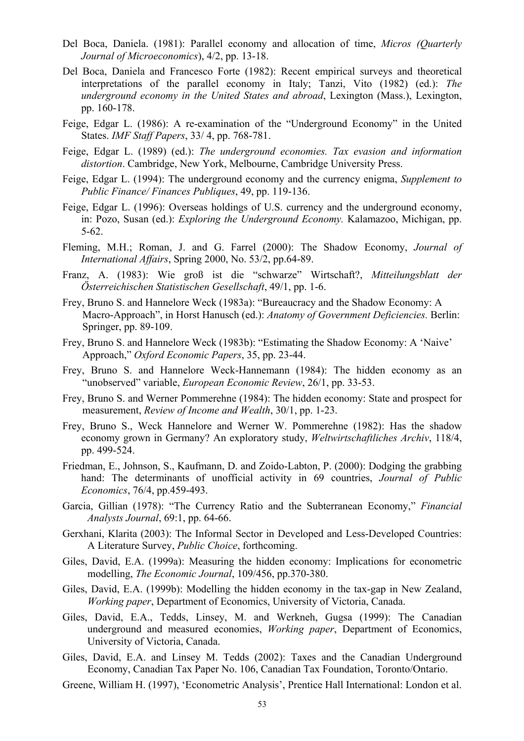Del Boca, Daniela. (1981): Parallel economy and allocation of time, *Micros (Quarterly Journal of Microeconomics)*, 4/2, pp. 13-18.

Del Boca, Daniela and Francesco Forte (1982): Recent empirical surveys and theoretical interpretations of the parallel economy in Italy; Tanzi, Vito (1982) (ed.): *The underground economy in the United States and abroad*, Lexington (Mass.), Lexington, pp. 160-178.

Feige, Edgar L. (1986): A re-examination of the "Underground Economy" in the United States. *IMF Staff Papers*, 33/ 4, pp. 768-781.

Feige, Edgar L. (1989) (ed.): *The underground economies. Tax evasion and information distortion*. Cambridge, New York, Melbourne, Cambridge University Press.

Feige, Edgar L. (1994): The underground economy and the currency enigma, *Supplement to Public Finance/ Finances Publiques*, 49, pp. 119-136.

Feige, Edgar L. (1996): Overseas holdings of U.S. currency and the underground economy, in: Pozo, Susan (ed.): *Exploring the Underground Economy.* Kalamazoo, Michigan, pp. 5-62.

Fleming, M.H.; Roman, J. and G. Farrel (2000): The Shadow Economy, *Journal of International Affairs*, Spring 2000, No. 53/2, pp.64-89.

Franz, A. (1983): Wie groß ist die "schwarze" Wirtschaft?, *Mitteilungsblatt der Österreichischen Statistischen Gesellschaft*, 49/1, pp. 1-6.

Frey, Bruno S. and Hannelore Weck (1983a): "Bureaucracy and the Shadow Economy: A Macro-Approach", in Horst Hanusch (ed.): *Anatomy of Government Deficiencies.* Berlin: Springer, pp. 89-109.

Frey, Bruno S. and Hannelore Weck (1983b): "Estimating the Shadow Economy: A 'Naive' Approach," *Oxford Economic Papers*, 35, pp. 23-44.

Frey, Bruno S. and Hannelore Weck-Hannemann (1984): The hidden economy as an "unobserved" variable, *European Economic Review*, 26/1, pp. 33-53.

Frey, Bruno S. and Werner Pommerehne (1984): The hidden economy: State and prospect for measurement, *Review of Income and Wealth*, 30/1, pp. 1-23.

Frey, Bruno S., Weck Hannelore and Werner W. Pommerehne (1982): Has the shadow economy grown in Germany? An exploratory study, *Weltwirtschaftliches Archiv*, 118/4, pp. 499-524.

Friedman, E., Johnson, S., Kaufmann, D. and Zoido-Labton, P. (2000): Dodging the grabbing hand: The determinants of unofficial activity in 69 countries, *Journal of Public Economics*, 76/4, pp.459-493.

Garcia, Gillian (1978): "The Currency Ratio and the Subterranean Economy," *Financial Analysts Journal*, 69:1, pp. 64-66.

Gerxhani, Klarita (2003): The Informal Sector in Developed and Less-Developed Countries: A Literature Survey, *Public Choice*, forthcoming.

Giles, David, E.A. (1999a): Measuring the hidden economy: Implications for econometric modelling, *The Economic Journal*, 109/456, pp.370-380.

Giles, David, E.A. (1999b): Modelling the hidden economy in the tax-gap in New Zealand, *Working paper*, Department of Economics, University of Victoria, Canada.

Giles, David, E.A., Tedds, Linsey, M. and Werkneh, Gugsa (1999): The Canadian underground and measured economies, *Working paper*, Department of Economics, University of Victoria, Canada.

Giles, David, E.A. and Linsey M. Tedds (2002): Taxes and the Canadian Underground Economy, Canadian Tax Paper No. 106, Canadian Tax Foundation, Toronto/Ontario.

Greene, William H. (1997), 'Econometric Analysis', Prentice Hall International: London et al.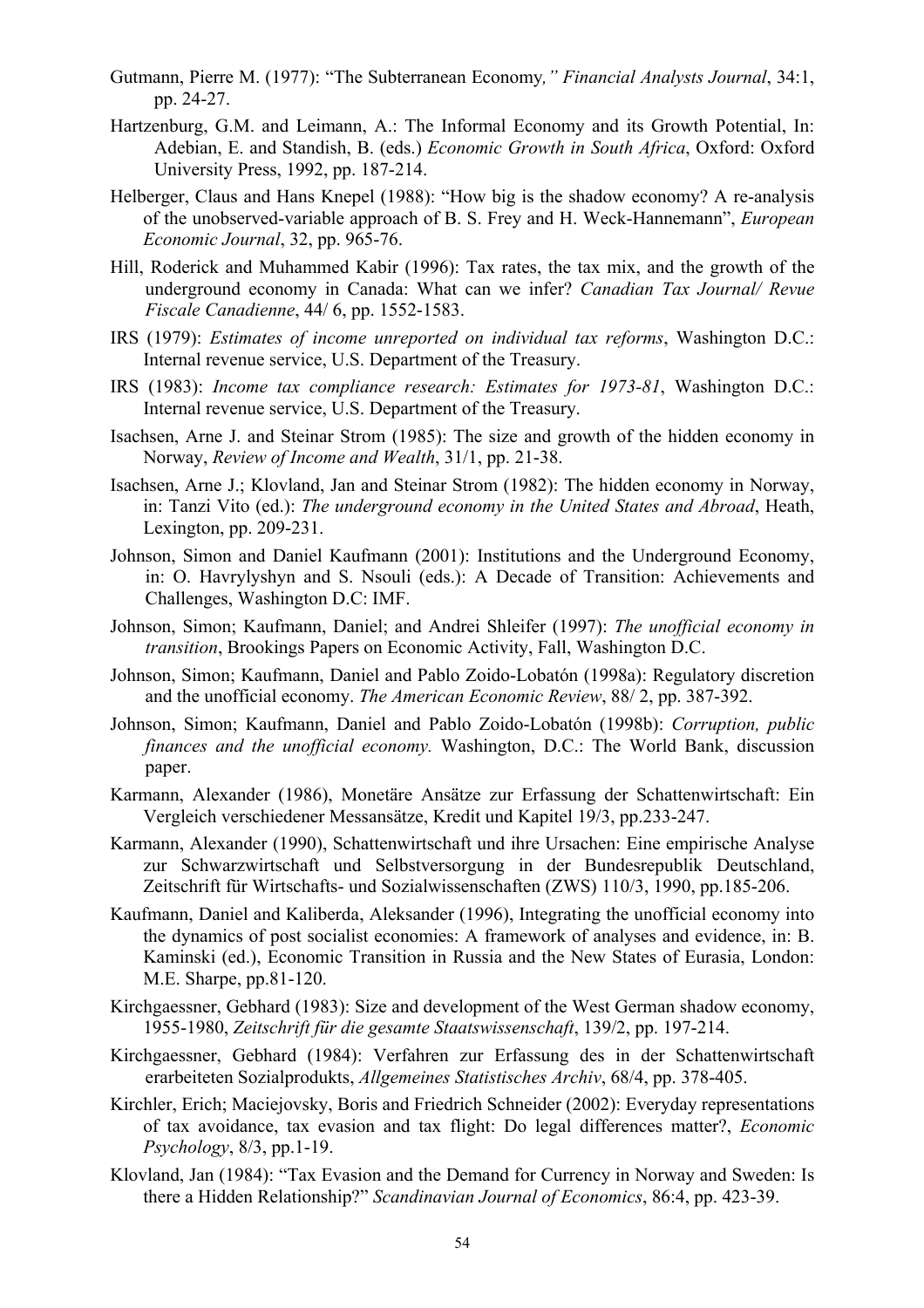Gutmann, Pierre M. (1977): "The Subterranean Economy*," Financial Analysts Journal*, 34:1, pp. 24-27.

Hartzenburg, G.M. and Leimann, A.: The Informal Economy and its Growth Potential, In: Adebian, E. and Standish, B. (eds.) *Economic Growth in South Africa*, Oxford: Oxford University Press, 1992, pp. 187-214.

Helberger, Claus and Hans Knepel (1988): "How big is the shadow economy? A re-analysis of the unobserved-variable approach of B. S. Frey and H. Weck-Hannemann", *European Economic Journal*, 32, pp. 965-76.

Hill, Roderick and Muhammed Kabir (1996): Tax rates, the tax mix, and the growth of the underground economy in Canada: What can we infer? *Canadian Tax Journal/ Revue Fiscale Canadienne*, 44/ 6, pp. 1552-1583.

IRS (1979): *Estimates of income unreported on individual tax reforms*, Washington D.C.: Internal revenue service, U.S. Department of the Treasury.

IRS (1983): *Income tax compliance research: Estimates for 1973-81*, Washington D.C.: Internal revenue service, U.S. Department of the Treasury.

Isachsen, Arne J. and Steinar Strom (1985): The size and growth of the hidden economy in Norway, *Review of Income and Wealth*, 31/1, pp. 21-38.

Isachsen, Arne J.; Klovland, Jan and Steinar Strom (1982): The hidden economy in Norway, in: Tanzi Vito (ed.): *The underground economy in the United States and Abroad*, Heath, Lexington, pp. 209-231.

Johnson, Simon and Daniel Kaufmann (2001): Institutions and the Underground Economy, in: O. Havrylyshyn and S. Nsouli (eds.): A Decade of Transition: Achievements and Challenges, Washington D.C: IMF.

Johnson, Simon; Kaufmann, Daniel; and Andrei Shleifer (1997): *The unofficial economy in transition*, Brookings Papers on Economic Activity, Fall, Washington D.C.

Johnson, Simon; Kaufmann, Daniel and Pablo Zoido-Lobatón (1998a): Regulatory discretion and the unofficial economy. *The American Economic Review*, 88/ 2, pp. 387-392.

Johnson, Simon; Kaufmann, Daniel and Pablo Zoido-Lobatón (1998b): *Corruption, public finances and the unofficial economy.* Washington, D.C.: The World Bank, discussion paper.

Karmann, Alexander (1986), Monetäre Ansätze zur Erfassung der Schattenwirtschaft: Ein Vergleich verschiedener Messansätze, Kredit und Kapitel 19/3, pp.233-247.

Karmann, Alexander (1990), Schattenwirtschaft und ihre Ursachen: Eine empirische Analyse zur Schwarzwirtschaft und Selbstversorgung in der Bundesrepublik Deutschland, Zeitschrift für Wirtschafts- und Sozialwissenschaften (ZWS) 110/3, 1990, pp.185-206.

Kaufmann, Daniel and Kaliberda, Aleksander (1996), Integrating the unofficial economy into the dynamics of post socialist economies: A framework of analyses and evidence, in: B. Kaminski (ed.), Economic Transition in Russia and the New States of Eurasia, London: M.E. Sharpe, pp.81-120.

Kirchgaessner, Gebhard (1983): Size and development of the West German shadow economy, 1955-1980, *Zeitschrift für die gesamte Staatswissenschaft*, 139/2, pp. 197-214.

Kirchgaessner, Gebhard (1984): Verfahren zur Erfassung des in der Schattenwirtschaft erarbeiteten Sozialprodukts, *Allgemeines Statistisches Archiv*, 68/4, pp. 378-405.

Kirchler, Erich; Maciejovsky, Boris and Friedrich Schneider (2002): Everyday representations of tax avoidance, tax evasion and tax flight: Do legal differences matter?, *Economic Psychology*, 8/3, pp.1-19.

Klovland, Jan (1984): "Tax Evasion and the Demand for Currency in Norway and Sweden: Is there a Hidden Relationship?" *Scandinavian Journal of Economics*, 86:4, pp. 423-39.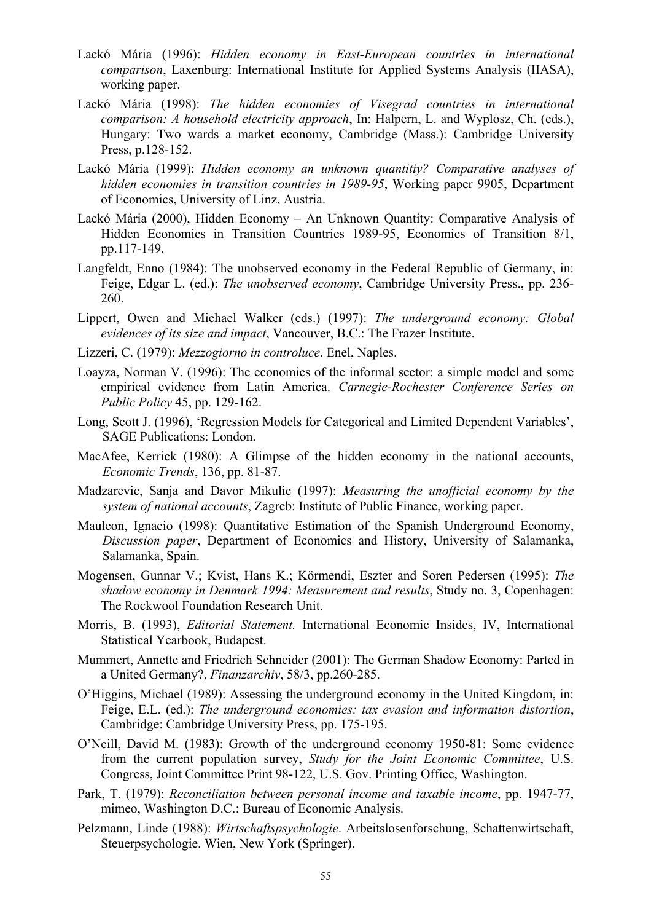Lackó Mária (1996): *Hidden economy in East-European countries in international comparison*, Laxenburg: International Institute for Applied Systems Analysis (IIASA), working paper.

Lackó Mária (1998): *The hidden economies of Visegrad countries in international comparison: A household electricity approach*, In: Halpern, L. and Wyplosz, Ch. (eds.), Hungary: Two wards a market economy, Cambridge (Mass.): Cambridge University Press, p.128-152.

Lackó Mária (1999): *Hidden economy an unknown quantitiy? Comparative analyses of hidden economies in transition countries in 1989-95*, Working paper 9905, Department of Economics, University of Linz, Austria.

Lackó Mária (2000), Hidden Economy – An Unknown Quantity: Comparative Analysis of Hidden Economics in Transition Countries 1989-95, Economics of Transition 8/1, pp.117-149.

Langfeldt, Enno (1984): The unobserved economy in the Federal Republic of Germany, in: Feige, Edgar L. (ed.): *The unobserved economy*, Cambridge University Press., pp. 236-260.

Lippert, Owen and Michael Walker (eds.) (1997): *The underground economy: Global evidences of its size and impact*, Vancouver, B.C.: The Frazer Institute.

Lizzeri, C. (1979): *Mezzogiorno in controluce*. Enel, Naples.

Loayza, Norman V. (1996): The economics of the informal sector: a simple model and some empirical evidence from Latin America. *Carnegie-Rochester Conference Series on Public Policy* 45, pp. 129-162.

Long, Scott J. (1996), 'Regression Models for Categorical and Limited Dependent Variables', SAGE Publications: London.

MacAfee, Kerrick (1980): A Glimpse of the hidden economy in the national accounts, *Economic Trends*, 136, pp. 81-87.

Madzarevic, Sanja and Davor Mikulic (1997): *Measuring the unofficial economy by the system of national accounts*, Zagreb: Institute of Public Finance, working paper.

Mauleon, Ignacio (1998): Quantitative Estimation of the Spanish Underground Economy, *Discussion paper*, Department of Economics and History, University of Salamanka, Salamanka, Spain.

Mogensen, Gunnar V.; Kvist, Hans K.; Körmendi, Eszter and Soren Pedersen (1995): *The shadow economy in Denmark 1994: Measurement and results*, Study no. 3, Copenhagen: The Rockwool Foundation Research Unit.

Morris, B. (1993), *Editorial Statement.* International Economic Insides, IV, International Statistical Yearbook, Budapest.

Mummert, Annette and Friedrich Schneider (2001): The German Shadow Economy: Parted in a United Germany?, *Finanzarchiv*, 58/3, pp.260-285.

O'Higgins, Michael (1989): Assessing the underground economy in the United Kingdom, in: Feige, E.L. (ed.): *The underground economies: tax evasion and information distortion*, Cambridge: Cambridge University Press, pp. 175-195.

O'Neill, David M. (1983): Growth of the underground economy 1950-81: Some evidence from the current population survey, *Study for the Joint Economic Committee*, U.S. Congress, Joint Committee Print 98-122, U.S. Gov. Printing Office, Washington.

Park, T. (1979): *Reconciliation between personal income and taxable income*, pp. 1947-77, mimeo, Washington D.C.: Bureau of Economic Analysis.

Pelzmann, Linde (1988): *Wirtschaftspsychologie*. Arbeitslosenforschung, Schattenwirtschaft, Steuerpsychologie. Wien, New York (Springer).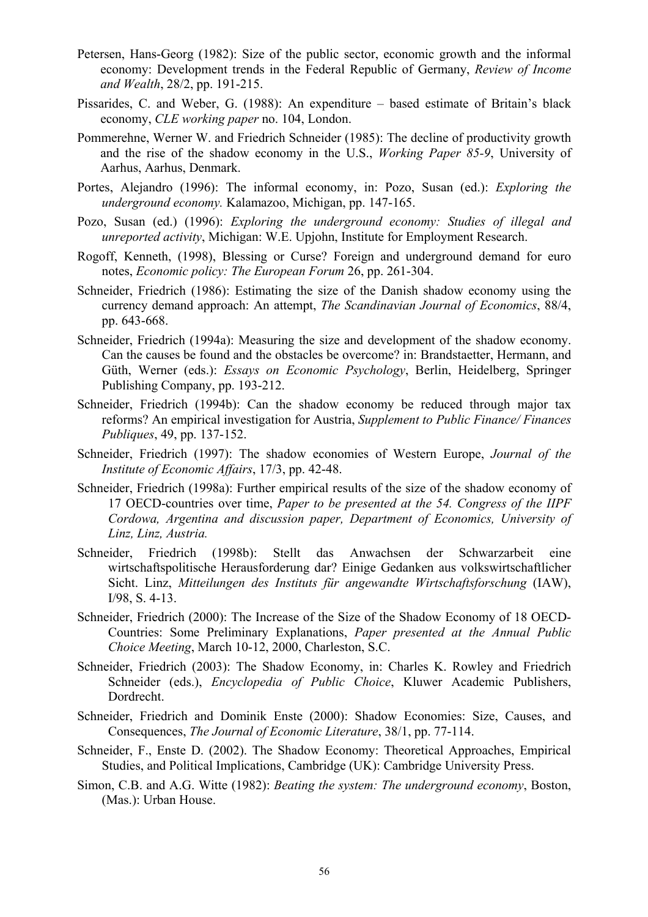Petersen, Hans-Georg (1982): Size of the public sector, economic growth and the informal economy: Development trends in the Federal Republic of Germany, *Review of Income and Wealth*, 28/2, pp. 191-215.

Pissarides, C. and Weber, G. (1988): An expenditure – based estimate of Britain's black economy, *CLE working paper* no. 104, London.

Pommerehne, Werner W. and Friedrich Schneider (1985): The decline of productivity growth and the rise of the shadow economy in the U.S., *Working Paper 85-9*, University of Aarhus, Aarhus, Denmark.

Portes, Alejandro (1996): The informal economy, in: Pozo, Susan (ed.): *Exploring the underground economy.* Kalamazoo, Michigan, pp. 147-165.

Pozo, Susan (ed.) (1996): *Exploring the underground economy: Studies of illegal and unreported activity*, Michigan: W.E. Upjohn, Institute for Employment Research.

Rogoff, Kenneth, (1998), Blessing or Curse? Foreign and underground demand for euro notes, *Economic policy: The European Forum* 26, pp. 261-304.

Schneider, Friedrich (1986): Estimating the size of the Danish shadow economy using the currency demand approach: An attempt, *The Scandinavian Journal of Economics*, 88/4, pp. 643-668.

Schneider, Friedrich (1994a): Measuring the size and development of the shadow economy. Can the causes be found and the obstacles be overcome? in: Brandstaetter, Hermann, and Güth, Werner (eds.): *Essays on Economic Psychology*, Berlin, Heidelberg, Springer Publishing Company, pp. 193-212.

Schneider, Friedrich (1994b): Can the shadow economy be reduced through major tax reforms? An empirical investigation for Austria, *Supplement to Public Finance/ Finances Publiques*, 49, pp. 137-152.

Schneider, Friedrich (1997): The shadow economies of Western Europe, *Journal of the Institute of Economic Affairs*, 17/3, pp. 42-48.

Schneider, Friedrich (1998a): Further empirical results of the size of the shadow economy of 17 OECD-countries over time, *Paper to be presented at the 54. Congress of the IIPF Cordowa, Argentina and discussion paper, Department of Economics, University of Linz, Linz, Austria.*

Schneider, Friedrich (1998b): Stellt das Anwachsen der Schwarzarbeit eine wirtschaftspolitische Herausforderung dar? Einige Gedanken aus volkswirtschaftlicher Sicht. Linz, *Mitteilungen des Instituts für angewandte Wirtschaftsforschung* (IAW), I/98, S. 4-13.

Schneider, Friedrich (2000): The Increase of the Size of the Shadow Economy of 18 OECD-Countries: Some Preliminary Explanations, *Paper presented at the Annual Public Choice Meeting*, March 10-12, 2000, Charleston, S.C.

Schneider, Friedrich (2003): The Shadow Economy, in: Charles K. Rowley and Friedrich Schneider (eds.), *Encyclopedia of Public Choice*, Kluwer Academic Publishers, Dordrecht.

Schneider, Friedrich and Dominik Enste (2000): Shadow Economies: Size, Causes, and Consequences, *The Journal of Economic Literature*, 38/1, pp. 77-114.

Schneider, F., Enste D. (2002). The Shadow Economy: Theoretical Approaches, Empirical Studies, and Political Implications, Cambridge (UK): Cambridge University Press.

Simon, C.B. and A.G. Witte (1982): *Beating the system: The underground economy*, Boston, (Mas.): Urban House.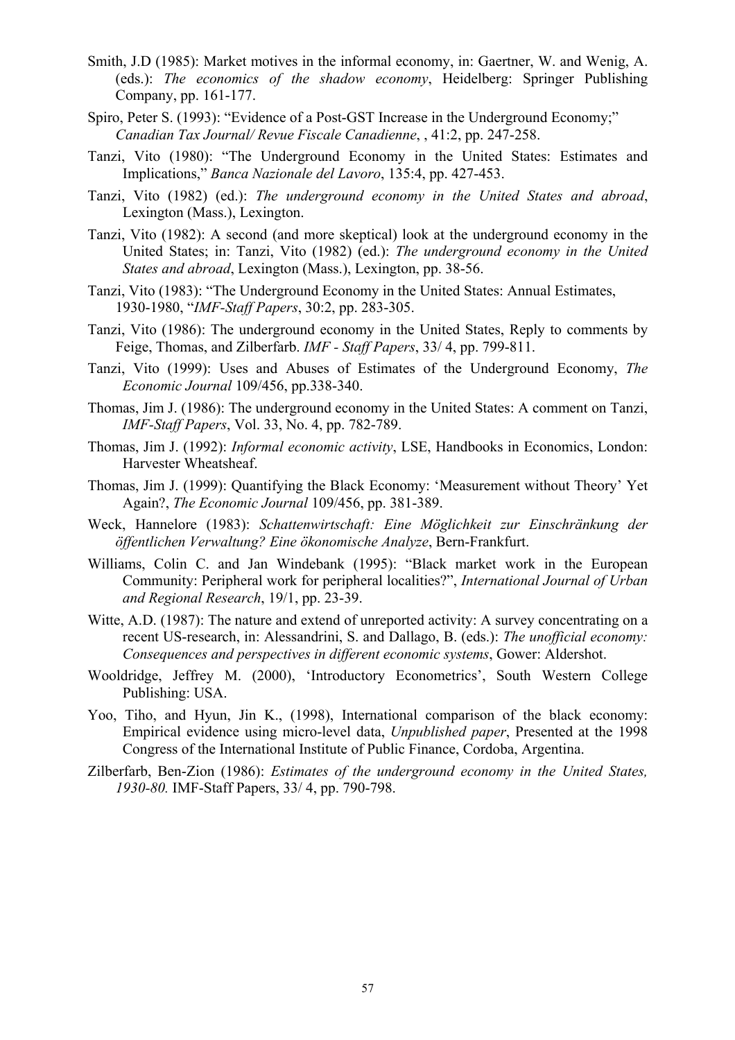Smith, J.D (1985): Market motives in the informal economy, in: Gaertner, W. and Wenig, A. (eds.): *The economics of the shadow economy*, Heidelberg: Springer Publishing Company, pp. 161-177.

Spiro, Peter S. (1993): "Evidence of a Post-GST Increase in the Underground Economy;" *Canadian Tax Journal/ Revue Fiscale Canadienne*, , 41:2, pp. 247-258.

Tanzi, Vito (1980): "The Underground Economy in the United States: Estimates and Implications," *Banca Nazionale del Lavoro*, 135:4, pp. 427-453.

Tanzi, Vito (1982) (ed.): *The underground economy in the United States and abroad*, Lexington (Mass.), Lexington.

Tanzi, Vito (1982): A second (and more skeptical) look at the underground economy in the United States; in: Tanzi, Vito (1982) (ed.): *The underground economy in the United States and abroad*, Lexington (Mass.), Lexington, pp. 38-56.

Tanzi, Vito (1983): "The Underground Economy in the United States: Annual Estimates, 1930-1980, "*IMF-Staff Papers*, 30:2, pp. 283-305.

Tanzi, Vito (1986): The underground economy in the United States, Reply to comments by Feige, Thomas, and Zilberfarb. *IMF - Staff Papers*, 33/ 4, pp. 799-811.

Tanzi, Vito (1999): Uses and Abuses of Estimates of the Underground Economy, *The Economic Journal* 109/456, pp.338-340.

Thomas, Jim J. (1986): The underground economy in the United States: A comment on Tanzi, *IMF-Staff Papers*, Vol. 33, No. 4, pp. 782-789.

Thomas, Jim J. (1992): *Informal economic activity*, LSE, Handbooks in Economics, London: Harvester Wheatsheaf.

Thomas, Jim J. (1999): Quantifying the Black Economy: 'Measurement without Theory' Yet Again?, *The Economic Journal* 109/456, pp. 381-389.

Weck, Hannelore (1983): *Schattenwirtschaft: Eine Möglichkeit zur Einschränkung der öffentlichen Verwaltung? Eine ökonomische Analyze*, Bern-Frankfurt.

Williams, Colin C. and Jan Windebank (1995): "Black market work in the European Community: Peripheral work for peripheral localities?", *International Journal of Urban and Regional Research*, 19/1, pp. 23-39.

Witte, A.D. (1987): The nature and extend of unreported activity: A survey concentrating on a recent US-research, in: Alessandrini, S. and Dallago, B. (eds.): *The unofficial economy: Consequences and perspectives in different economic systems*, Gower: Aldershot.

Wooldridge, Jeffrey M. (2000), 'Introductory Econometrics', South Western College Publishing: USA.

Yoo, Tiho, and Hyun, Jin K., (1998), International comparison of the black economy: Empirical evidence using micro-level data, *Unpublished paper*, Presented at the 1998 Congress of the International Institute of Public Finance, Cordoba, Argentina.

Zilberfarb, Ben-Zion (1986): *Estimates of the underground economy in the United States, 1930-80.* IMF-Staff Papers, 33/ 4, pp. 790-798.